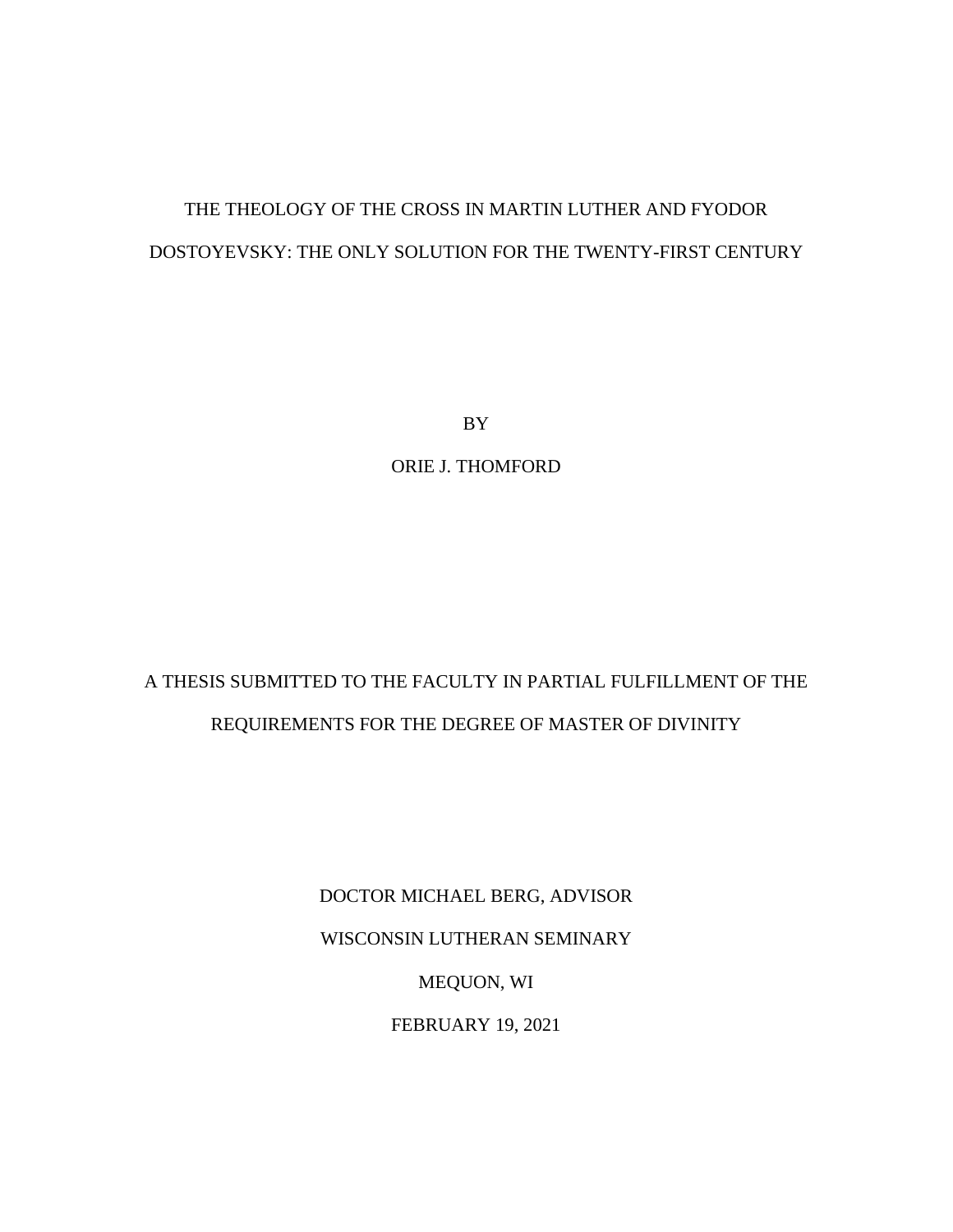# THE THEOLOGY OF THE CROSS IN MARTIN LUTHER AND FYODOR DOSTOYEVSKY: THE ONLY SOLUTION FOR THE TWENTY-FIRST CENTURY

BY

ORIE J. THOMFORD

A THESIS SUBMITTED TO THE FACULTY IN PARTIAL FULFILLMENT OF THE REQUIREMENTS FOR THE DEGREE OF MASTER OF DIVINITY

DOCTOR MICHAEL BERG, ADVISOR

WISCONSIN LUTHERAN SEMINARY

MEQUON, WI

FEBRUARY 19, 2021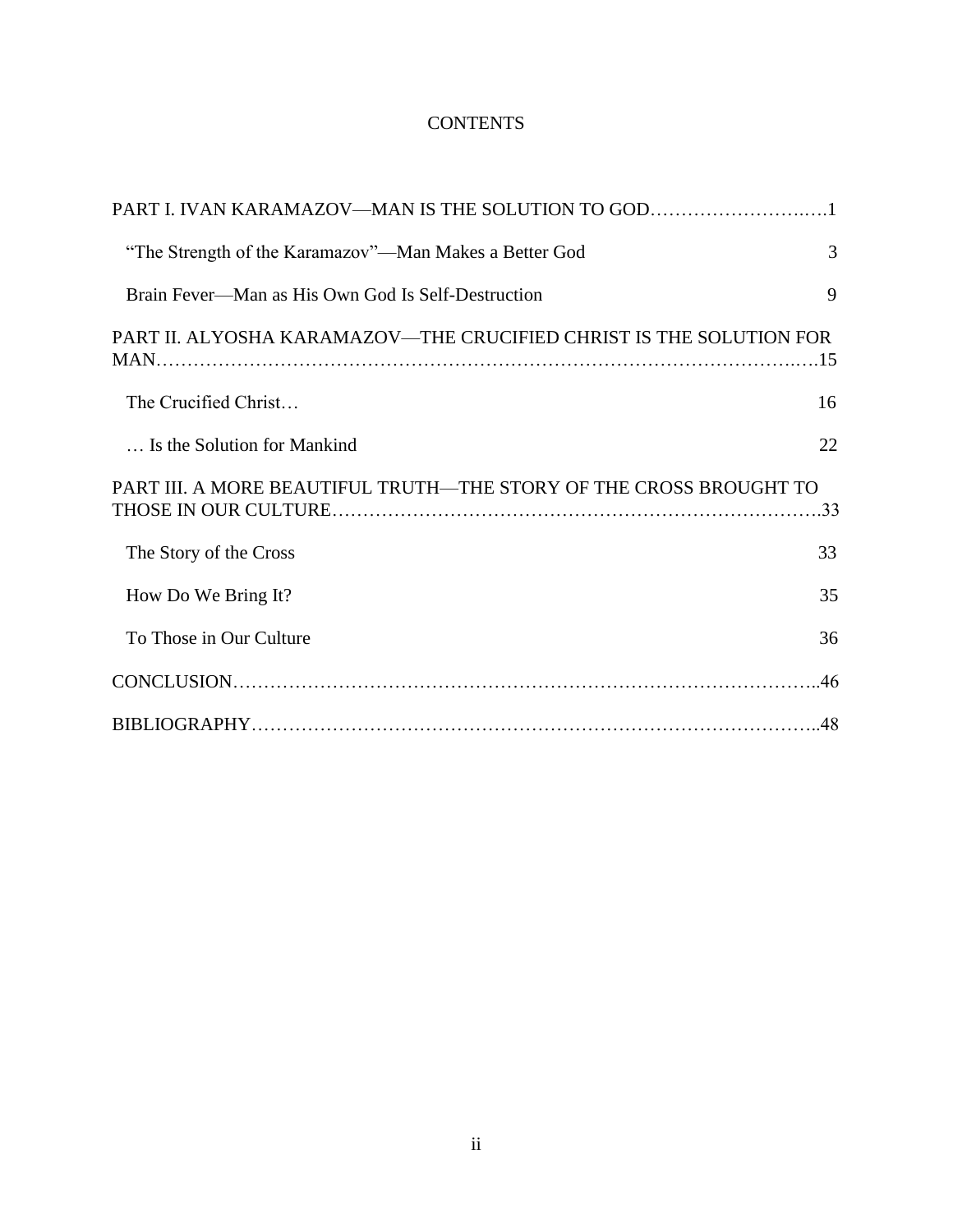# CONTENTS

PART I. IVAN KARAMAZOV—MAN IS THE SOLUTION TO GOD……………………….….1

- "The Strength of the Karamazov"—Man Makes a Better God 3
- Brain Fever—Man as His Own God Is Self-Destruction 9

PART II. ALYOSHA KARAMAZOV—THE CRUCIFIED CHRIST IS THE SOLUTION FOR MAN………………………………………………………………………………………..….15

- The Crucified Christ… 16
- … Is the Solution for Mankind 22

PART III. A MORE BEAUTIFUL TRUTH—THE STORY OF THE CROSS BROUGHT TO THOSE IN OUR CULTURE……………………………………………………………………….33

- The Story of the Cross 33
- How Do We Bring It? 35
- To Those in Our Culture 36

CONCLUSION………………………………………………………………………………..46

BIBLIOGRAPHY……………………………………………………………………………..48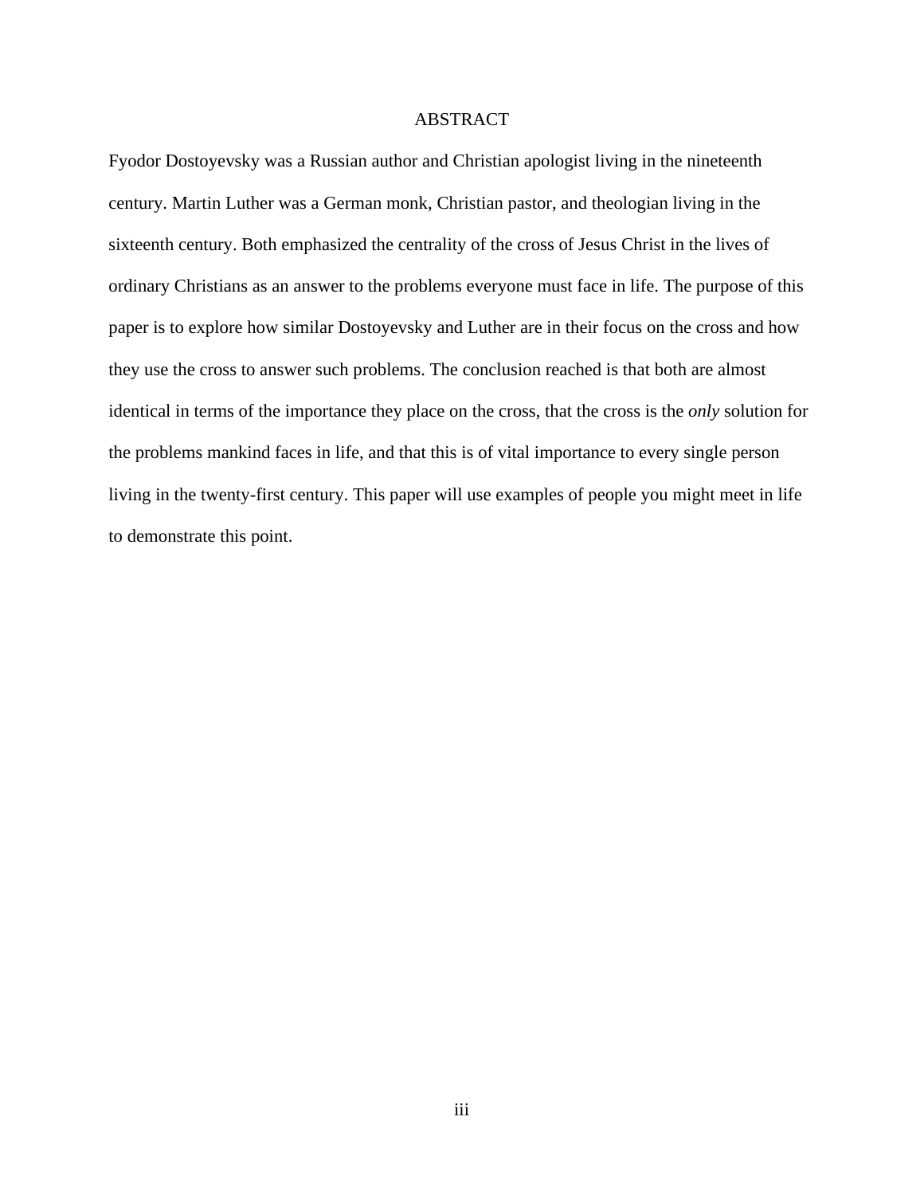# ABSTRACT

Fyodor Dostoyevsky was a Russian author and Christian apologist living in the nineteenth century. Martin Luther was a German monk, Christian pastor, and theologian living in the sixteenth century. Both emphasized the centrality of the cross of Jesus Christ in the lives of ordinary Christians as an answer to the problems everyone must face in life. The purpose of this paper is to explore how similar Dostoyevsky and Luther are in their focus on the cross and how they use the cross to answer such problems. The conclusion reached is that both are almost identical in terms of the importance they place on the cross, that the cross is the *only* solution for the problems mankind faces in life, and that this is of vital importance to every single person living in the twenty-first century. This paper will use examples of people you might meet in life to demonstrate this point.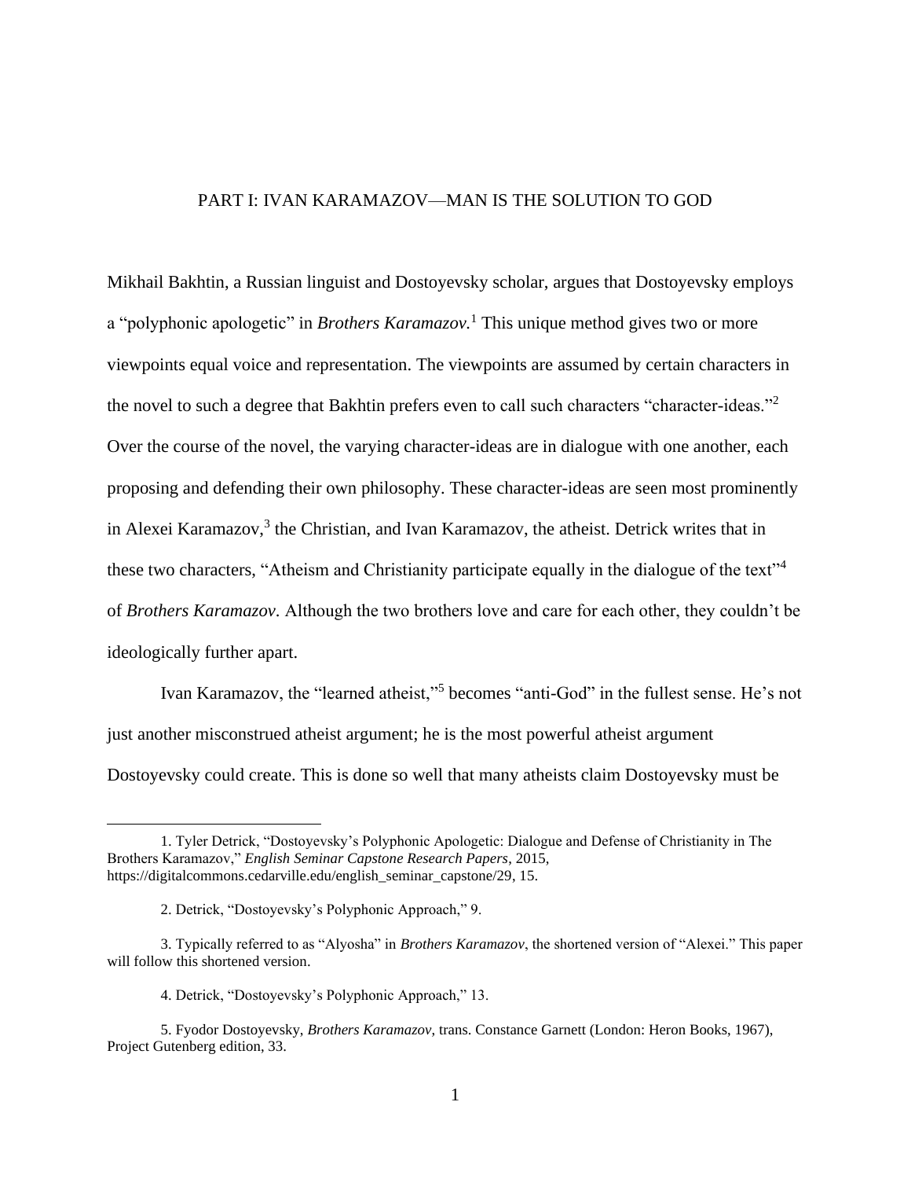## PART I: IVAN KARAMAZOV—MAN IS THE SOLUTION TO GOD

Mikhail Bakhtin, a Russian linguist and Dostoyevsky scholar, argues that Dostoyevsky employs a "polyphonic apologetic" in *Brothers Karamazov.*[1] This unique method gives two or more viewpoints equal voice and representation. The viewpoints are assumed by certain characters in the novel to such a degree that Bakhtin prefers even to call such characters "character-ideas."[2] Over the course of the novel, the varying character-ideas are in dialogue with one another, each proposing and defending their own philosophy. These character-ideas are seen most prominently in Alexei Karamazov,[3] the Christian, and Ivan Karamazov, the atheist. Detrick writes that in these two characters, "Atheism and Christianity participate equally in the dialogue of the text"[4] of *Brothers Karamazov.* Although the two brothers love and care for each other, they couldn't be ideologically further apart.

Ivan Karamazov, the "learned atheist,"[5] becomes "anti-God" in the fullest sense. He's not just another misconstrued atheist argument; he is the most powerful atheist argument Dostoyevsky could create. This is done so well that many atheists claim Dostoyevsky must be

---

1. Tyler Detrick, "Dostoyevsky's Polyphonic Apologetic: Dialogue and Defense of Christianity in The Brothers Karamazov," *English Seminar Capstone Research Papers*, 2015, https://digitalcommons.cedarville.edu/english_seminar_capstone/29, 15.

2. Detrick, "Dostoyevsky's Polyphonic Approach," 9.

3. Typically referred to as "Alyosha" in *Brothers Karamazov*, the shortened version of "Alexei." This paper will follow this shortened version.

4. Detrick, "Dostoyevsky's Polyphonic Approach," 13.

5. Fyodor Dostoyevsky, *Brothers Karamazov*, trans. Constance Garnett (London: Heron Books, 1967), Project Gutenberg edition, 33.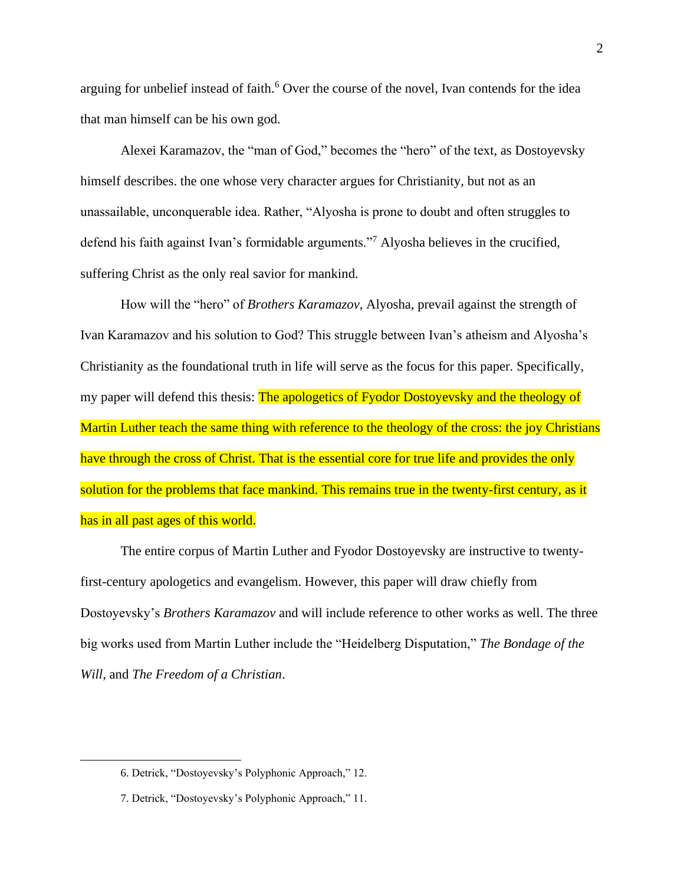arguing for unbelief instead of faith.[6] Over the course of the novel, Ivan contends for the idea that man himself can be his own god.

Alexei Karamazov, the "man of God," becomes the "hero" of the text, as Dostoyevsky himself describes. the one whose very character argues for Christianity, but not as an unassailable, unconquerable idea. Rather, "Alyosha is prone to doubt and often struggles to defend his faith against Ivan's formidable arguments."[7] Alyosha believes in the crucified, suffering Christ as the only real savior for mankind.

How will the "hero" of *Brothers Karamazov*, Alyosha, prevail against the strength of Ivan Karamazov and his solution to God? This struggle between Ivan's atheism and Alyosha's Christianity as the foundational truth in life will serve as the focus for this paper. Specifically, my paper will defend this thesis: The apologetics of Fyodor Dostoyevsky and the theology of Martin Luther teach the same thing with reference to the theology of the cross: the joy Christians have through the cross of Christ. That is the essential core for true life and provides the only solution for the problems that face mankind. This remains true in the twenty-first century, as it has in all past ages of this world.

The entire corpus of Martin Luther and Fyodor Dostoyevsky are instructive to twenty-first-century apologetics and evangelism. However, this paper will draw chiefly from Dostoyevsky's *Brothers Karamazov* and will include reference to other works as well. The three big works used from Martin Luther include the "Heidelberg Disputation," *The Bondage of the Will*, and *The Freedom of a Christian*.

---

6. Detrick, "Dostoyevsky's Polyphonic Approach," 12.

7. Detrick, "Dostoyevsky's Polyphonic Approach," 11.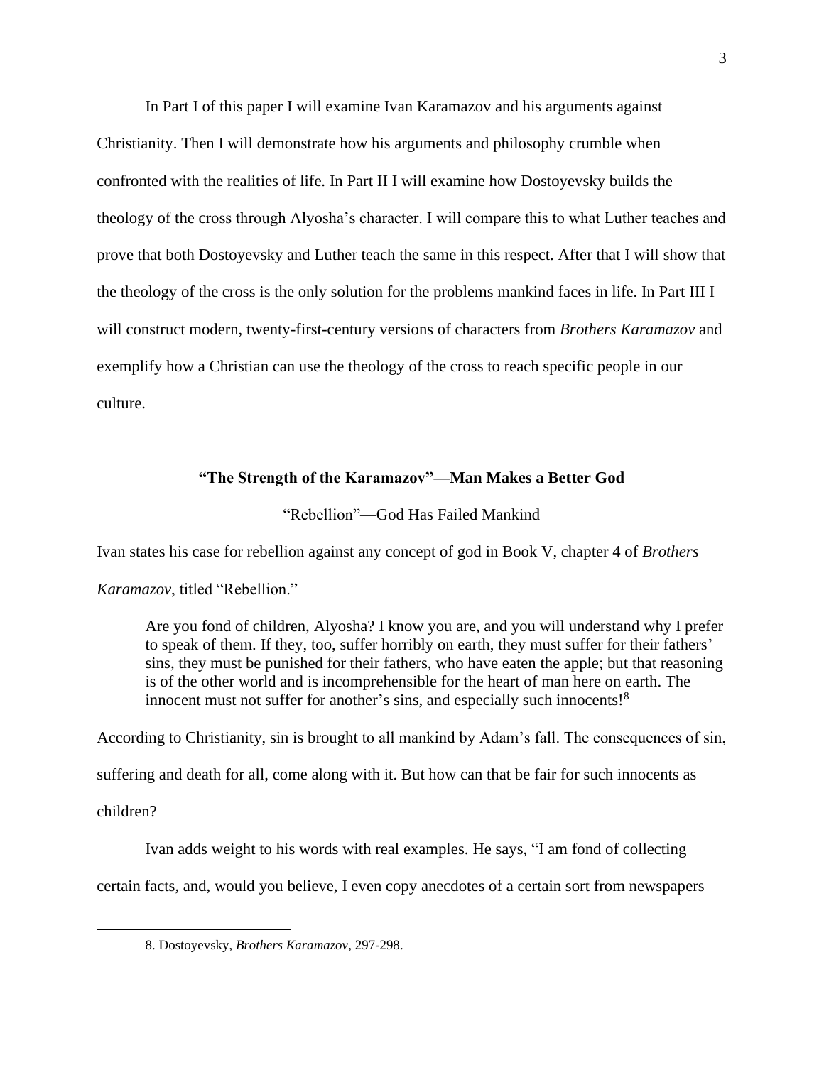In Part I of this paper I will examine Ivan Karamazov and his arguments against Christianity. Then I will demonstrate how his arguments and philosophy crumble when confronted with the realities of life. In Part II I will examine how Dostoyevsky builds the theology of the cross through Alyosha's character. I will compare this to what Luther teaches and prove that both Dostoyevsky and Luther teach the same in this respect. After that I will show that the theology of the cross is the only solution for the problems mankind faces in life. In Part III I will construct modern, twenty-first-century versions of characters from *Brothers Karamazov* and exemplify how a Christian can use the theology of the cross to reach specific people in our culture.

## "The Strength of the Karamazov"—Man Makes a Better God

### "Rebellion"—God Has Failed Mankind

Ivan states his case for rebellion against any concept of god in Book V, chapter 4 of *Brothers Karamazov*, titled "Rebellion."

> Are you fond of children, Alyosha? I know you are, and you will understand why I prefer to speak of them. If they, too, suffer horribly on earth, they must suffer for their fathers' sins, they must be punished for their fathers, who have eaten the apple; but that reasoning is of the other world and is incomprehensible for the heart of man here on earth. The innocent must not suffer for another's sins, and especially such innocents![8]

According to Christianity, sin is brought to all mankind by Adam's fall. The consequences of sin, suffering and death for all, come along with it. But how can that be fair for such innocents as children?

Ivan adds weight to his words with real examples. He says, "I am fond of collecting certain facts, and, would you believe, I even copy anecdotes of a certain sort from newspapers

---

8. Dostoyevsky, *Brothers Karamazov*, 297-298.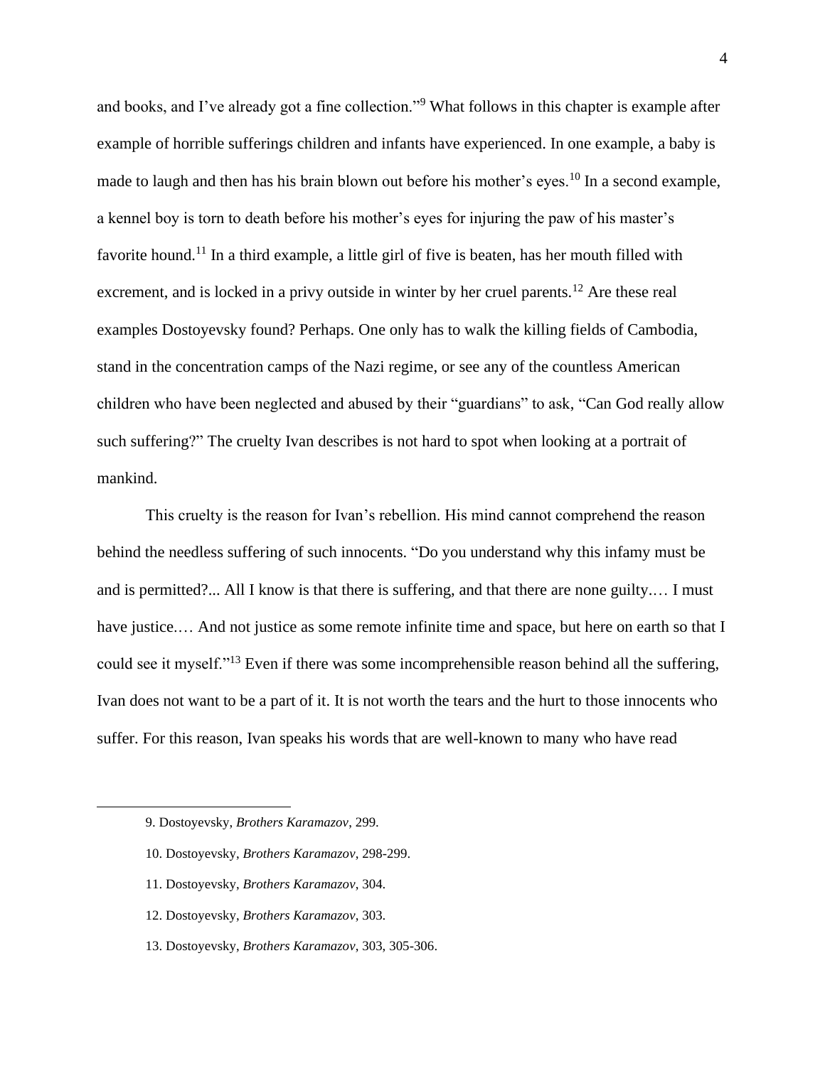and books, and I've already got a fine collection."[9] What follows in this chapter is example after example of horrible sufferings children and infants have experienced. In one example, a baby is made to laugh and then has his brain blown out before his mother's eyes.[10] In a second example, a kennel boy is torn to death before his mother's eyes for injuring the paw of his master's favorite hound.[11] In a third example, a little girl of five is beaten, has her mouth filled with excrement, and is locked in a privy outside in winter by her cruel parents.[12] Are these real examples Dostoyevsky found? Perhaps. One only has to walk the killing fields of Cambodia, stand in the concentration camps of the Nazi regime, or see any of the countless American children who have been neglected and abused by their "guardians" to ask, "Can God really allow such suffering?" The cruelty Ivan describes is not hard to spot when looking at a portrait of mankind.

This cruelty is the reason for Ivan's rebellion. His mind cannot comprehend the reason behind the needless suffering of such innocents. "Do you understand why this infamy must be and is permitted?... All I know is that there is suffering, and that there are none guilty.… I must have justice.… And not justice as some remote infinite time and space, but here on earth so that I could see it myself."[13] Even if there was some incomprehensible reason behind all the suffering, Ivan does not want to be a part of it. It is not worth the tears and the hurt to those innocents who suffer. For this reason, Ivan speaks his words that are well-known to many who have read

---

9. Dostoyevsky, *Brothers Karamazov*, 299.

10. Dostoyevsky, *Brothers Karamazov*, 298-299.

11. Dostoyevsky, *Brothers Karamazov*, 304.

12. Dostoyevsky, *Brothers Karamazov*, 303.

13. Dostoyevsky, *Brothers Karamazov*, 303, 305-306.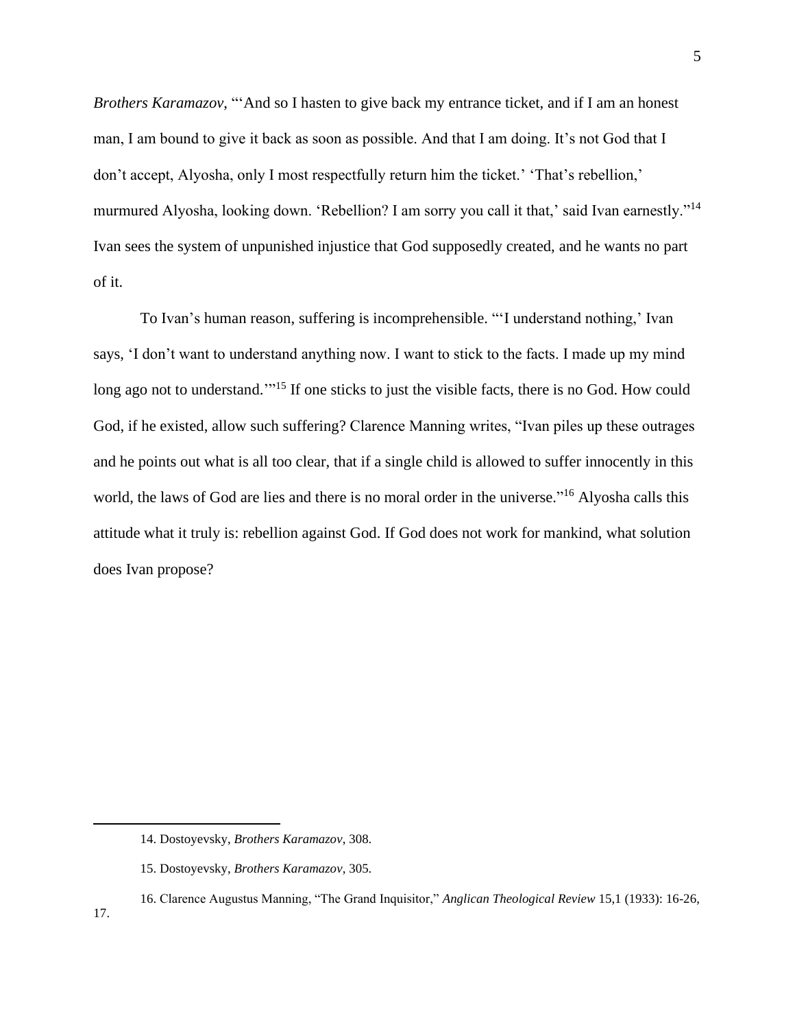*Brothers Karamazov*, "'And so I hasten to give back my entrance ticket, and if I am an honest man, I am bound to give it back as soon as possible. And that I am doing. It's not God that I don't accept, Alyosha, only I most respectfully return him the ticket.' 'That's rebellion,' murmured Alyosha, looking down. 'Rebellion? I am sorry you call it that,' said Ivan earnestly."[14] Ivan sees the system of unpunished injustice that God supposedly created, and he wants no part of it.

To Ivan's human reason, suffering is incomprehensible. "'I understand nothing,' Ivan says, 'I don't want to understand anything now. I want to stick to the facts. I made up my mind long ago not to understand.'"[15] If one sticks to just the visible facts, there is no God. How could God, if he existed, allow such suffering? Clarence Manning writes, "Ivan piles up these outrages and he points out what is all too clear, that if a single child is allowed to suffer innocently in this world, the laws of God are lies and there is no moral order in the universe."[16] Alyosha calls this attitude what it truly is: rebellion against God. If God does not work for mankind, what solution does Ivan propose?

---

14. Dostoyevsky, *Brothers Karamazov*, 308.

15. Dostoyevsky, *Brothers Karamazov*, 305.

16. Clarence Augustus Manning, "The Grand Inquisitor," *Anglican Theological Review* 15,1 (1933): 16-26, 17.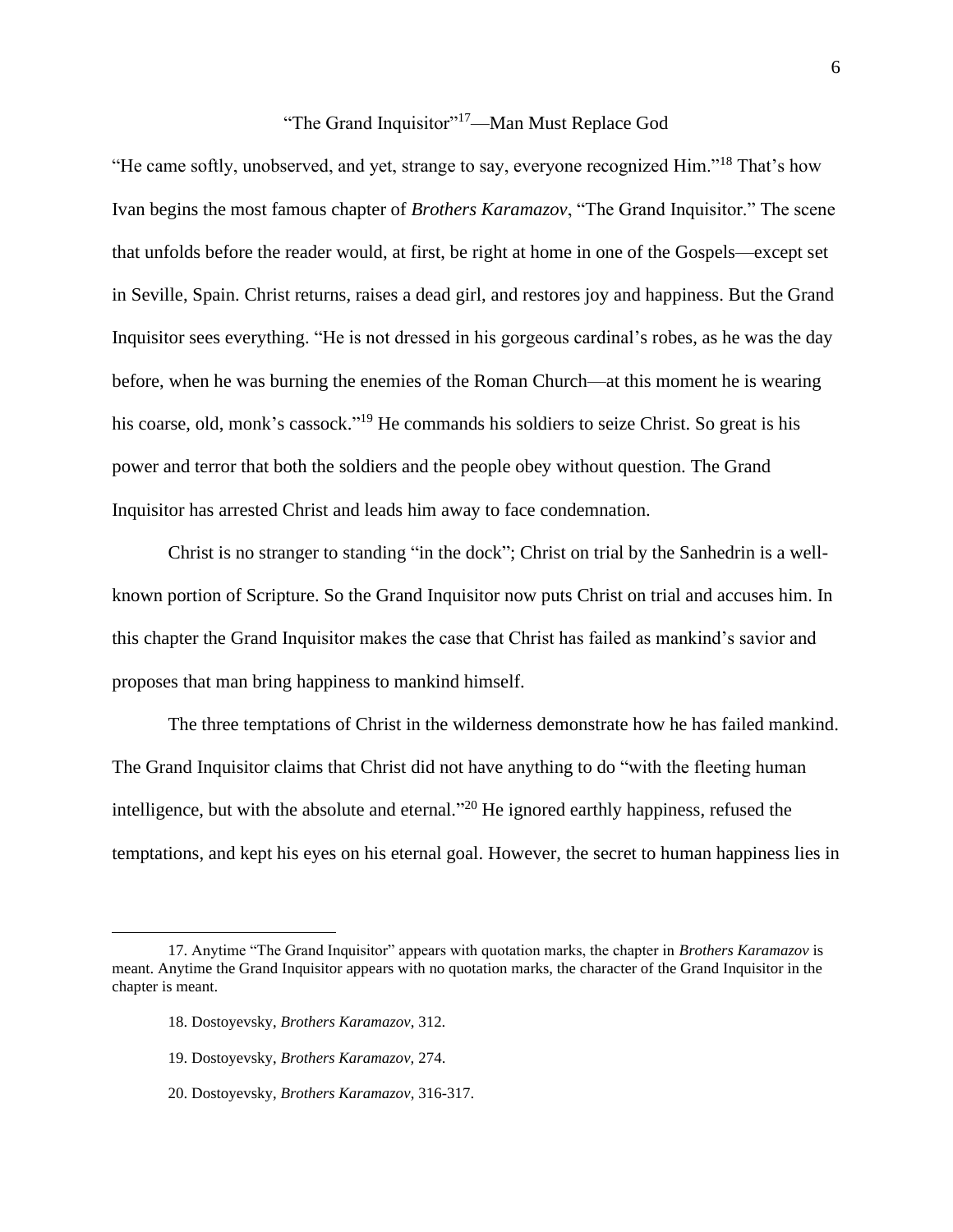## "The Grand Inquisitor"[17]—Man Must Replace God

"He came softly, unobserved, and yet, strange to say, everyone recognized Him."[18] That's how Ivan begins the most famous chapter of *Brothers Karamazov*, "The Grand Inquisitor." The scene that unfolds before the reader would, at first, be right at home in one of the Gospels—except set in Seville, Spain. Christ returns, raises a dead girl, and restores joy and happiness. But the Grand Inquisitor sees everything. "He is not dressed in his gorgeous cardinal's robes, as he was the day before, when he was burning the enemies of the Roman Church—at this moment he is wearing his coarse, old, monk's cassock."[19] He commands his soldiers to seize Christ. So great is his power and terror that both the soldiers and the people obey without question. The Grand Inquisitor has arrested Christ and leads him away to face condemnation.

Christ is no stranger to standing "in the dock"; Christ on trial by the Sanhedrin is a well-known portion of Scripture. So the Grand Inquisitor now puts Christ on trial and accuses him. In this chapter the Grand Inquisitor makes the case that Christ has failed as mankind's savior and proposes that man bring happiness to mankind himself.

The three temptations of Christ in the wilderness demonstrate how he has failed mankind. The Grand Inquisitor claims that Christ did not have anything to do "with the fleeting human intelligence, but with the absolute and eternal."[20] He ignored earthly happiness, refused the temptations, and kept his eyes on his eternal goal. However, the secret to human happiness lies in

---

17. Anytime "The Grand Inquisitor" appears with quotation marks, the chapter in *Brothers Karamazov* is meant. Anytime the Grand Inquisitor appears with no quotation marks, the character of the Grand Inquisitor in the chapter is meant.

18. Dostoyevsky, *Brothers Karamazov*, 312.

19. Dostoyevsky, *Brothers Karamazov,* 274.

20. Dostoyevsky, *Brothers Karamazov*, 316-317.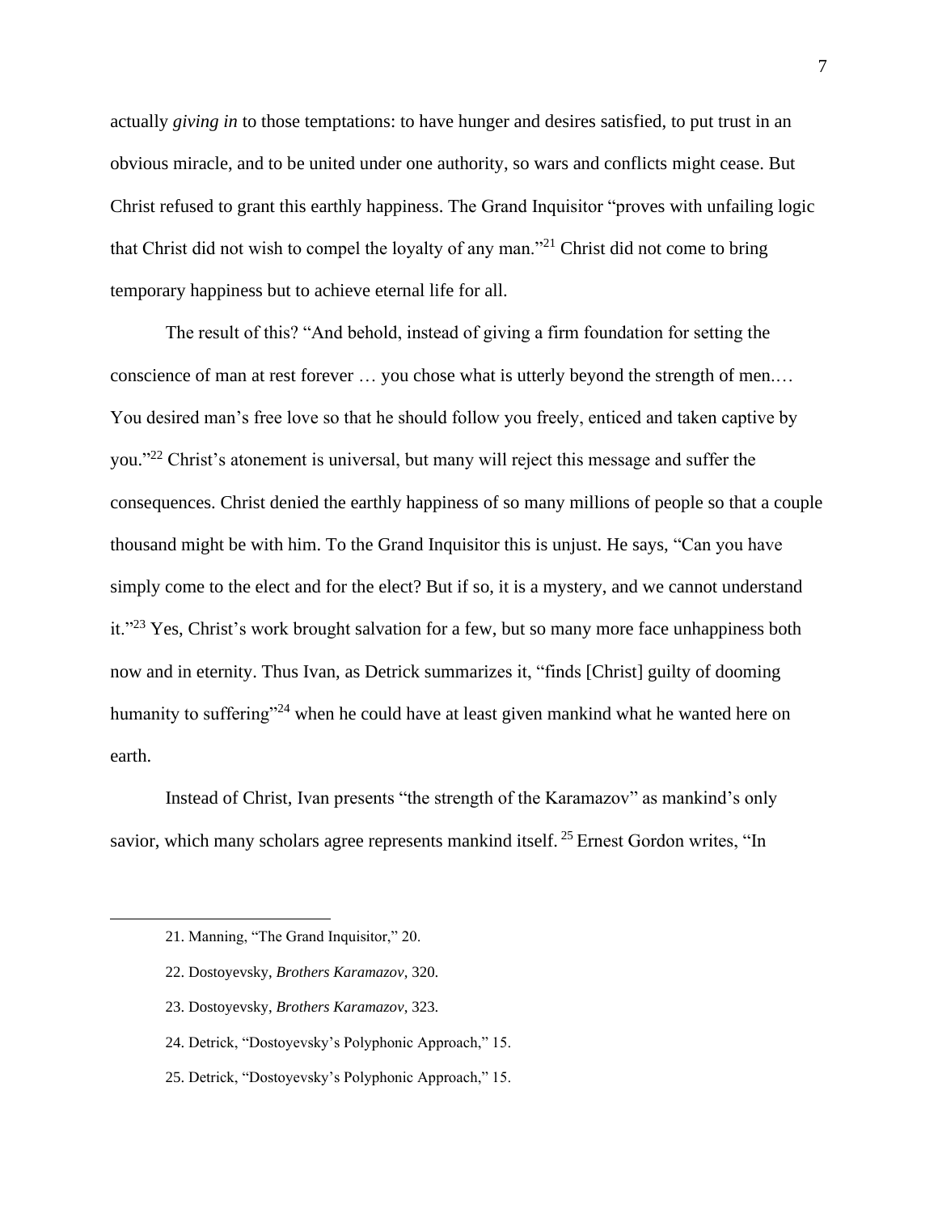actually *giving in* to those temptations: to have hunger and desires satisfied, to put trust in an obvious miracle, and to be united under one authority, so wars and conflicts might cease. But Christ refused to grant this earthly happiness. The Grand Inquisitor "proves with unfailing logic that Christ did not wish to compel the loyalty of any man."[21] Christ did not come to bring temporary happiness but to achieve eternal life for all.

The result of this? "And behold, instead of giving a firm foundation for setting the conscience of man at rest forever … you chose what is utterly beyond the strength of men.… You desired man's free love so that he should follow you freely, enticed and taken captive by you."[22] Christ's atonement is universal, but many will reject this message and suffer the consequences. Christ denied the earthly happiness of so many millions of people so that a couple thousand might be with him. To the Grand Inquisitor this is unjust. He says, "Can you have simply come to the elect and for the elect? But if so, it is a mystery, and we cannot understand it."[23] Yes, Christ's work brought salvation for a few, but so many more face unhappiness both now and in eternity. Thus Ivan, as Detrick summarizes it, "finds [Christ] guilty of dooming humanity to suffering"[24] when he could have at least given mankind what he wanted here on earth.

Instead of Christ, Ivan presents "the strength of the Karamazov" as mankind's only savior, which many scholars agree represents mankind itself.[25] Ernest Gordon writes, "In

---

21. Manning, "The Grand Inquisitor," 20.

22. Dostoyevsky, *Brothers Karamazov*, 320.

23. Dostoyevsky, *Brothers Karamazov*, 323.

24. Detrick, "Dostoyevsky's Polyphonic Approach," 15.

25. Detrick, "Dostoyevsky's Polyphonic Approach," 15.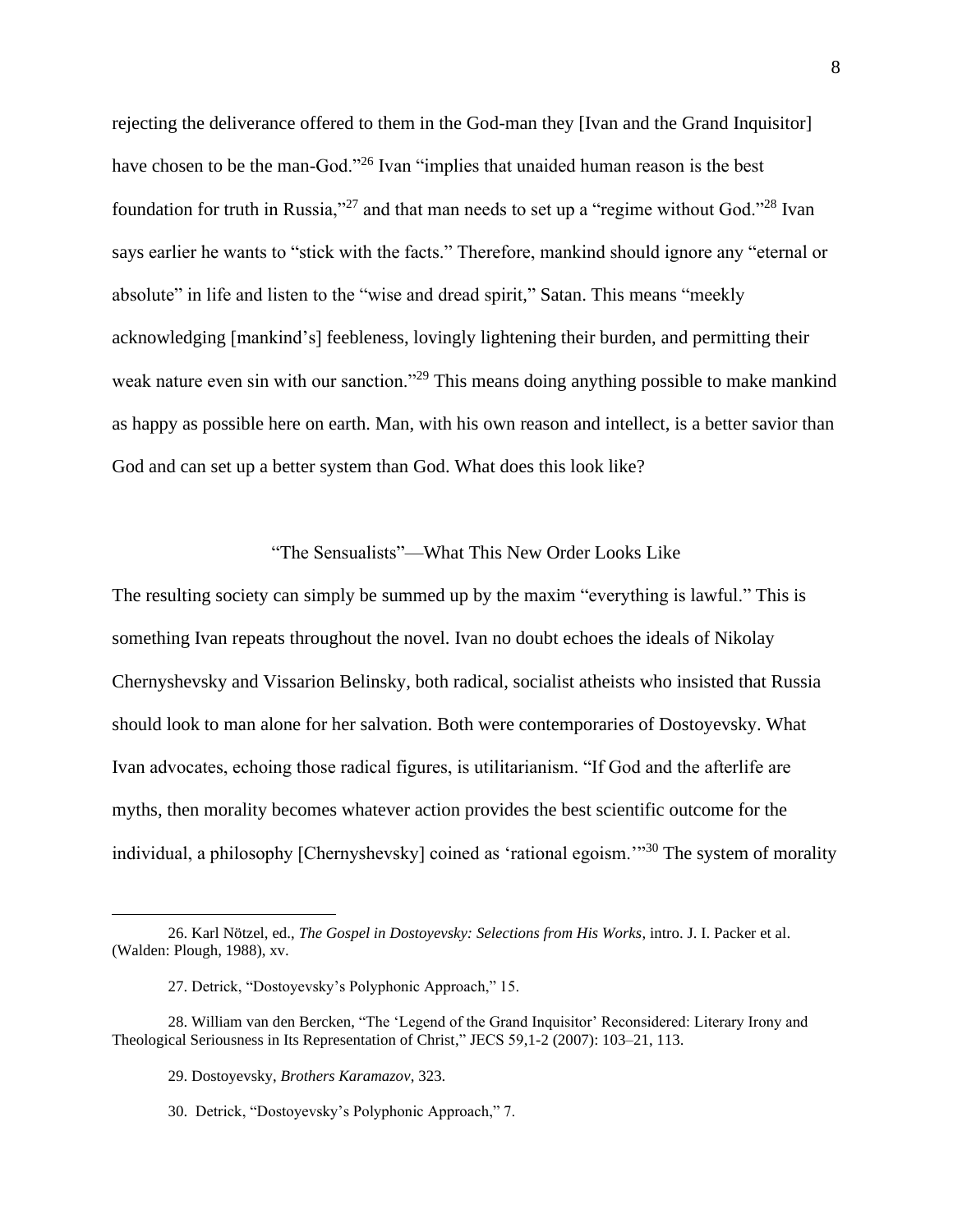rejecting the deliverance offered to them in the God-man they [Ivan and the Grand Inquisitor] have chosen to be the man-God."[26] Ivan "implies that unaided human reason is the best foundation for truth in Russia,"[27] and that man needs to set up a "regime without God."[28] Ivan says earlier he wants to "stick with the facts." Therefore, mankind should ignore any "eternal or absolute" in life and listen to the "wise and dread spirit," Satan. This means "meekly acknowledging [mankind's] feebleness, lovingly lightening their burden, and permitting their weak nature even sin with our sanction."[29] This means doing anything possible to make mankind as happy as possible here on earth. Man, with his own reason and intellect, is a better savior than God and can set up a better system than God. What does this look like?

## "The Sensualists"—What This New Order Looks Like

The resulting society can simply be summed up by the maxim "everything is lawful." This is something Ivan repeats throughout the novel. Ivan no doubt echoes the ideals of Nikolay Chernyshevsky and Vissarion Belinsky, both radical, socialist atheists who insisted that Russia should look to man alone for her salvation. Both were contemporaries of Dostoyevsky. What Ivan advocates, echoing those radical figures, is utilitarianism. "If God and the afterlife are myths, then morality becomes whatever action provides the best scientific outcome for the individual, a philosophy [Chernyshevsky] coined as 'rational egoism.'"[30] The system of morality

---

26. Karl Nötzel, ed., *The Gospel in Dostoyevsky: Selections from His Works*, intro. J. I. Packer et al. (Walden: Plough, 1988), xv.

27. Detrick, "Dostoyevsky's Polyphonic Approach," 15.

28. William van den Bercken, "The 'Legend of the Grand Inquisitor' Reconsidered: Literary Irony and Theological Seriousness in Its Representation of Christ," JECS 59,1-2 (2007): 103–21, 113.

29. Dostoyevsky, *Brothers Karamazov*, 323.

30. Detrick, "Dostoyevsky's Polyphonic Approach," 7.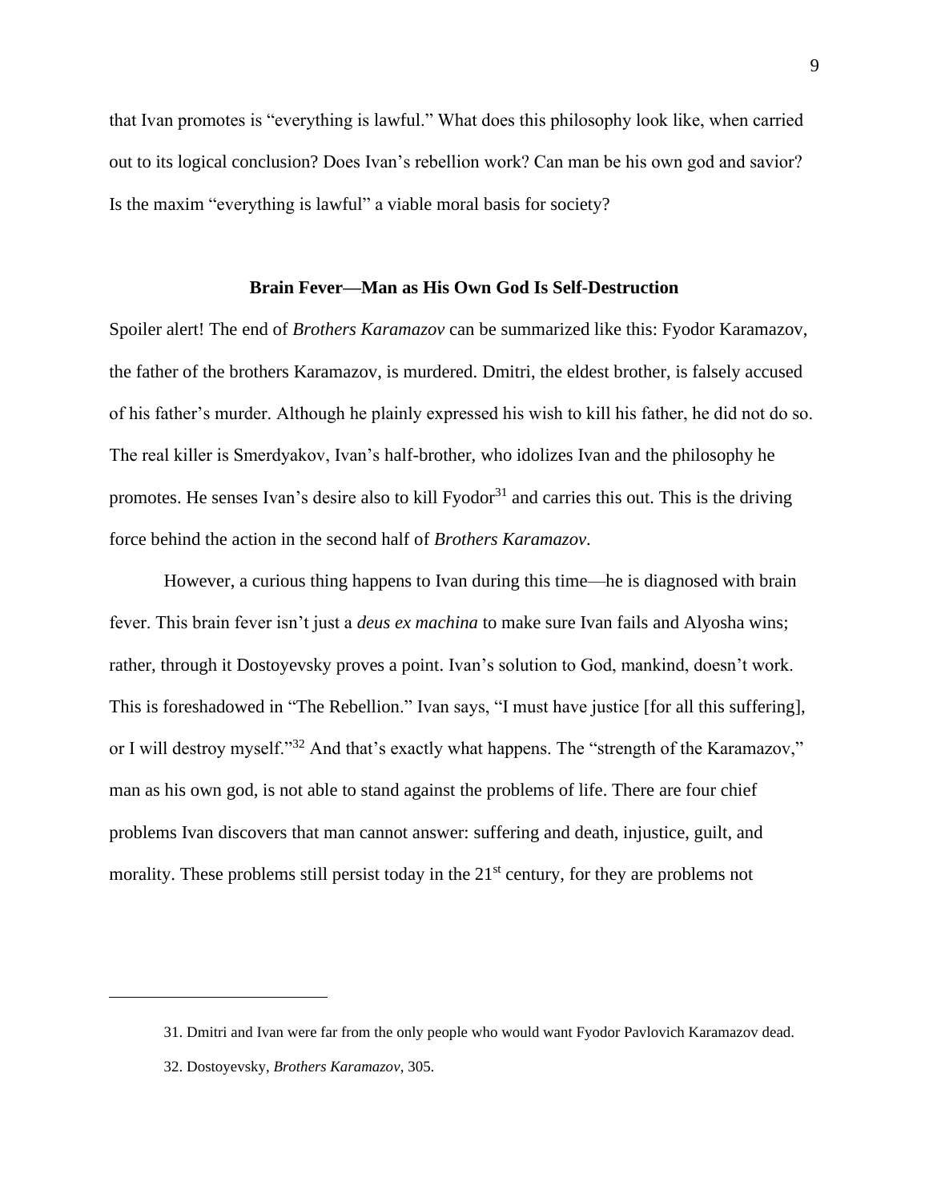that Ivan promotes is "everything is lawful." What does this philosophy look like, when carried out to its logical conclusion? Does Ivan's rebellion work? Can man be his own god and savior? Is the maxim "everything is lawful" a viable moral basis for society?

## Brain Fever—Man as His Own God Is Self-Destruction

Spoiler alert! The end of *Brothers Karamazov* can be summarized like this: Fyodor Karamazov, the father of the brothers Karamazov, is murdered. Dmitri, the eldest brother, is falsely accused of his father's murder. Although he plainly expressed his wish to kill his father, he did not do so. The real killer is Smerdyakov, Ivan's half-brother, who idolizes Ivan and the philosophy he promotes. He senses Ivan's desire also to kill Fyodor[31] and carries this out. This is the driving force behind the action in the second half of *Brothers Karamazov*.

However, a curious thing happens to Ivan during this time—he is diagnosed with brain fever. This brain fever isn't just a *deus ex machina* to make sure Ivan fails and Alyosha wins; rather, through it Dostoyevsky proves a point. Ivan's solution to God, mankind, doesn't work. This is foreshadowed in "The Rebellion." Ivan says, "I must have justice [for all this suffering], or I will destroy myself."[32] And that's exactly what happens. The "strength of the Karamazov," man as his own god, is not able to stand against the problems of life. There are four chief problems Ivan discovers that man cannot answer: suffering and death, injustice, guilt, and morality. These problems still persist today in the 21st century, for they are problems not

---

31. Dmitri and Ivan were far from the only people who would want Fyodor Pavlovich Karamazov dead.

32. Dostoyevsky, *Brothers Karamazov*, 305.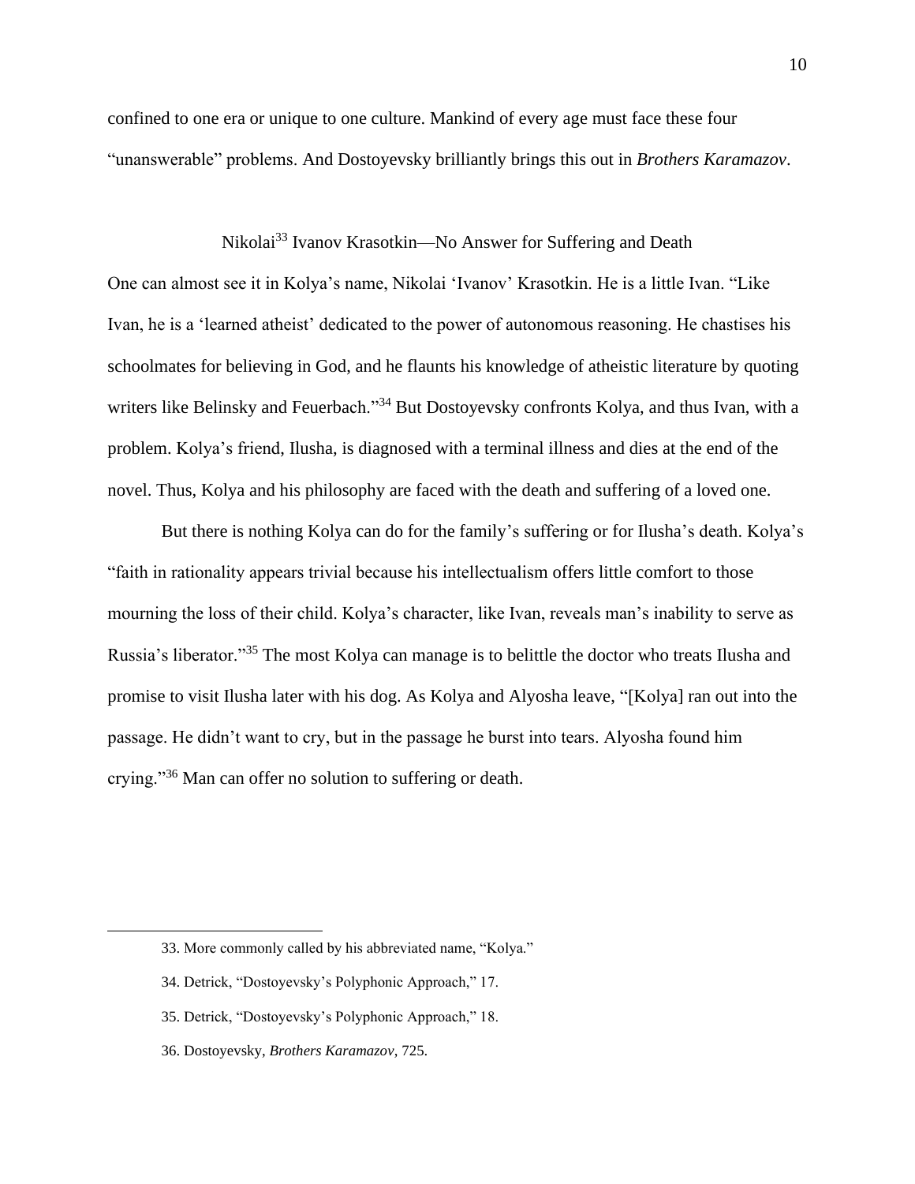confined to one era or unique to one culture. Mankind of every age must face these four "unanswerable" problems. And Dostoyevsky brilliantly brings this out in *Brothers Karamazov*.

## Nikolai[33] Ivanov Krasotkin—No Answer for Suffering and Death

One can almost see it in Kolya's name, Nikolai 'Ivanov' Krasotkin. He is a little Ivan. "Like Ivan, he is a 'learned atheist' dedicated to the power of autonomous reasoning. He chastises his schoolmates for believing in God, and he flaunts his knowledge of atheistic literature by quoting writers like Belinsky and Feuerbach."[34] But Dostoyevsky confronts Kolya, and thus Ivan, with a problem. Kolya's friend, Ilusha, is diagnosed with a terminal illness and dies at the end of the novel. Thus, Kolya and his philosophy are faced with the death and suffering of a loved one.

But there is nothing Kolya can do for the family's suffering or for Ilusha's death. Kolya's "faith in rationality appears trivial because his intellectualism offers little comfort to those mourning the loss of their child. Kolya's character, like Ivan, reveals man's inability to serve as Russia's liberator."[35] The most Kolya can manage is to belittle the doctor who treats Ilusha and promise to visit Ilusha later with his dog. As Kolya and Alyosha leave, "[Kolya] ran out into the passage. He didn't want to cry, but in the passage he burst into tears. Alyosha found him crying."[36] Man can offer no solution to suffering or death.

---

33. More commonly called by his abbreviated name, "Kolya."

34. Detrick, "Dostoyevsky's Polyphonic Approach," 17.

35. Detrick, "Dostoyevsky's Polyphonic Approach," 18.

36. Dostoyevsky, *Brothers Karamazov*, 725.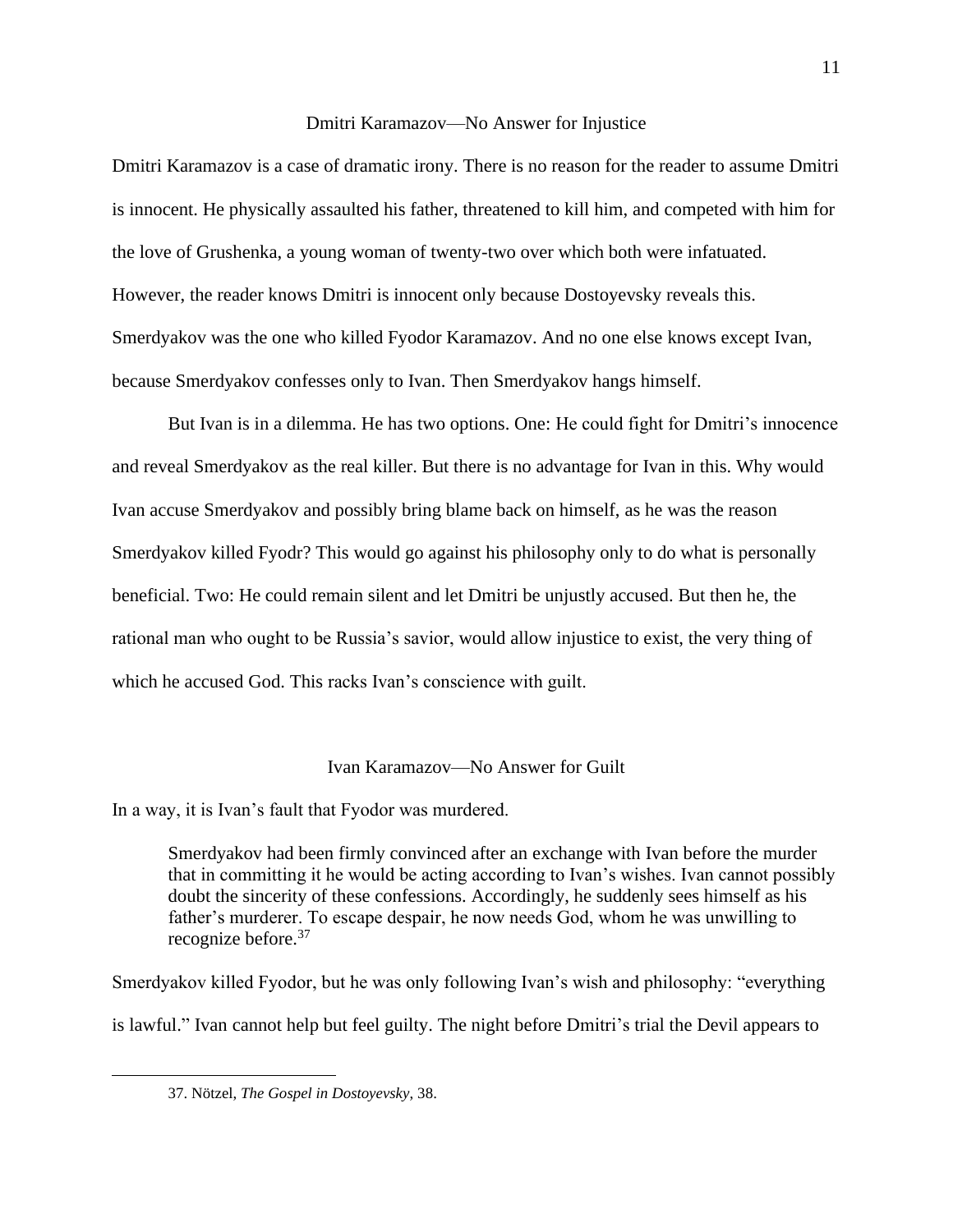## Dmitri Karamazov—No Answer for Injustice

Dmitri Karamazov is a case of dramatic irony. There is no reason for the reader to assume Dmitri is innocent. He physically assaulted his father, threatened to kill him, and competed with him for the love of Grushenka, a young woman of twenty-two over which both were infatuated. However, the reader knows Dmitri is innocent only because Dostoyevsky reveals this. Smerdyakov was the one who killed Fyodor Karamazov. And no one else knows except Ivan, because Smerdyakov confesses only to Ivan. Then Smerdyakov hangs himself.

But Ivan is in a dilemma. He has two options. One: He could fight for Dmitri's innocence and reveal Smerdyakov as the real killer. But there is no advantage for Ivan in this. Why would Ivan accuse Smerdyakov and possibly bring blame back on himself, as he was the reason Smerdyakov killed Fyodr? This would go against his philosophy only to do what is personally beneficial. Two: He could remain silent and let Dmitri be unjustly accused. But then he, the rational man who ought to be Russia's savior, would allow injustice to exist, the very thing of which he accused God. This racks Ivan's conscience with guilt.

## Ivan Karamazov—No Answer for Guilt

In a way, it is Ivan's fault that Fyodor was murdered.

> Smerdyakov had been firmly convinced after an exchange with Ivan before the murder that in committing it he would be acting according to Ivan's wishes. Ivan cannot possibly doubt the sincerity of these confessions. Accordingly, he suddenly sees himself as his father's murderer. To escape despair, he now needs God, whom he was unwilling to recognize before.[37]

Smerdyakov killed Fyodor, but he was only following Ivan's wish and philosophy: "everything is lawful." Ivan cannot help but feel guilty. The night before Dmitri's trial the Devil appears to

---

37. Nötzel, *The Gospel in Dostoyevsky*, 38.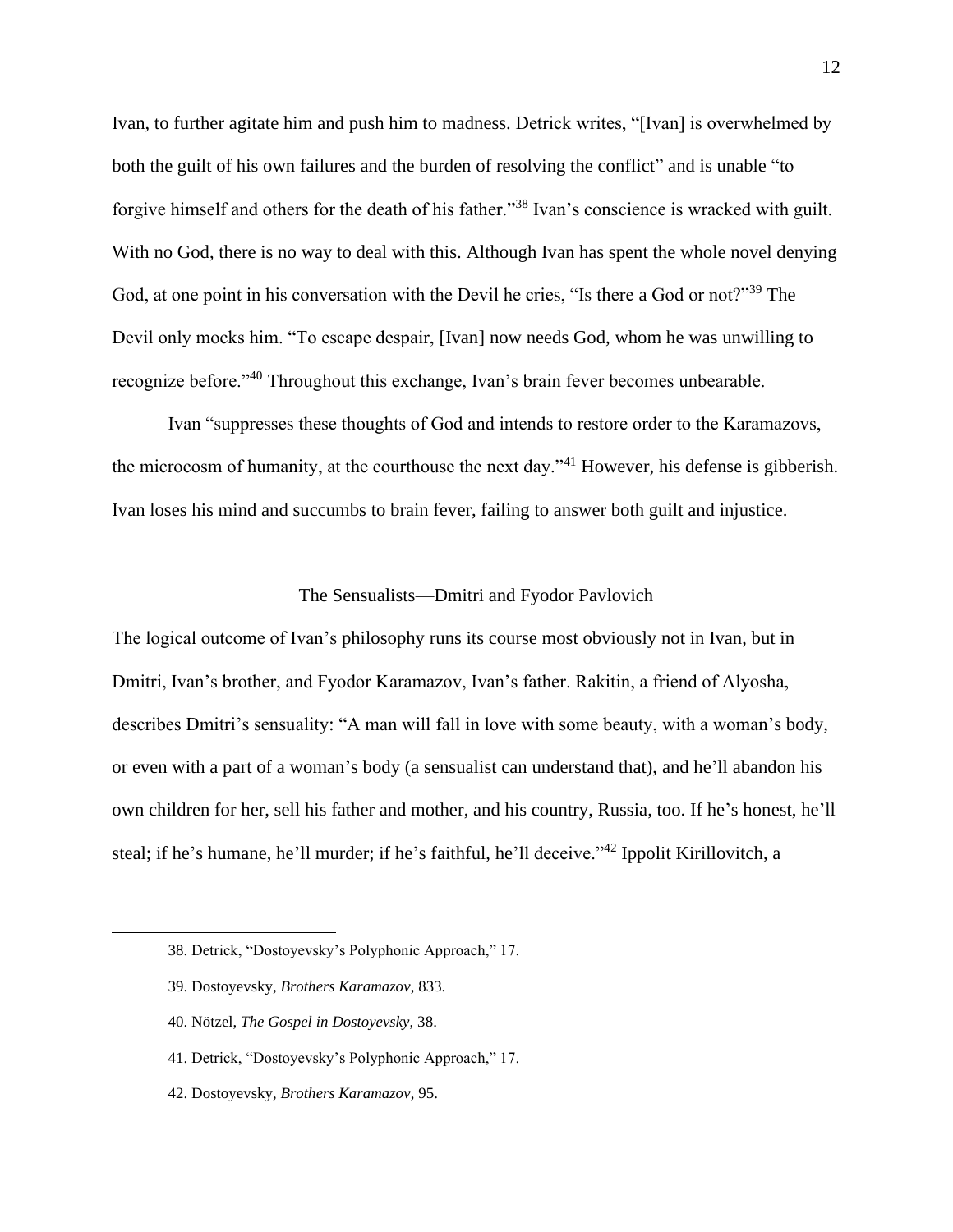Ivan, to further agitate him and push him to madness. Detrick writes, "[Ivan] is overwhelmed by both the guilt of his own failures and the burden of resolving the conflict" and is unable "to forgive himself and others for the death of his father."[38] Ivan's conscience is wracked with guilt. With no God, there is no way to deal with this. Although Ivan has spent the whole novel denying God, at one point in his conversation with the Devil he cries, "Is there a God or not?"[39] The Devil only mocks him. "To escape despair, [Ivan] now needs God, whom he was unwilling to recognize before."[40] Throughout this exchange, Ivan's brain fever becomes unbearable.

Ivan "suppresses these thoughts of God and intends to restore order to the Karamazovs, the microcosm of humanity, at the courthouse the next day."[41] However, his defense is gibberish. Ivan loses his mind and succumbs to brain fever, failing to answer both guilt and injustice.

## The Sensualists—Dmitri and Fyodor Pavlovich

The logical outcome of Ivan's philosophy runs its course most obviously not in Ivan, but in Dmitri, Ivan's brother, and Fyodor Karamazov, Ivan's father. Rakitin, a friend of Alyosha, describes Dmitri's sensuality: "A man will fall in love with some beauty, with a woman's body, or even with a part of a woman's body (a sensualist can understand that), and he'll abandon his own children for her, sell his father and mother, and his country, Russia, too. If he's honest, he'll steal; if he's humane, he'll murder; if he's faithful, he'll deceive."[42] Ippolit Kirillovitch, a

---

38. Detrick, "Dostoyevsky's Polyphonic Approach," 17.

39. Dostoyevsky, *Brothers Karamazov*, 833.

40. Nötzel, *The Gospel in Dostoyevsky*, 38.

41. Detrick, "Dostoyevsky's Polyphonic Approach," 17.

42. Dostoyevsky, *Brothers Karamazov*, 95.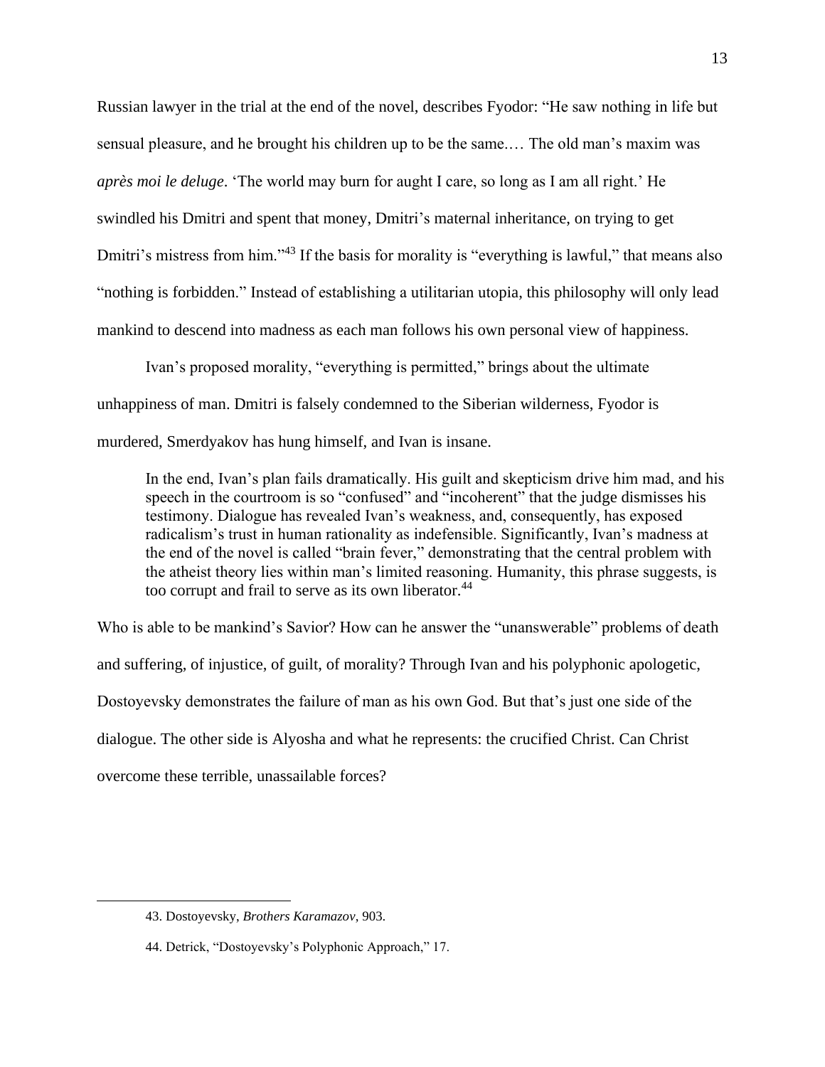Russian lawyer in the trial at the end of the novel, describes Fyodor: "He saw nothing in life but sensual pleasure, and he brought his children up to be the same.… The old man's maxim was *après moi le deluge*. 'The world may burn for aught I care, so long as I am all right.' He swindled his Dmitri and spent that money, Dmitri's maternal inheritance, on trying to get Dmitri's mistress from him."[43] If the basis for morality is "everything is lawful," that means also "nothing is forbidden." Instead of establishing a utilitarian utopia, this philosophy will only lead mankind to descend into madness as each man follows his own personal view of happiness.

Ivan's proposed morality, "everything is permitted," brings about the ultimate unhappiness of man. Dmitri is falsely condemned to the Siberian wilderness, Fyodor is murdered, Smerdyakov has hung himself, and Ivan is insane.

> In the end, Ivan's plan fails dramatically. His guilt and skepticism drive him mad, and his speech in the courtroom is so "confused" and "incoherent" that the judge dismisses his testimony. Dialogue has revealed Ivan's weakness, and, consequently, has exposed radicalism's trust in human rationality as indefensible. Significantly, Ivan's madness at the end of the novel is called "brain fever," demonstrating that the central problem with the atheist theory lies within man's limited reasoning. Humanity, this phrase suggests, is too corrupt and frail to serve as its own liberator.[44]

Who is able to be mankind's Savior? How can he answer the "unanswerable" problems of death and suffering, of injustice, of guilt, of morality? Through Ivan and his polyphonic apologetic, Dostoyevsky demonstrates the failure of man as his own God. But that's just one side of the dialogue. The other side is Alyosha and what he represents: the crucified Christ. Can Christ overcome these terrible, unassailable forces?

---

43. Dostoyevsky, *Brothers Karamazov*, 903.

44. Detrick, "Dostoyevsky's Polyphonic Approach," 17.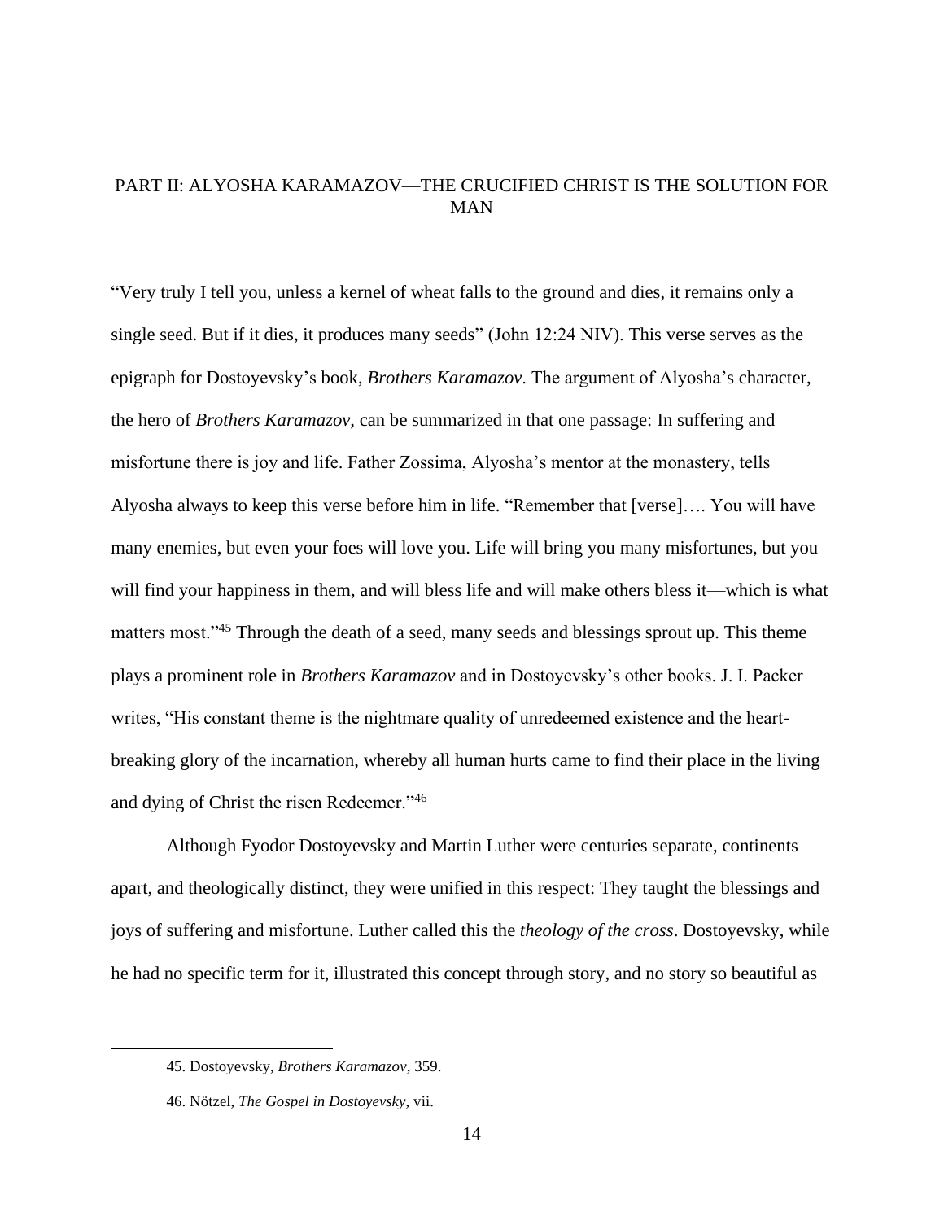# PART II: ALYOSHA KARAMAZOV—THE CRUCIFIED CHRIST IS THE SOLUTION FOR MAN

"Very truly I tell you, unless a kernel of wheat falls to the ground and dies, it remains only a single seed. But if it dies, it produces many seeds" (John 12:24 NIV). This verse serves as the epigraph for Dostoyevsky's book, *Brothers Karamazov*. The argument of Alyosha's character, the hero of *Brothers Karamazov*, can be summarized in that one passage: In suffering and misfortune there is joy and life. Father Zossima, Alyosha's mentor at the monastery, tells Alyosha always to keep this verse before him in life. "Remember that [verse]…. You will have many enemies, but even your foes will love you. Life will bring you many misfortunes, but you will find your happiness in them, and will bless life and will make others bless it—which is what matters most."[45] Through the death of a seed, many seeds and blessings sprout up. This theme plays a prominent role in *Brothers Karamazov* and in Dostoyevsky's other books. J. I. Packer writes, "His constant theme is the nightmare quality of unredeemed existence and the heart-breaking glory of the incarnation, whereby all human hurts came to find their place in the living and dying of Christ the risen Redeemer."[46]

Although Fyodor Dostoyevsky and Martin Luther were centuries separate, continents apart, and theologically distinct, they were unified in this respect: They taught the blessings and joys of suffering and misfortune. Luther called this the *theology of the cross*. Dostoyevsky, while he had no specific term for it, illustrated this concept through story, and no story so beautiful as

---

45. Dostoyevsky, *Brothers Karamazov*, 359.

46. Nötzel, *The Gospel in Dostoyevsky*, vii.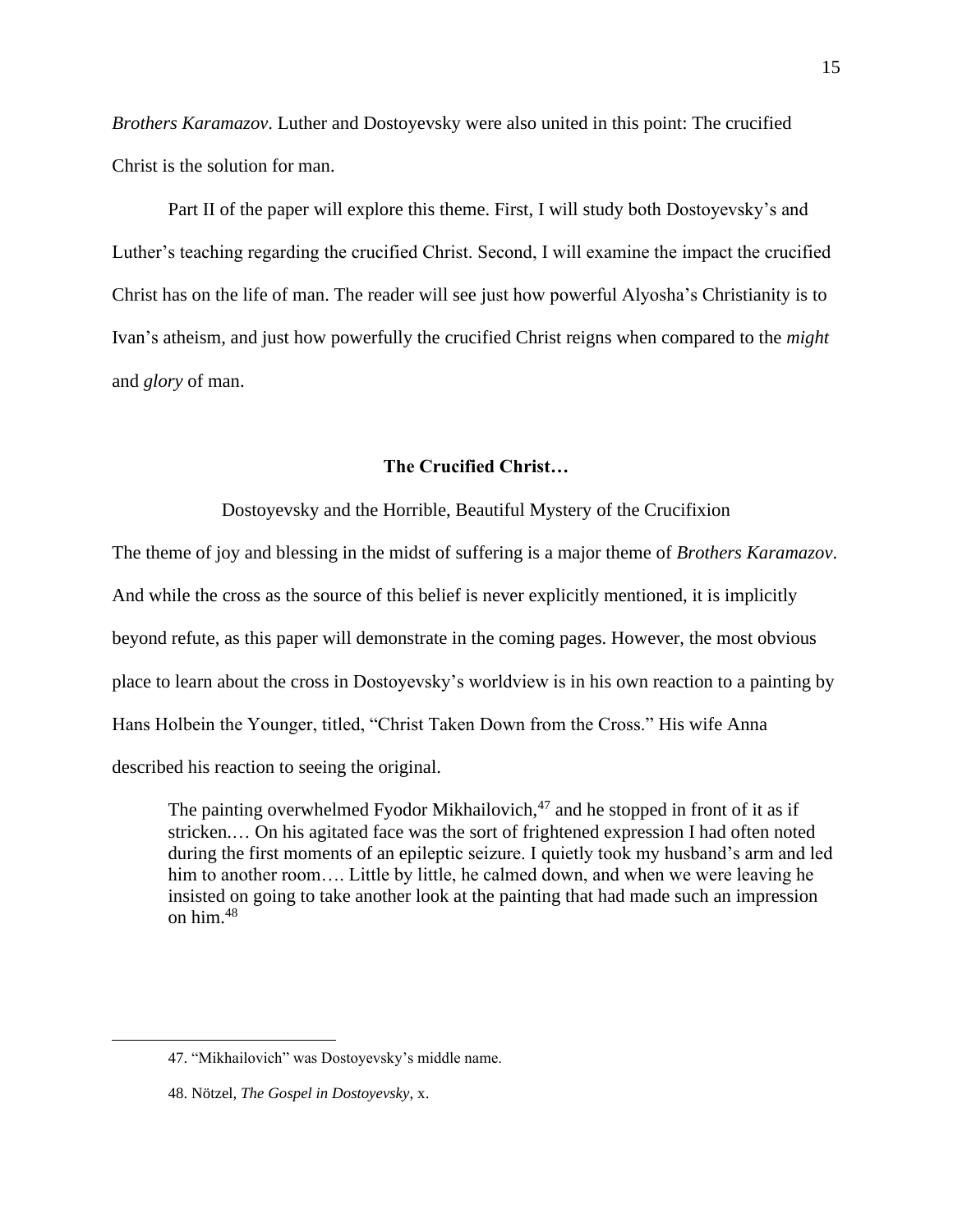*Brothers Karamazov*. Luther and Dostoyevsky were also united in this point: The crucified Christ is the solution for man.

Part II of the paper will explore this theme. First, I will study both Dostoyevsky's and Luther's teaching regarding the crucified Christ. Second, I will examine the impact the crucified Christ has on the life of man. The reader will see just how powerful Alyosha's Christianity is to Ivan's atheism, and just how powerfully the crucified Christ reigns when compared to the *might* and *glory* of man.

## The Crucified Christ…

### Dostoyevsky and the Horrible, Beautiful Mystery of the Crucifixion

The theme of joy and blessing in the midst of suffering is a major theme of *Brothers Karamazov*. And while the cross as the source of this belief is never explicitly mentioned, it is implicitly beyond refute, as this paper will demonstrate in the coming pages. However, the most obvious place to learn about the cross in Dostoyevsky's worldview is in his own reaction to a painting by Hans Holbein the Younger, titled, "Christ Taken Down from the Cross." His wife Anna described his reaction to seeing the original.

> The painting overwhelmed Fyodor Mikhailovich,[47] and he stopped in front of it as if stricken.… On his agitated face was the sort of frightened expression I had often noted during the first moments of an epileptic seizure. I quietly took my husband's arm and led him to another room…. Little by little, he calmed down, and when we were leaving he insisted on going to take another look at the painting that had made such an impression on him.[48]

---

47. "Mikhailovich" was Dostoyevsky's middle name.

48. Nötzel, *The Gospel in Dostoyevsky*, x.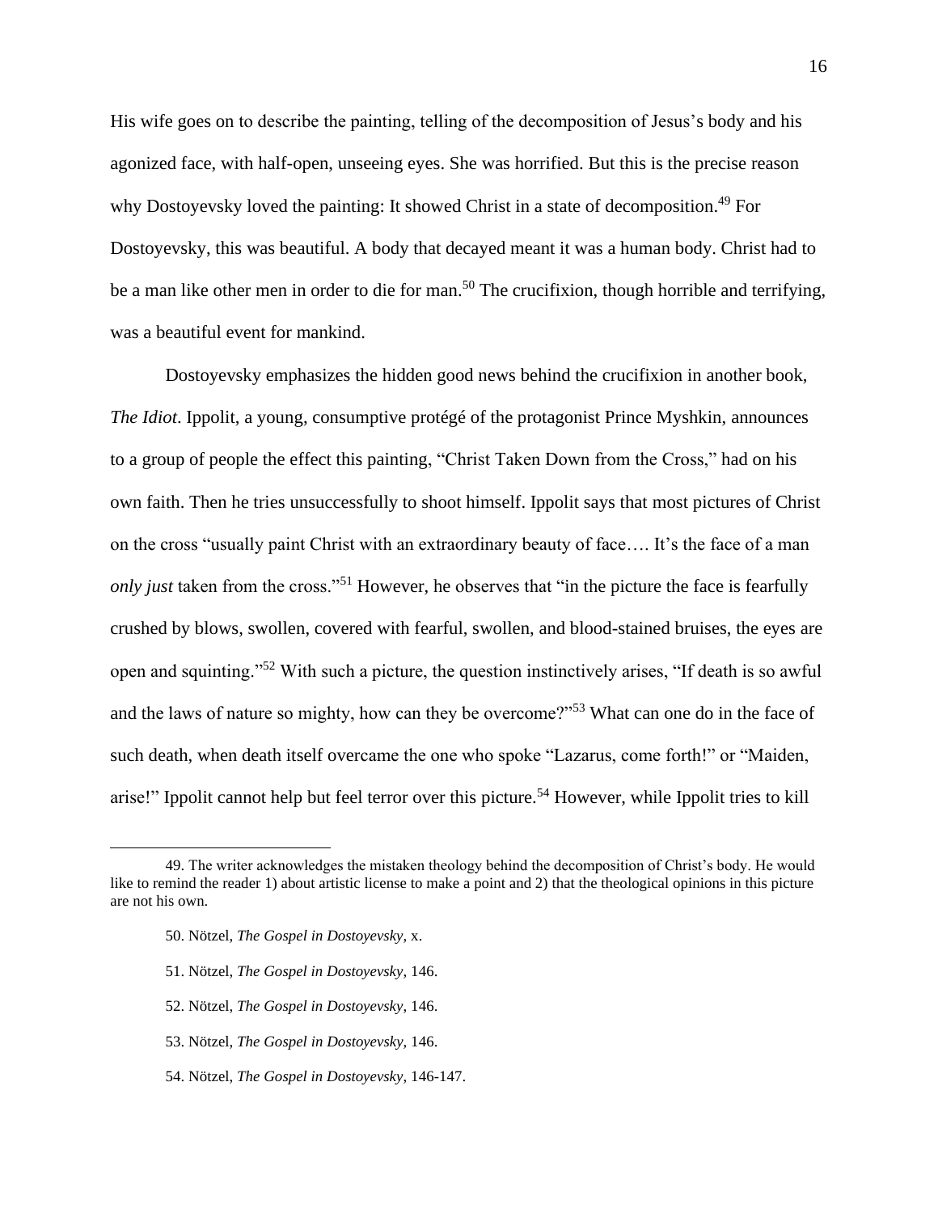His wife goes on to describe the painting, telling of the decomposition of Jesus's body and his agonized face, with half-open, unseeing eyes. She was horrified. But this is the precise reason why Dostoyevsky loved the painting: It showed Christ in a state of decomposition.[49] For Dostoyevsky, this was beautiful. A body that decayed meant it was a human body. Christ had to be a man like other men in order to die for man.[50] The crucifixion, though horrible and terrifying, was a beautiful event for mankind.

Dostoyevsky emphasizes the hidden good news behind the crucifixion in another book, *The Idiot*. Ippolit, a young, consumptive protégé of the protagonist Prince Myshkin, announces to a group of people the effect this painting, "Christ Taken Down from the Cross," had on his own faith. Then he tries unsuccessfully to shoot himself. Ippolit says that most pictures of Christ on the cross "usually paint Christ with an extraordinary beauty of face…. It's the face of a man *only just* taken from the cross."[51] However, he observes that "in the picture the face is fearfully crushed by blows, swollen, covered with fearful, swollen, and blood-stained bruises, the eyes are open and squinting."[52] With such a picture, the question instinctively arises, "If death is so awful and the laws of nature so mighty, how can they be overcome?"[53] What can one do in the face of such death, when death itself overcame the one who spoke "Lazarus, come forth!" or "Maiden, arise!" Ippolit cannot help but feel terror over this picture.[54] However, while Ippolit tries to kill

---

49. The writer acknowledges the mistaken theology behind the decomposition of Christ's body. He would like to remind the reader 1) about artistic license to make a point and 2) that the theological opinions in this picture are not his own.

50. Nötzel, *The Gospel in Dostoyevsky*, x.

51. Nötzel, *The Gospel in Dostoyevsky*, 146.

52. Nötzel, *The Gospel in Dostoyevsky*, 146.

53. Nötzel, *The Gospel in Dostoyevsky*, 146.

54. Nötzel, *The Gospel in Dostoyevsky*, 146-147.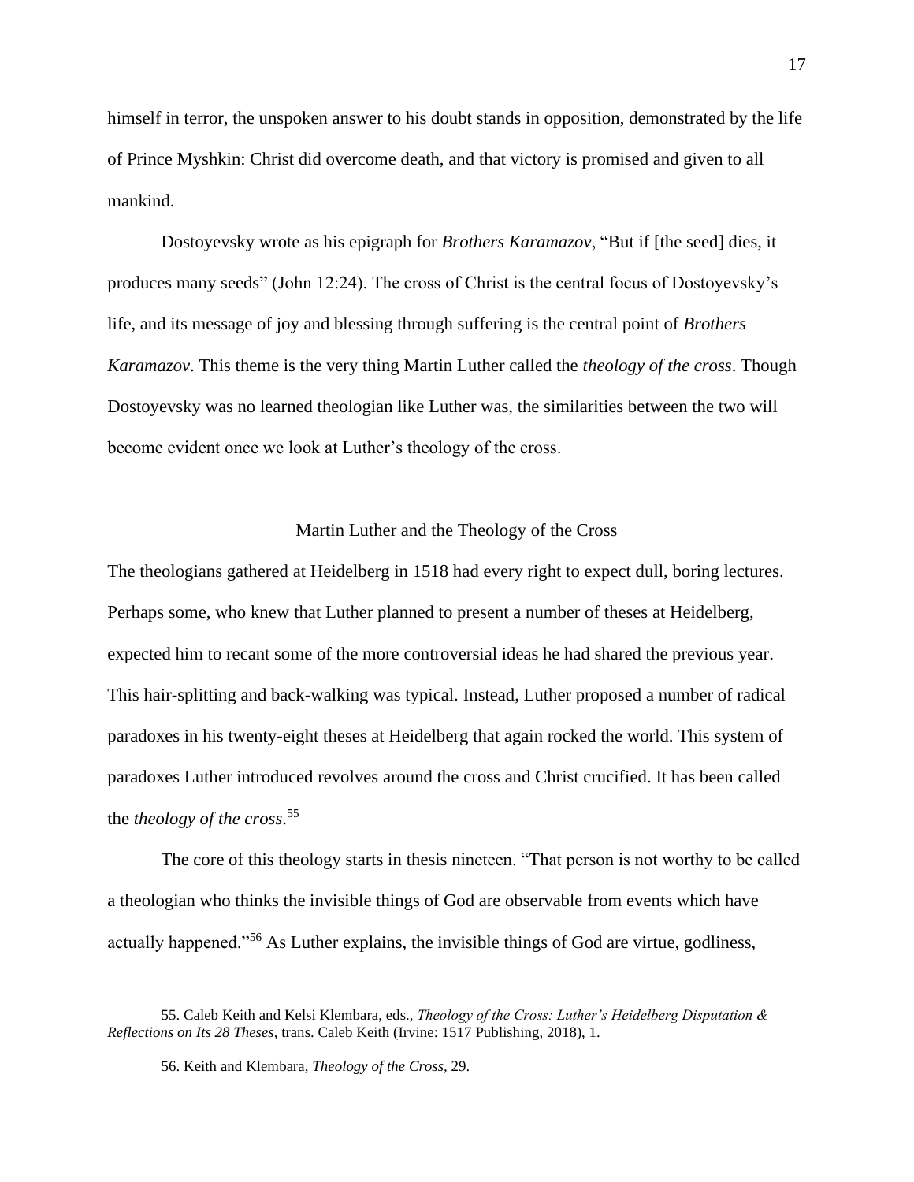himself in terror, the unspoken answer to his doubt stands in opposition, demonstrated by the life of Prince Myshkin: Christ did overcome death, and that victory is promised and given to all mankind.

Dostoyevsky wrote as his epigraph for *Brothers Karamazov*, “But if [the seed] dies, it produces many seeds” (John 12:24). The cross of Christ is the central focus of Dostoyevsky’s life, and its message of joy and blessing through suffering is the central point of *Brothers Karamazov*. This theme is the very thing Martin Luther called the *theology of the cross*. Though Dostoyevsky was no learned theologian like Luther was, the similarities between the two will become evident once we look at Luther’s theology of the cross.

## Martin Luther and the Theology of the Cross

The theologians gathered at Heidelberg in 1518 had every right to expect dull, boring lectures. Perhaps some, who knew that Luther planned to present a number of theses at Heidelberg, expected him to recant some of the more controversial ideas he had shared the previous year. This hair-splitting and back-walking was typical. Instead, Luther proposed a number of radical paradoxes in his twenty-eight theses at Heidelberg that again rocked the world. This system of paradoxes Luther introduced revolves around the cross and Christ crucified. It has been called the *theology of the cross*.[55]

The core of this theology starts in thesis nineteen. “That person is not worthy to be called a theologian who thinks the invisible things of God are observable from events which have actually happened.”[56] As Luther explains, the invisible things of God are virtue, godliness,

---

55. Caleb Keith and Kelsi Klembara, eds., *Theology of the Cross: Luther’s Heidelberg Disputation & Reflections on Its 28 Theses*, trans. Caleb Keith (Irvine: 1517 Publishing, 2018), 1.

56. Keith and Klembara, *Theology of the Cross*, 29.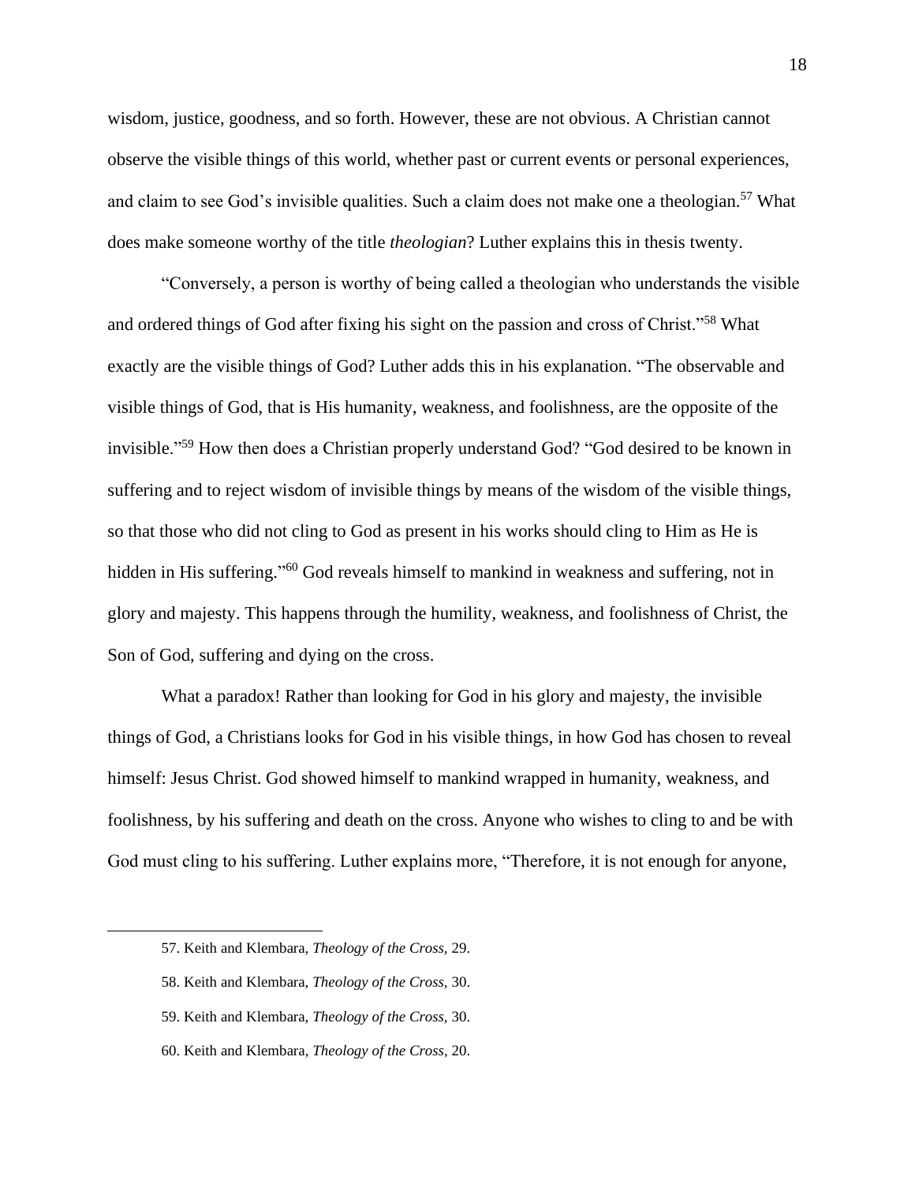wisdom, justice, goodness, and so forth. However, these are not obvious. A Christian cannot observe the visible things of this world, whether past or current events or personal experiences, and claim to see God's invisible qualities. Such a claim does not make one a theologian.[57] What does make someone worthy of the title *theologian*? Luther explains this in thesis twenty.

"Conversely, a person is worthy of being called a theologian who understands the visible and ordered things of God after fixing his sight on the passion and cross of Christ."[58] What exactly are the visible things of God? Luther adds this in his explanation. "The observable and visible things of God, that is His humanity, weakness, and foolishness, are the opposite of the invisible."[59] How then does a Christian properly understand God? "God desired to be known in suffering and to reject wisdom of invisible things by means of the wisdom of the visible things, so that those who did not cling to God as present in his works should cling to Him as He is hidden in His suffering."[60] God reveals himself to mankind in weakness and suffering, not in glory and majesty. This happens through the humility, weakness, and foolishness of Christ, the Son of God, suffering and dying on the cross.

What a paradox! Rather than looking for God in his glory and majesty, the invisible things of God, a Christians looks for God in his visible things, in how God has chosen to reveal himself: Jesus Christ. God showed himself to mankind wrapped in humanity, weakness, and foolishness, by his suffering and death on the cross. Anyone who wishes to cling to and be with God must cling to his suffering. Luther explains more, "Therefore, it is not enough for anyone,

---

57. Keith and Klembara, *Theology of the Cross,* 29.

58. Keith and Klembara, *Theology of the Cross,* 30.

59. Keith and Klembara, *Theology of the Cross,* 30.

60. Keith and Klembara, *Theology of the Cross,* 20.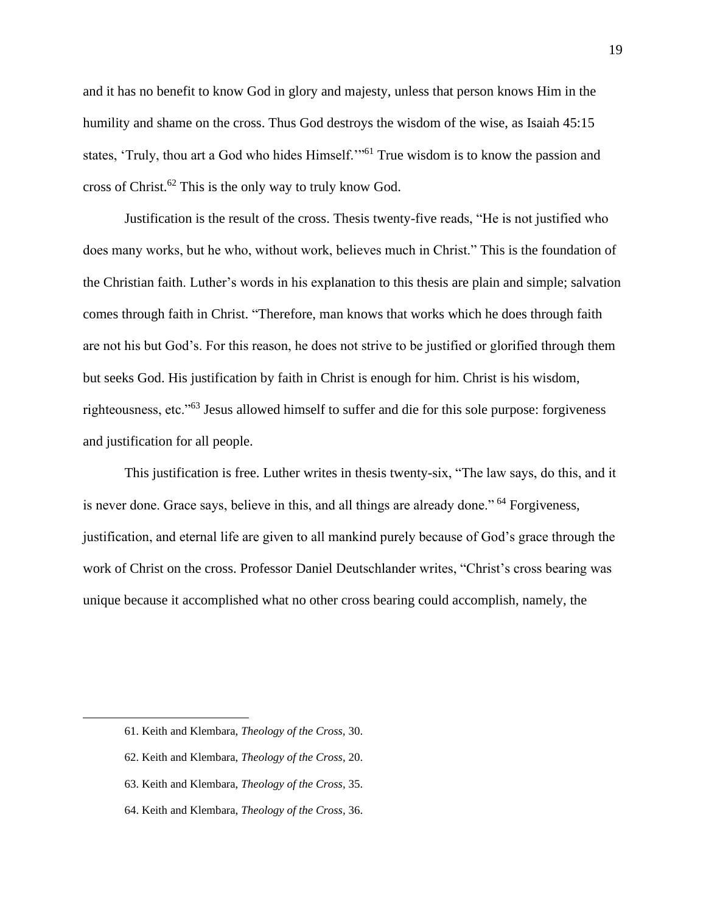and it has no benefit to know God in glory and majesty, unless that person knows Him in the humility and shame on the cross. Thus God destroys the wisdom of the wise, as Isaiah 45:15 states, 'Truly, thou art a God who hides Himself.'"[61] True wisdom is to know the passion and cross of Christ.[62] This is the only way to truly know God.

Justification is the result of the cross. Thesis twenty-five reads, "He is not justified who does many works, but he who, without work, believes much in Christ." This is the foundation of the Christian faith. Luther's words in his explanation to this thesis are plain and simple; salvation comes through faith in Christ. "Therefore, man knows that works which he does through faith are not his but God's. For this reason, he does not strive to be justified or glorified through them but seeks God. His justification by faith in Christ is enough for him. Christ is his wisdom, righteousness, etc."[63] Jesus allowed himself to suffer and die for this sole purpose: forgiveness and justification for all people.

This justification is free. Luther writes in thesis twenty-six, "The law says, do this, and it is never done. Grace says, believe in this, and all things are already done." [64] Forgiveness, justification, and eternal life are given to all mankind purely because of God's grace through the work of Christ on the cross. Professor Daniel Deutschlander writes, "Christ's cross bearing was unique because it accomplished what no other cross bearing could accomplish, namely, the

---

61. Keith and Klembara, *Theology of the Cross,* 30.

62. Keith and Klembara, *Theology of the Cross,* 20.

63. Keith and Klembara, *Theology of the Cross,* 35.

64. Keith and Klembara, *Theology of the Cross,* 36.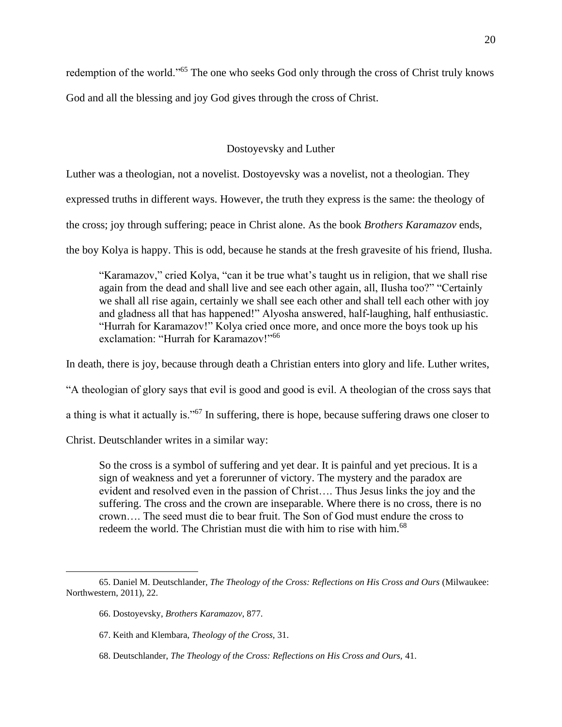redemption of the world."[65] The one who seeks God only through the cross of Christ truly knows God and all the blessing and joy God gives through the cross of Christ.

## Dostoyevsky and Luther

Luther was a theologian, not a novelist. Dostoyevsky was a novelist, not a theologian. They expressed truths in different ways. However, the truth they express is the same: the theology of the cross; joy through suffering; peace in Christ alone. As the book *Brothers Karamazov* ends, the boy Kolya is happy. This is odd, because he stands at the fresh gravesite of his friend, Ilusha.

> "Karamazov," cried Kolya, "can it be true what's taught us in religion, that we shall rise again from the dead and shall live and see each other again, all, Ilusha too?" "Certainly we shall all rise again, certainly we shall see each other and shall tell each other with joy and gladness all that has happened!" Alyosha answered, half-laughing, half enthusiastic. "Hurrah for Karamazov!" Kolya cried once more, and once more the boys took up his exclamation: "Hurrah for Karamazov!"[66]

In death, there is joy, because through death a Christian enters into glory and life. Luther writes, "A theologian of glory says that evil is good and good is evil. A theologian of the cross says that a thing is what it actually is."[67] In suffering, there is hope, because suffering draws one closer to Christ. Deutschlander writes in a similar way:

> So the cross is a symbol of suffering and yet dear. It is painful and yet precious. It is a sign of weakness and yet a forerunner of victory. The mystery and the paradox are evident and resolved even in the passion of Christ…. Thus Jesus links the joy and the suffering. The cross and the crown are inseparable. Where there is no cross, there is no crown…. The seed must die to bear fruit. The Son of God must endure the cross to redeem the world. The Christian must die with him to rise with him.[68]

---

65. Daniel M. Deutschlander, *The Theology of the Cross: Reflections on His Cross and Ours* (Milwaukee: Northwestern, 2011), 22.

66. Dostoyevsky, *Brothers Karamazov*, 877.

67. Keith and Klembara, *Theology of the Cross*, 31.

68. Deutschlander, *The Theology of the Cross: Reflections on His Cross and Ours*, 41.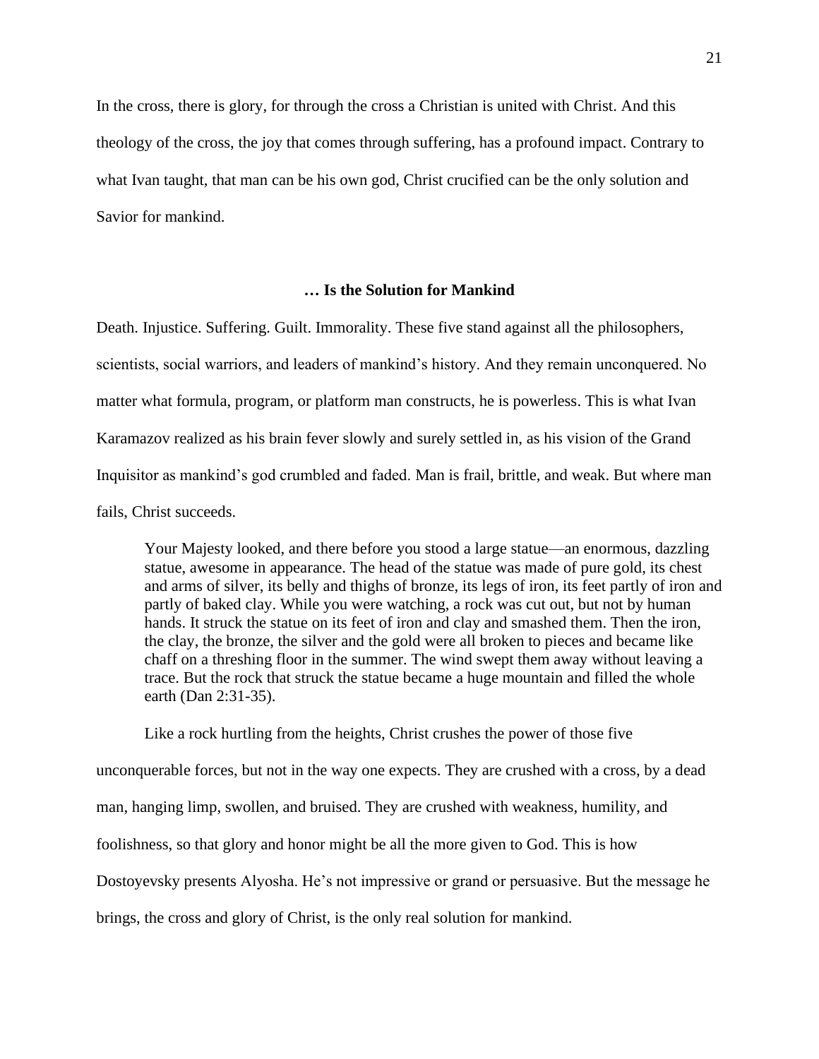In the cross, there is glory, for through the cross a Christian is united with Christ. And this theology of the cross, the joy that comes through suffering, has a profound impact. Contrary to what Ivan taught, that man can be his own god, Christ crucified can be the only solution and Savior for mankind.

## … Is the Solution for Mankind

Death. Injustice. Suffering. Guilt. Immorality. These five stand against all the philosophers, scientists, social warriors, and leaders of mankind's history. And they remain unconquered. No matter what formula, program, or platform man constructs, he is powerless. This is what Ivan Karamazov realized as his brain fever slowly and surely settled in, as his vision of the Grand Inquisitor as mankind's god crumbled and faded. Man is frail, brittle, and weak. But where man fails, Christ succeeds.

> Your Majesty looked, and there before you stood a large statue—an enormous, dazzling statue, awesome in appearance. The head of the statue was made of pure gold, its chest and arms of silver, its belly and thighs of bronze, its legs of iron, its feet partly of iron and partly of baked clay. While you were watching, a rock was cut out, but not by human hands. It struck the statue on its feet of iron and clay and smashed them. Then the iron, the clay, the bronze, the silver and the gold were all broken to pieces and became like chaff on a threshing floor in the summer. The wind swept them away without leaving a trace. But the rock that struck the statue became a huge mountain and filled the whole earth (Dan 2:31-35).

Like a rock hurtling from the heights, Christ crushes the power of those five unconquerable forces, but not in the way one expects. They are crushed with a cross, by a dead man, hanging limp, swollen, and bruised. They are crushed with weakness, humility, and foolishness, so that glory and honor might be all the more given to God. This is how Dostoyevsky presents Alyosha. He's not impressive or grand or persuasive. But the message he brings, the cross and glory of Christ, is the only real solution for mankind.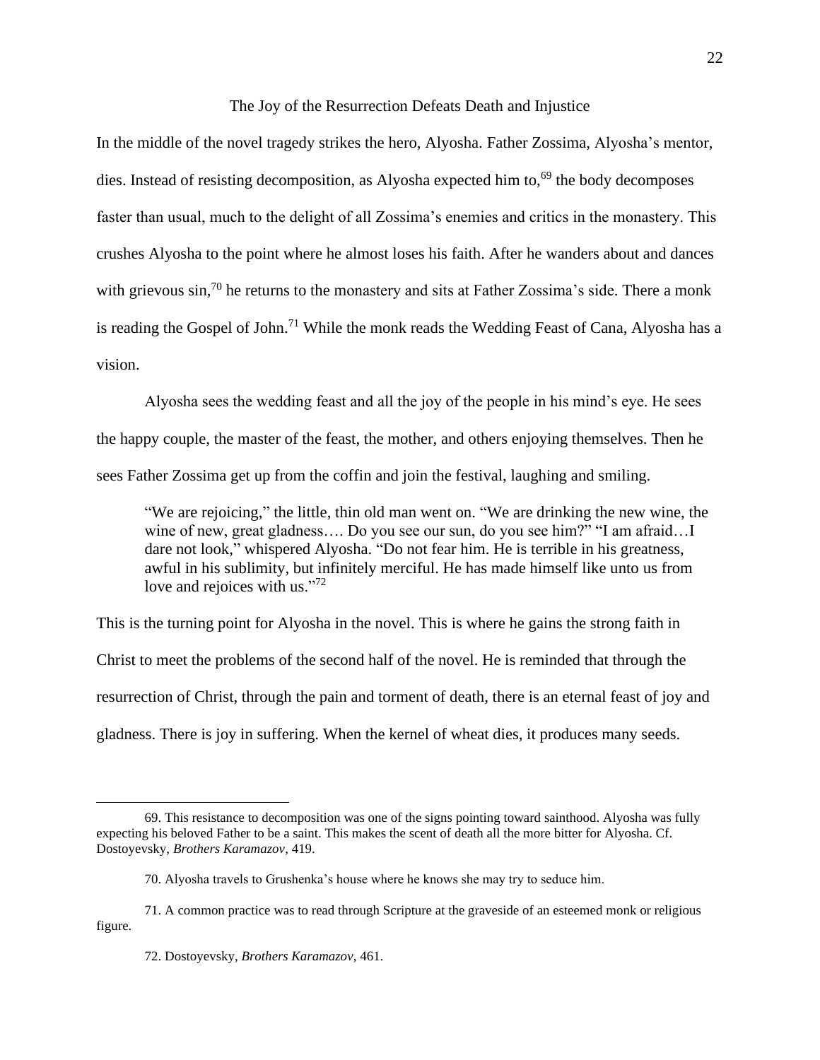## The Joy of the Resurrection Defeats Death and Injustice

In the middle of the novel tragedy strikes the hero, Alyosha. Father Zossima, Alyosha's mentor, dies. Instead of resisting decomposition, as Alyosha expected him to,[69] the body decomposes faster than usual, much to the delight of all Zossima's enemies and critics in the monastery. This crushes Alyosha to the point where he almost loses his faith. After he wanders about and dances with grievous sin,[70] he returns to the monastery and sits at Father Zossima's side. There a monk is reading the Gospel of John.[71] While the monk reads the Wedding Feast of Cana, Alyosha has a vision.

Alyosha sees the wedding feast and all the joy of the people in his mind's eye. He sees the happy couple, the master of the feast, the mother, and others enjoying themselves. Then he sees Father Zossima get up from the coffin and join the festival, laughing and smiling.

> "We are rejoicing," the little, thin old man went on. "We are drinking the new wine, the wine of new, great gladness…. Do you see our sun, do you see him?" "I am afraid…I dare not look," whispered Alyosha. "Do not fear him. He is terrible in his greatness, awful in his sublimity, but infinitely merciful. He has made himself like unto us from love and rejoices with us."[72]

This is the turning point for Alyosha in the novel. This is where he gains the strong faith in Christ to meet the problems of the second half of the novel. He is reminded that through the resurrection of Christ, through the pain and torment of death, there is an eternal feast of joy and gladness. There is joy in suffering. When the kernel of wheat dies, it produces many seeds.

---

69. This resistance to decomposition was one of the signs pointing toward sainthood. Alyosha was fully expecting his beloved Father to be a saint. This makes the scent of death all the more bitter for Alyosha. Cf. Dostoyevsky, *Brothers Karamazov*, 419.

70. Alyosha travels to Grushenka's house where he knows she may try to seduce him.

71. A common practice was to read through Scripture at the graveside of an esteemed monk or religious figure.

72. Dostoyevsky, *Brothers Karamazov*, 461.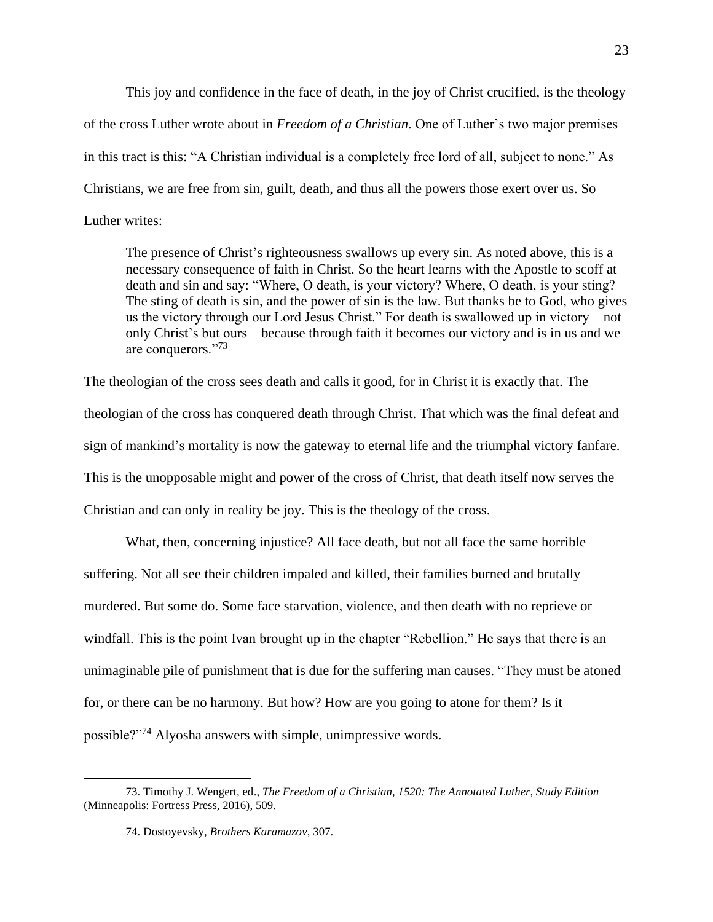This joy and confidence in the face of death, in the joy of Christ crucified, is the theology of the cross Luther wrote about in *Freedom of a Christian*. One of Luther's two major premises in this tract is this: "A Christian individual is a completely free lord of all, subject to none." As Christians, we are free from sin, guilt, death, and thus all the powers those exert over us. So Luther writes:

> The presence of Christ's righteousness swallows up every sin. As noted above, this is a necessary consequence of faith in Christ. So the heart learns with the Apostle to scoff at death and sin and say: "Where, O death, is your victory? Where, O death, is your sting? The sting of death is sin, and the power of sin is the law. But thanks be to God, who gives us the victory through our Lord Jesus Christ." For death is swallowed up in victory—not only Christ's but ours—because through faith it becomes our victory and is in us and we are conquerors."[73]

The theologian of the cross sees death and calls it good, for in Christ it is exactly that. The theologian of the cross has conquered death through Christ. That which was the final defeat and sign of mankind's mortality is now the gateway to eternal life and the triumphal victory fanfare. This is the unopposable might and power of the cross of Christ, that death itself now serves the Christian and can only in reality be joy. This is the theology of the cross.

What, then, concerning injustice? All face death, but not all face the same horrible suffering. Not all see their children impaled and killed, their families burned and brutally murdered. But some do. Some face starvation, violence, and then death with no reprieve or windfall. This is the point Ivan brought up in the chapter "Rebellion." He says that there is an unimaginable pile of punishment that is due for the suffering man causes. "They must be atoned for, or there can be no harmony. But how? How are you going to atone for them? Is it possible?"[74] Alyosha answers with simple, unimpressive words.

---

73. Timothy J. Wengert, ed., *The Freedom of a Christian, 1520: The Annotated Luther, Study Edition* (Minneapolis: Fortress Press, 2016), 509.

74. Dostoyevsky, *Brothers Karamazov*, 307.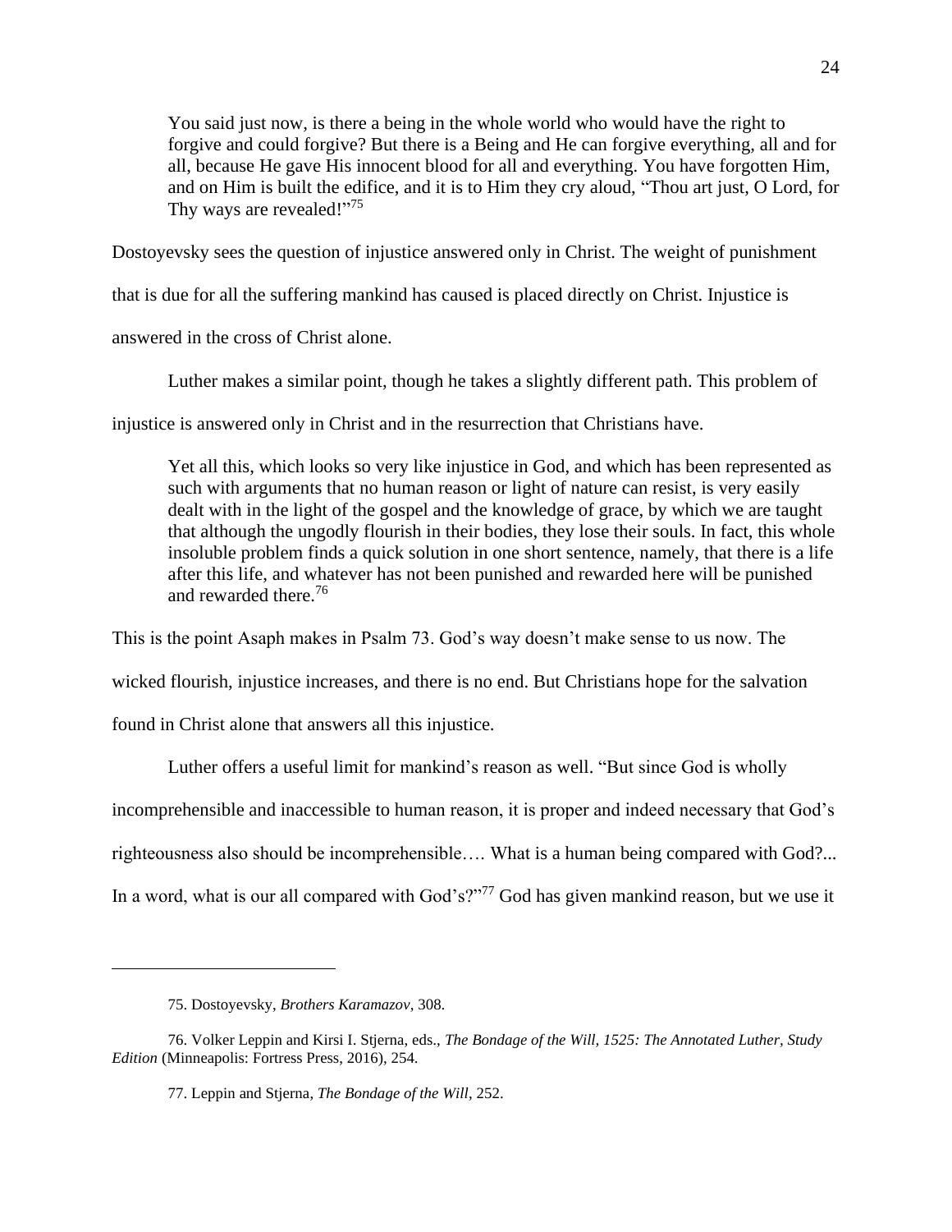> You said just now, is there a being in the whole world who would have the right to forgive and could forgive? But there is a Being and He can forgive everything, all and for all, because He gave His innocent blood for all and everything. You have forgotten Him, and on Him is built the edifice, and it is to Him they cry aloud, "Thou art just, O Lord, for Thy ways are revealed!"[75]

Dostoyevsky sees the question of injustice answered only in Christ. The weight of punishment that is due for all the suffering mankind has caused is placed directly on Christ. Injustice is answered in the cross of Christ alone.

Luther makes a similar point, though he takes a slightly different path. This problem of injustice is answered only in Christ and in the resurrection that Christians have.

> Yet all this, which looks so very like injustice in God, and which has been represented as such with arguments that no human reason or light of nature can resist, is very easily dealt with in the light of the gospel and the knowledge of grace, by which we are taught that although the ungodly flourish in their bodies, they lose their souls. In fact, this whole insoluble problem finds a quick solution in one short sentence, namely, that there is a life after this life, and whatever has not been punished and rewarded here will be punished and rewarded there.[76]

This is the point Asaph makes in Psalm 73. God's way doesn't make sense to us now. The wicked flourish, injustice increases, and there is no end. But Christians hope for the salvation found in Christ alone that answers all this injustice.

Luther offers a useful limit for mankind's reason as well. "But since God is wholly incomprehensible and inaccessible to human reason, it is proper and indeed necessary that God's righteousness also should be incomprehensible…. What is a human being compared with God?... In a word, what is our all compared with God's?"[77] God has given mankind reason, but we use it

---

75. Dostoyevsky, *Brothers Karamazov*, 308.

76. Volker Leppin and Kirsi I. Stjerna, eds., *The Bondage of the Will, 1525: The Annotated Luther, Study Edition* (Minneapolis: Fortress Press, 2016), 254.

77. Leppin and Stjerna, *The Bondage of the Will*, 252.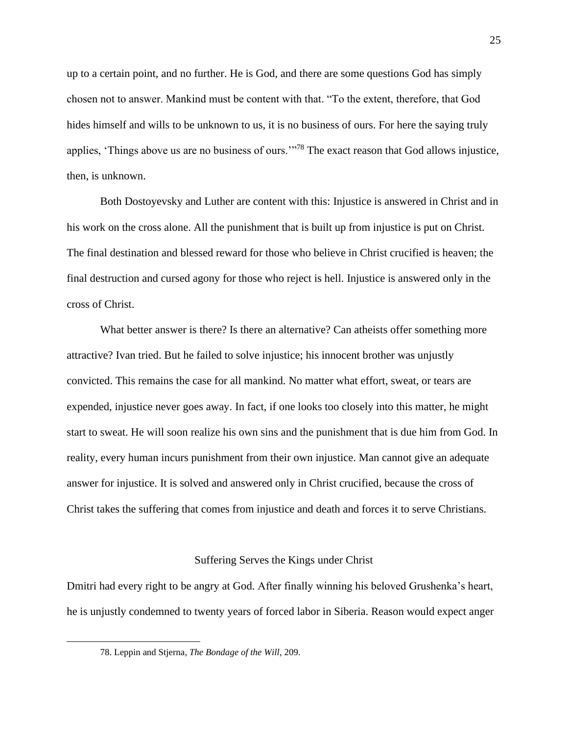up to a certain point, and no further. He is God, and there are some questions God has simply chosen not to answer. Mankind must be content with that. "To the extent, therefore, that God hides himself and wills to be unknown to us, it is no business of ours. For here the saying truly applies, 'Things above us are no business of ours.'"[78] The exact reason that God allows injustice, then, is unknown.

Both Dostoyevsky and Luther are content with this: Injustice is answered in Christ and in his work on the cross alone. All the punishment that is built up from injustice is put on Christ. The final destination and blessed reward for those who believe in Christ crucified is heaven; the final destruction and cursed agony for those who reject is hell. Injustice is answered only in the cross of Christ.

What better answer is there? Is there an alternative? Can atheists offer something more attractive? Ivan tried. But he failed to solve injustice; his innocent brother was unjustly convicted. This remains the case for all mankind. No matter what effort, sweat, or tears are expended, injustice never goes away. In fact, if one looks too closely into this matter, he might start to sweat. He will soon realize his own sins and the punishment that is due him from God. In reality, every human incurs punishment from their own injustice. Man cannot give an adequate answer for injustice. It is solved and answered only in Christ crucified, because the cross of Christ takes the suffering that comes from injustice and death and forces it to serve Christians.

## Suffering Serves the Kings under Christ

Dmitri had every right to be angry at God. After finally winning his beloved Grushenka's heart, he is unjustly condemned to twenty years of forced labor in Siberia. Reason would expect anger

78. Leppin and Stjerna, *The Bondage of the Will*, 209.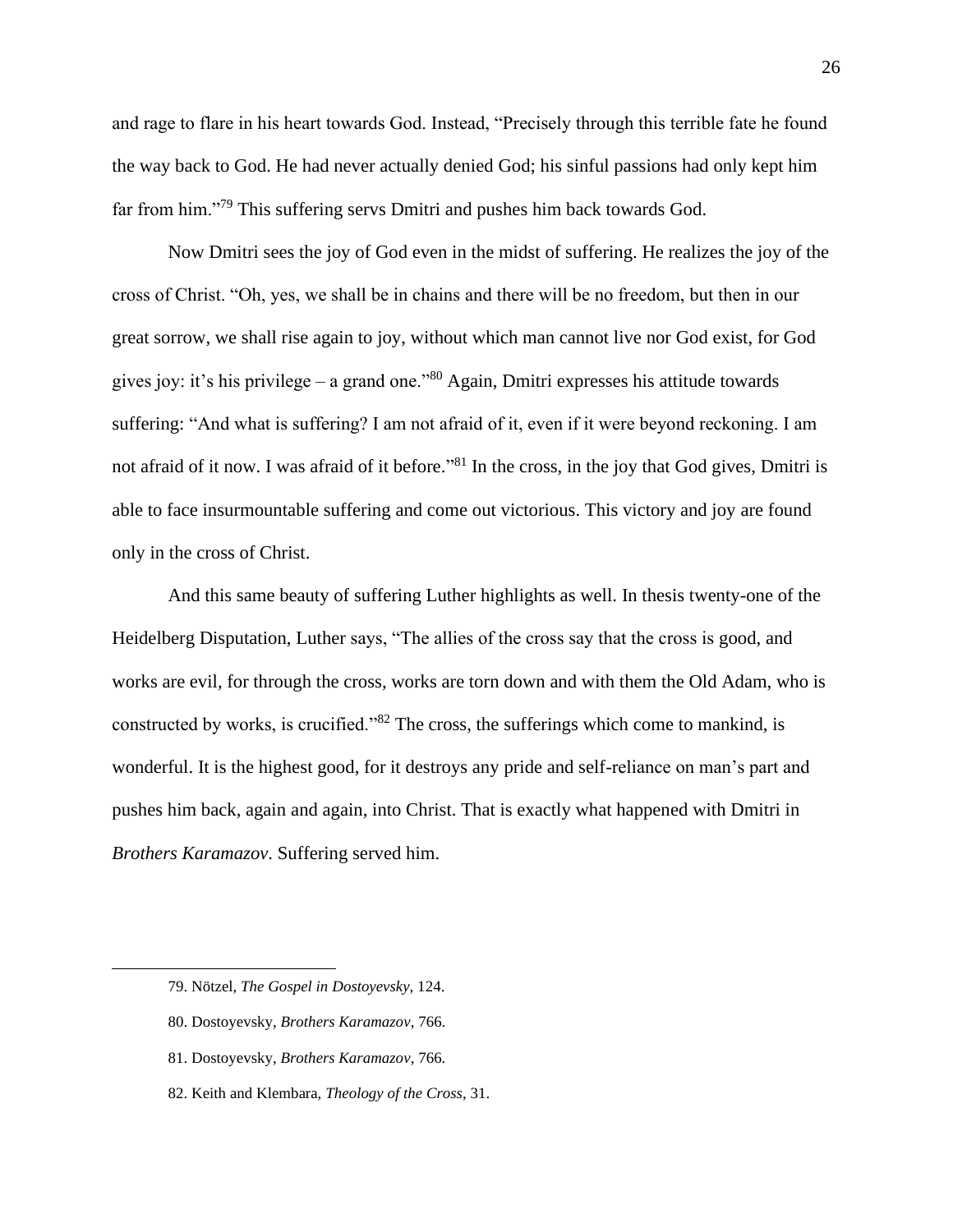and rage to flare in his heart towards God. Instead, "Precisely through this terrible fate he found the way back to God. He had never actually denied God; his sinful passions had only kept him far from him."[79] This suffering servs Dmitri and pushes him back towards God.

Now Dmitri sees the joy of God even in the midst of suffering. He realizes the joy of the cross of Christ. "Oh, yes, we shall be in chains and there will be no freedom, but then in our great sorrow, we shall rise again to joy, without which man cannot live nor God exist, for God gives joy: it's his privilege – a grand one."[80] Again, Dmitri expresses his attitude towards suffering: "And what is suffering? I am not afraid of it, even if it were beyond reckoning. I am not afraid of it now. I was afraid of it before."[81] In the cross, in the joy that God gives, Dmitri is able to face insurmountable suffering and come out victorious. This victory and joy are found only in the cross of Christ.

And this same beauty of suffering Luther highlights as well. In thesis twenty-one of the Heidelberg Disputation, Luther says, "The allies of the cross say that the cross is good, and works are evil, for through the cross, works are torn down and with them the Old Adam, who is constructed by works, is crucified."[82] The cross, the sufferings which come to mankind, is wonderful. It is the highest good, for it destroys any pride and self-reliance on man's part and pushes him back, again and again, into Christ. That is exactly what happened with Dmitri in *Brothers Karamazov*. Suffering served him.

---

79. Nötzel, *The Gospel in Dostoyevsky*, 124.

80. Dostoyevsky, *Brothers Karamazov*, 766.

81. Dostoyevsky, *Brothers Karamazov*, 766.

82. Keith and Klembara, *Theology of the Cross*, 31.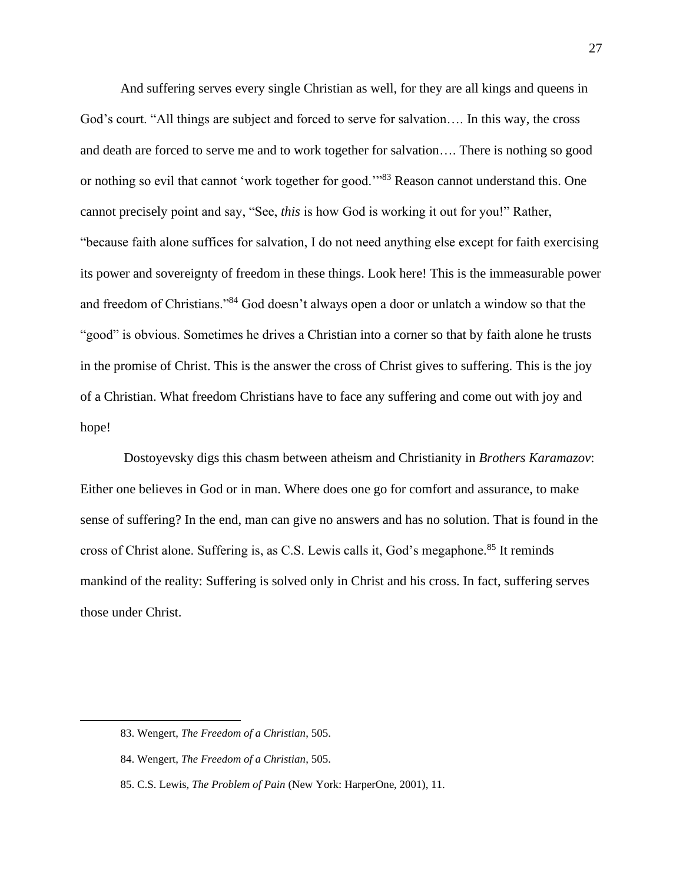And suffering serves every single Christian as well, for they are all kings and queens in God's court. "All things are subject and forced to serve for salvation…. In this way, the cross and death are forced to serve me and to work together for salvation…. There is nothing so good or nothing so evil that cannot 'work together for good.'"[83] Reason cannot understand this. One cannot precisely point and say, "See, *this* is how God is working it out for you!" Rather, "because faith alone suffices for salvation, I do not need anything else except for faith exercising its power and sovereignty of freedom in these things. Look here! This is the immeasurable power and freedom of Christians."[84] God doesn't always open a door or unlatch a window so that the "good" is obvious. Sometimes he drives a Christian into a corner so that by faith alone he trusts in the promise of Christ. This is the answer the cross of Christ gives to suffering. This is the joy of a Christian. What freedom Christians have to face any suffering and come out with joy and hope!

Dostoyevsky digs this chasm between atheism and Christianity in *Brothers Karamazov*: Either one believes in God or in man. Where does one go for comfort and assurance, to make sense of suffering? In the end, man can give no answers and has no solution. That is found in the cross of Christ alone. Suffering is, as C.S. Lewis calls it, God's megaphone.[85] It reminds mankind of the reality: Suffering is solved only in Christ and his cross. In fact, suffering serves those under Christ.

---

83. Wengert, *The Freedom of a Christian*, 505.

84. Wengert, *The Freedom of a Christian*, 505.

85. C.S. Lewis, *The Problem of Pain* (New York: HarperOne, 2001), 11.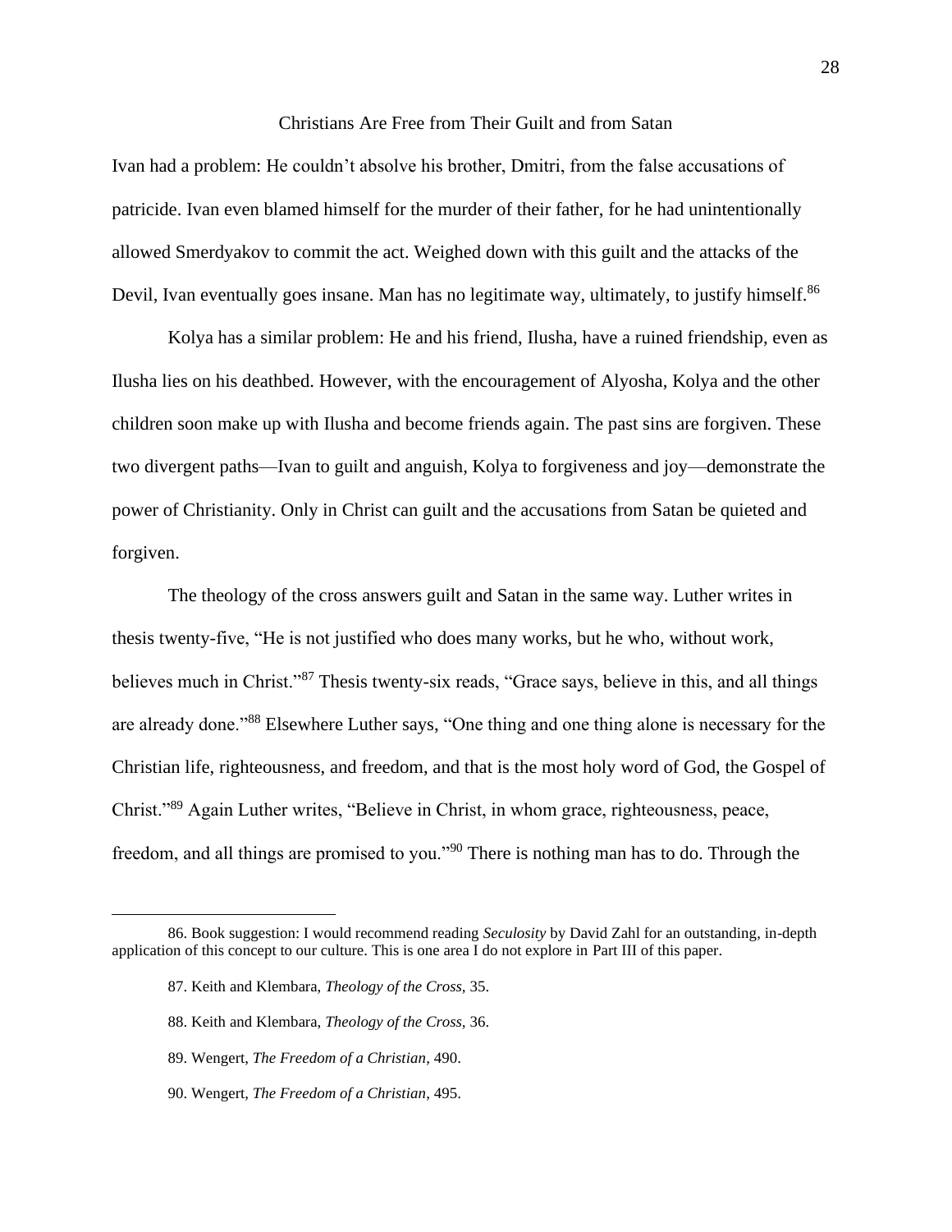## Christians Are Free from Their Guilt and from Satan

Ivan had a problem: He couldn't absolve his brother, Dmitri, from the false accusations of patricide. Ivan even blamed himself for the murder of their father, for he had unintentionally allowed Smerdyakov to commit the act. Weighed down with this guilt and the attacks of the Devil, Ivan eventually goes insane. Man has no legitimate way, ultimately, to justify himself.[86]

Kolya has a similar problem: He and his friend, Ilusha, have a ruined friendship, even as Ilusha lies on his deathbed. However, with the encouragement of Alyosha, Kolya and the other children soon make up with Ilusha and become friends again. The past sins are forgiven. These two divergent paths—Ivan to guilt and anguish, Kolya to forgiveness and joy—demonstrate the power of Christianity. Only in Christ can guilt and the accusations from Satan be quieted and forgiven.

The theology of the cross answers guilt and Satan in the same way. Luther writes in thesis twenty-five, "He is not justified who does many works, but he who, without work, believes much in Christ."[87] Thesis twenty-six reads, "Grace says, believe in this, and all things are already done."[88] Elsewhere Luther says, "One thing and one thing alone is necessary for the Christian life, righteousness, and freedom, and that is the most holy word of God, the Gospel of Christ."[89] Again Luther writes, "Believe in Christ, in whom grace, righteousness, peace, freedom, and all things are promised to you."[90] There is nothing man has to do. Through the

---

86. Book suggestion: I would recommend reading *Seculosity* by David Zahl for an outstanding, in-depth application of this concept to our culture. This is one area I do not explore in Part III of this paper.

87. Keith and Klembara, *Theology of the Cross,* 35.

88. Keith and Klembara, *Theology of the Cross,* 36.

89. Wengert, *The Freedom of a Christian*, 490.

90. Wengert, *The Freedom of a Christian*, 495.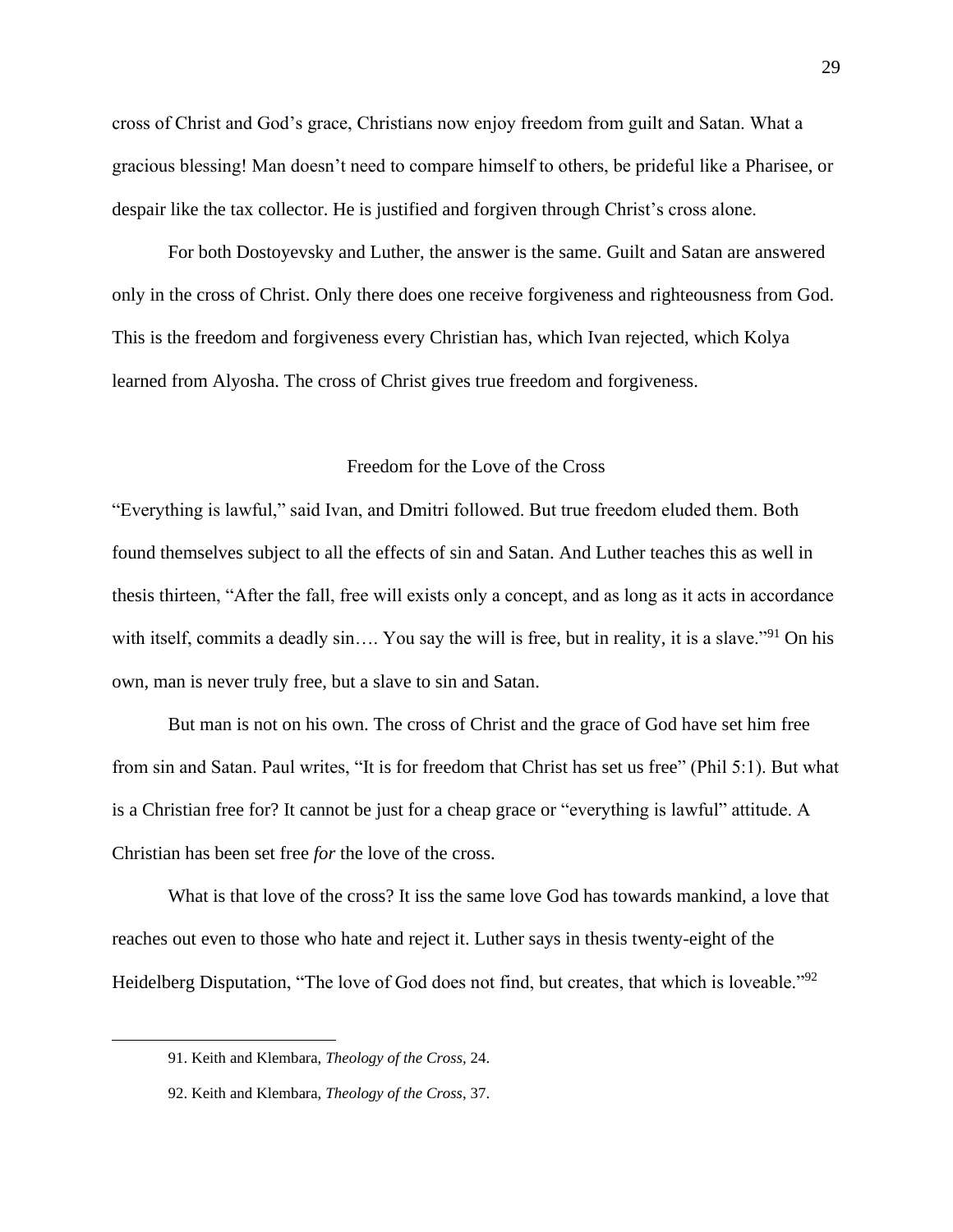cross of Christ and God's grace, Christians now enjoy freedom from guilt and Satan. What a gracious blessing! Man doesn't need to compare himself to others, be prideful like a Pharisee, or despair like the tax collector. He is justified and forgiven through Christ's cross alone.

For both Dostoyevsky and Luther, the answer is the same. Guilt and Satan are answered only in the cross of Christ. Only there does one receive forgiveness and righteousness from God. This is the freedom and forgiveness every Christian has, which Ivan rejected, which Kolya learned from Alyosha. The cross of Christ gives true freedom and forgiveness.

## Freedom for the Love of the Cross

"Everything is lawful," said Ivan, and Dmitri followed. But true freedom eluded them. Both found themselves subject to all the effects of sin and Satan. And Luther teaches this as well in thesis thirteen, "After the fall, free will exists only a concept, and as long as it acts in accordance with itself, commits a deadly sin…. You say the will is free, but in reality, it is a slave."[91] On his own, man is never truly free, but a slave to sin and Satan.

But man is not on his own. The cross of Christ and the grace of God have set him free from sin and Satan. Paul writes, "It is for freedom that Christ has set us free" (Phil 5:1). But what is a Christian free for? It cannot be just for a cheap grace or "everything is lawful" attitude. A Christian has been set free *for* the love of the cross.

What is that love of the cross? It iss the same love God has towards mankind, a love that reaches out even to those who hate and reject it. Luther says in thesis twenty-eight of the Heidelberg Disputation, "The love of God does not find, but creates, that which is loveable."[92]

---

91. Keith and Klembara, *Theology of the Cross,* 24.

92. Keith and Klembara, *Theology of the Cross*, 37.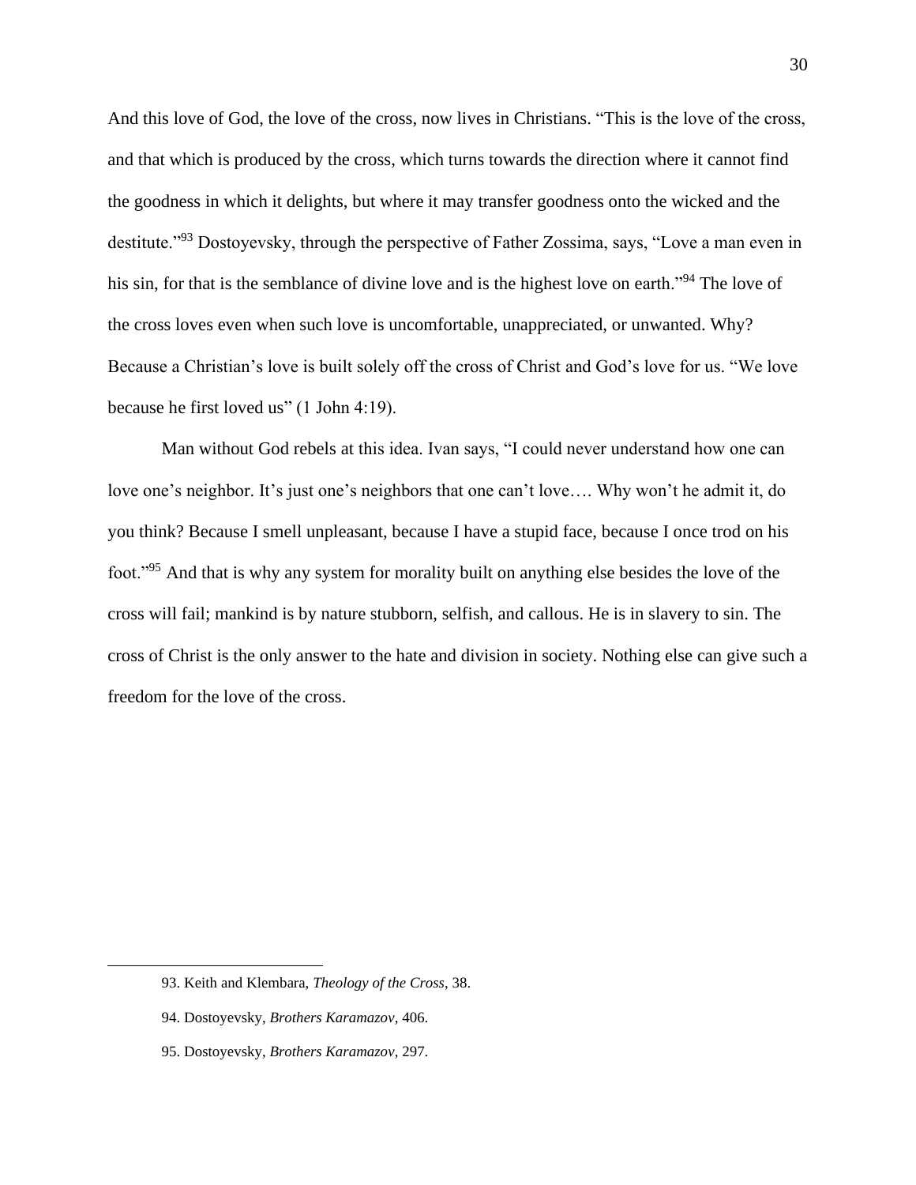And this love of God, the love of the cross, now lives in Christians. "This is the love of the cross, and that which is produced by the cross, which turns towards the direction where it cannot find the goodness in which it delights, but where it may transfer goodness onto the wicked and the destitute."[93] Dostoyevsky, through the perspective of Father Zossima, says, "Love a man even in his sin, for that is the semblance of divine love and is the highest love on earth."[94] The love of the cross loves even when such love is uncomfortable, unappreciated, or unwanted. Why? Because a Christian's love is built solely off the cross of Christ and God's love for us. "We love because he first loved us" (1 John 4:19).

Man without God rebels at this idea. Ivan says, "I could never understand how one can love one's neighbor. It's just one's neighbors that one can't love…. Why won't he admit it, do you think? Because I smell unpleasant, because I have a stupid face, because I once trod on his foot."[95] And that is why any system for morality built on anything else besides the love of the cross will fail; mankind is by nature stubborn, selfish, and callous. He is in slavery to sin. The cross of Christ is the only answer to the hate and division in society. Nothing else can give such a freedom for the love of the cross.

---

93. Keith and Klembara, *Theology of the Cross*, 38.

94. Dostoyevsky, *Brothers Karamazov*, 406.

95. Dostoyevsky, *Brothers Karamazov*, 297.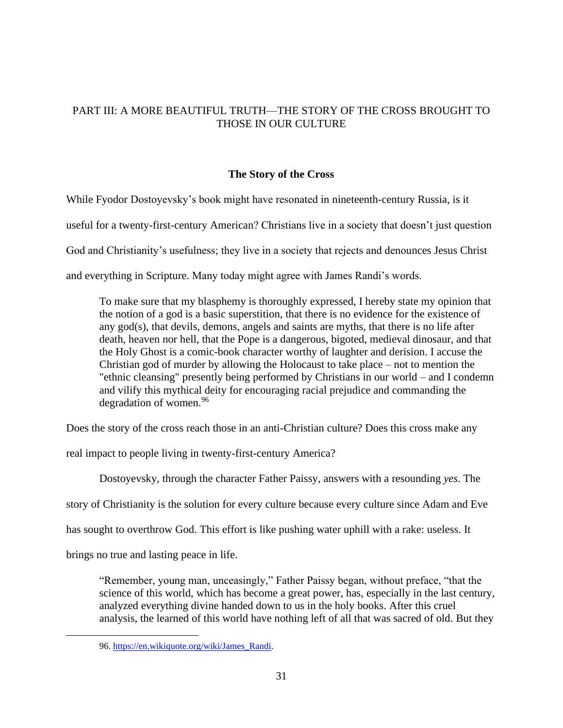## PART III: A MORE BEAUTIFUL TRUTH—THE STORY OF THE CROSS BROUGHT TO THOSE IN OUR CULTURE

### The Story of the Cross

While Fyodor Dostoyevsky's book might have resonated in nineteenth-century Russia, is it useful for a twenty-first-century American? Christians live in a society that doesn't just question God and Christianity's usefulness; they live in a society that rejects and denounces Jesus Christ and everything in Scripture. Many today might agree with James Randi's words.

> To make sure that my blasphemy is thoroughly expressed, I hereby state my opinion that the notion of a god is a basic superstition, that there is no evidence for the existence of any god(s), that devils, demons, angels and saints are myths, that there is no life after death, heaven nor hell, that the Pope is a dangerous, bigoted, medieval dinosaur, and that the Holy Ghost is a comic-book character worthy of laughter and derision. I accuse the Christian god of murder by allowing the Holocaust to take place – not to mention the "ethnic cleansing" presently being performed by Christians in our world – and I condemn and vilify this mythical deity for encouraging racial prejudice and commanding the degradation of women.[96]

Does the story of the cross reach those in an anti-Christian culture? Does this cross make any real impact to people living in twenty-first-century America?

Dostoyevsky, through the character Father Paissy, answers with a resounding *yes*. The story of Christianity is the solution for every culture because every culture since Adam and Eve has sought to overthrow God. This effort is like pushing water uphill with a rake: useless. It brings no true and lasting peace in life.

> "Remember, young man, unceasingly," Father Paissy began, without preface, "that the science of this world, which has become a great power, has, especially in the last century, analyzed everything divine handed down to us in the holy books. After this cruel analysis, the learned of this world have nothing left of all that was sacred of old. But they

96. https://en.wikiquote.org/wiki/James_Randi.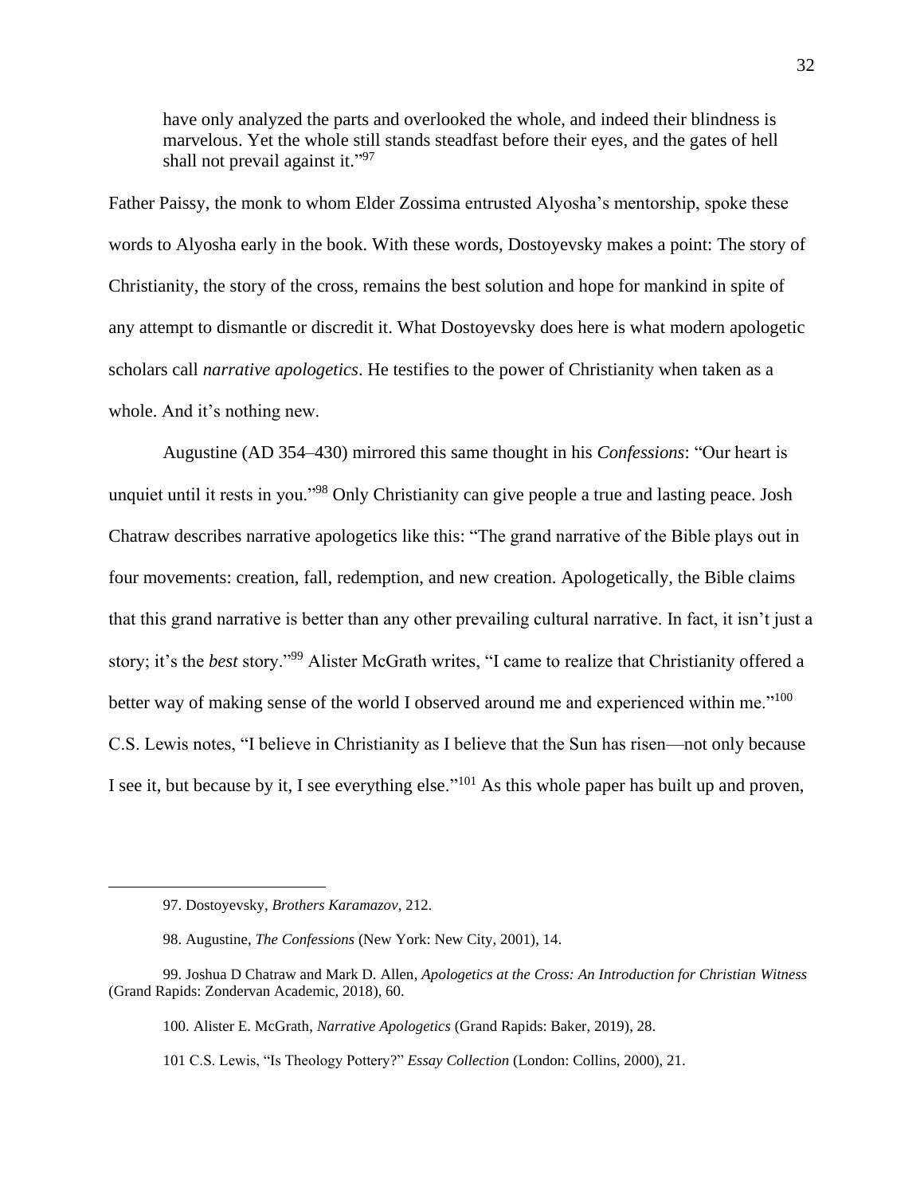> have only analyzed the parts and overlooked the whole, and indeed their blindness is marvelous. Yet the whole still stands steadfast before their eyes, and the gates of hell shall not prevail against it."[97]

Father Paissy, the monk to whom Elder Zossima entrusted Alyosha's mentorship, spoke these words to Alyosha early in the book. With these words, Dostoyevsky makes a point: The story of Christianity, the story of the cross, remains the best solution and hope for mankind in spite of any attempt to dismantle or discredit it. What Dostoyevsky does here is what modern apologetic scholars call *narrative apologetics*. He testifies to the power of Christianity when taken as a whole. And it's nothing new.

Augustine (AD 354–430) mirrored this same thought in his *Confessions*: "Our heart is unquiet until it rests in you."[98] Only Christianity can give people a true and lasting peace. Josh Chatraw describes narrative apologetics like this: "The grand narrative of the Bible plays out in four movements: creation, fall, redemption, and new creation. Apologetically, the Bible claims that this grand narrative is better than any other prevailing cultural narrative. In fact, it isn't just a story; it's the *best* story."[99] Alister McGrath writes, "I came to realize that Christianity offered a better way of making sense of the world I observed around me and experienced within me."[100] C.S. Lewis notes, "I believe in Christianity as I believe that the Sun has risen—not only because I see it, but because by it, I see everything else."[101] As this whole paper has built up and proven,

---

97. Dostoyevsky, *Brothers Karamazov*, 212.

98. Augustine, *The Confessions* (New York: New City, 2001), 14.

99. Joshua D Chatraw and Mark D. Allen, *Apologetics at the Cross: An Introduction for Christian Witness* (Grand Rapids: Zondervan Academic, 2018), 60.

100. Alister E. McGrath, *Narrative Apologetics* (Grand Rapids: Baker, 2019), 28.

101 C.S. Lewis, "Is Theology Pottery?" *Essay Collection* (London: Collins, 2000), 21.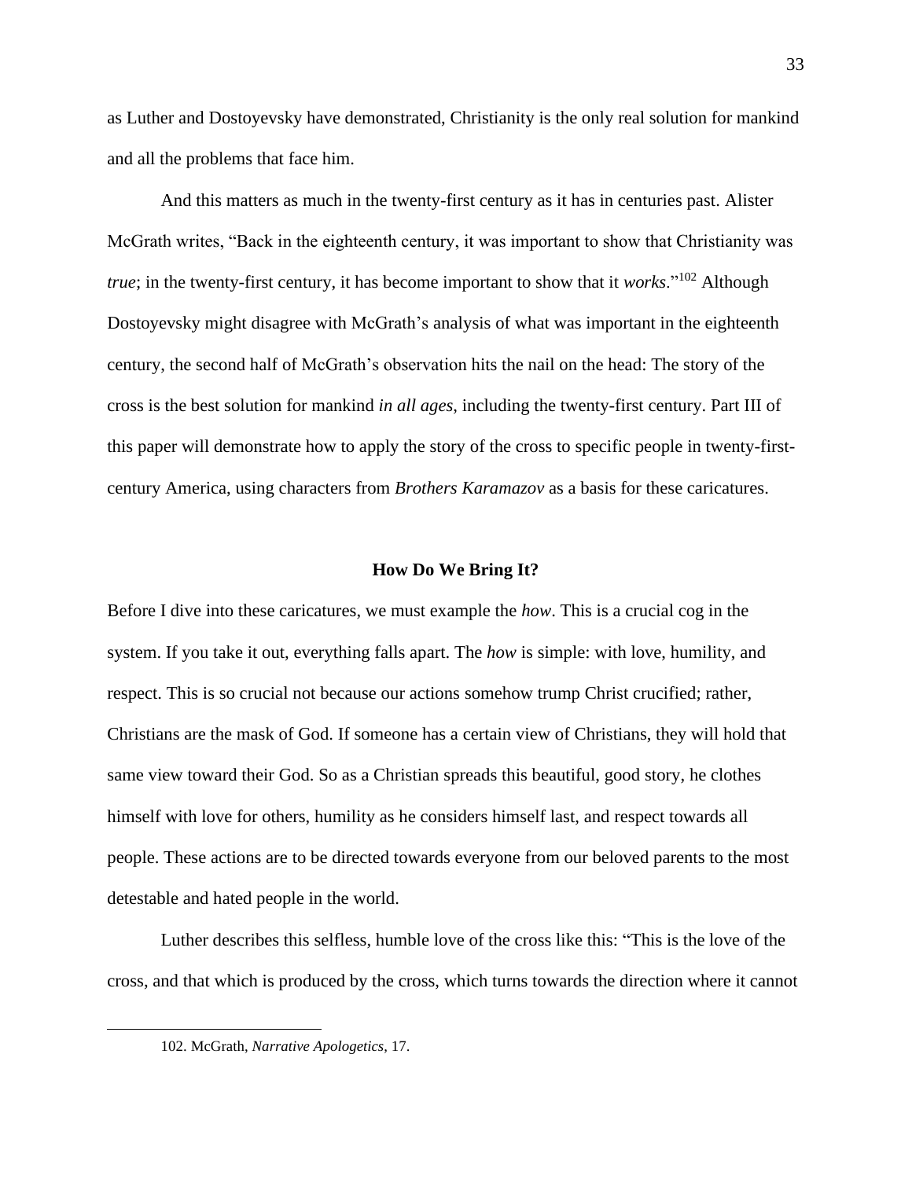as Luther and Dostoyevsky have demonstrated, Christianity is the only real solution for mankind and all the problems that face him.

And this matters as much in the twenty-first century as it has in centuries past. Alister McGrath writes, "Back in the eighteenth century, it was important to show that Christianity was *true*; in the twenty-first century, it has become important to show that it *works*."[102] Although Dostoyevsky might disagree with McGrath's analysis of what was important in the eighteenth century, the second half of McGrath's observation hits the nail on the head: The story of the cross is the best solution for mankind *in all ages*, including the twenty-first century. Part III of this paper will demonstrate how to apply the story of the cross to specific people in twenty-first-century America, using characters from *Brothers Karamazov* as a basis for these caricatures.

### How Do We Bring It?

Before I dive into these caricatures, we must example the *how*. This is a crucial cog in the system. If you take it out, everything falls apart. The *how* is simple: with love, humility, and respect. This is so crucial not because our actions somehow trump Christ crucified; rather, Christians are the mask of God. If someone has a certain view of Christians, they will hold that same view toward their God. So as a Christian spreads this beautiful, good story, he clothes himself with love for others, humility as he considers himself last, and respect towards all people. These actions are to be directed towards everyone from our beloved parents to the most detestable and hated people in the world.

Luther describes this selfless, humble love of the cross like this: "This is the love of the cross, and that which is produced by the cross, which turns towards the direction where it cannot

102. McGrath, *Narrative Apologetics*, 17.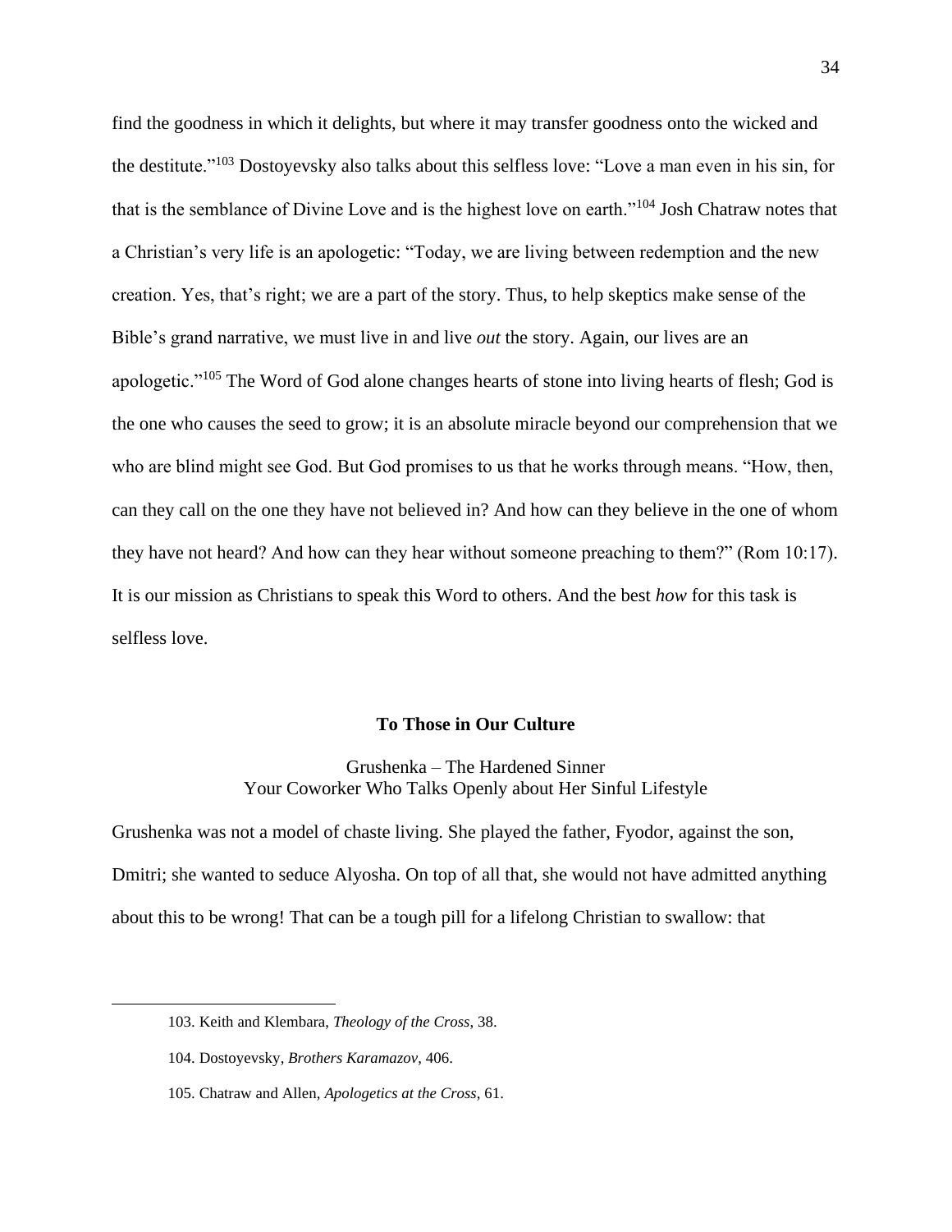find the goodness in which it delights, but where it may transfer goodness onto the wicked and the destitute."[103] Dostoyevsky also talks about this selfless love: "Love a man even in his sin, for that is the semblance of Divine Love and is the highest love on earth."[104] Josh Chatraw notes that a Christian's very life is an apologetic: "Today, we are living between redemption and the new creation. Yes, that's right; we are a part of the story. Thus, to help skeptics make sense of the Bible's grand narrative, we must live in and live *out* the story. Again, our lives are an apologetic."[105] The Word of God alone changes hearts of stone into living hearts of flesh; God is the one who causes the seed to grow; it is an absolute miracle beyond our comprehension that we who are blind might see God. But God promises to us that he works through means. "How, then, can they call on the one they have not believed in? And how can they believe in the one of whom they have not heard? And how can they hear without someone preaching to them?" (Rom 10:17). It is our mission as Christians to speak this Word to others. And the best *how* for this task is selfless love.

## To Those in Our Culture

### Grushenka – The Hardened Sinner
### Your Coworker Who Talks Openly about Her Sinful Lifestyle

Grushenka was not a model of chaste living. She played the father, Fyodor, against the son, Dmitri; she wanted to seduce Alyosha. On top of all that, she would not have admitted anything about this to be wrong! That can be a tough pill for a lifelong Christian to swallow: that

103. Keith and Klembara, *Theology of the Cross*, 38.

104. Dostoyevsky, *Brothers Karamazov*, 406.

105. Chatraw and Allen, *Apologetics at the Cross*, 61.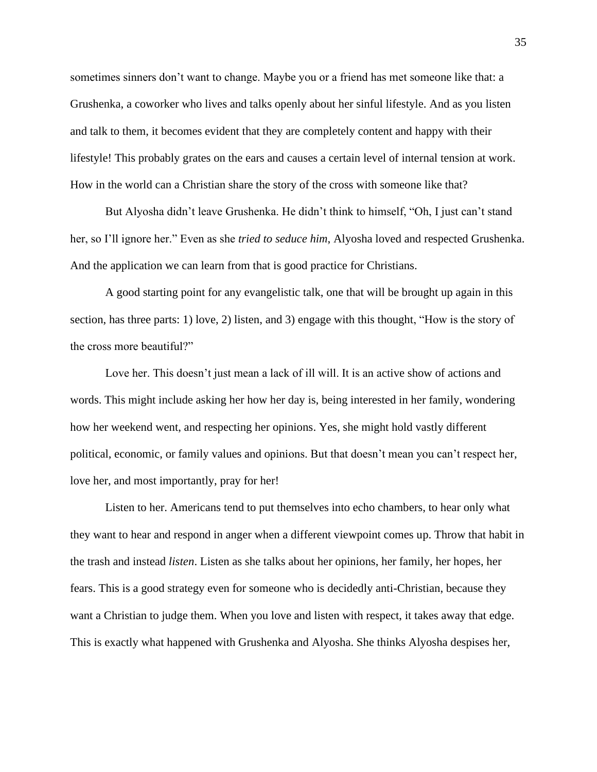sometimes sinners don't want to change. Maybe you or a friend has met someone like that: a Grushenka, a coworker who lives and talks openly about her sinful lifestyle. And as you listen and talk to them, it becomes evident that they are completely content and happy with their lifestyle! This probably grates on the ears and causes a certain level of internal tension at work. How in the world can a Christian share the story of the cross with someone like that?

But Alyosha didn't leave Grushenka. He didn't think to himself, "Oh, I just can't stand her, so I'll ignore her." Even as she *tried to seduce him*, Alyosha loved and respected Grushenka. And the application we can learn from that is good practice for Christians.

A good starting point for any evangelistic talk, one that will be brought up again in this section, has three parts: 1) love, 2) listen, and 3) engage with this thought, "How is the story of the cross more beautiful?"

Love her. This doesn't just mean a lack of ill will. It is an active show of actions and words. This might include asking her how her day is, being interested in her family, wondering how her weekend went, and respecting her opinions. Yes, she might hold vastly different political, economic, or family values and opinions. But that doesn't mean you can't respect her, love her, and most importantly, pray for her!

Listen to her. Americans tend to put themselves into echo chambers, to hear only what they want to hear and respond in anger when a different viewpoint comes up. Throw that habit in the trash and instead *listen*. Listen as she talks about her opinions, her family, her hopes, her fears. This is a good strategy even for someone who is decidedly anti-Christian, because they want a Christian to judge them. When you love and listen with respect, it takes away that edge. This is exactly what happened with Grushenka and Alyosha. She thinks Alyosha despises her,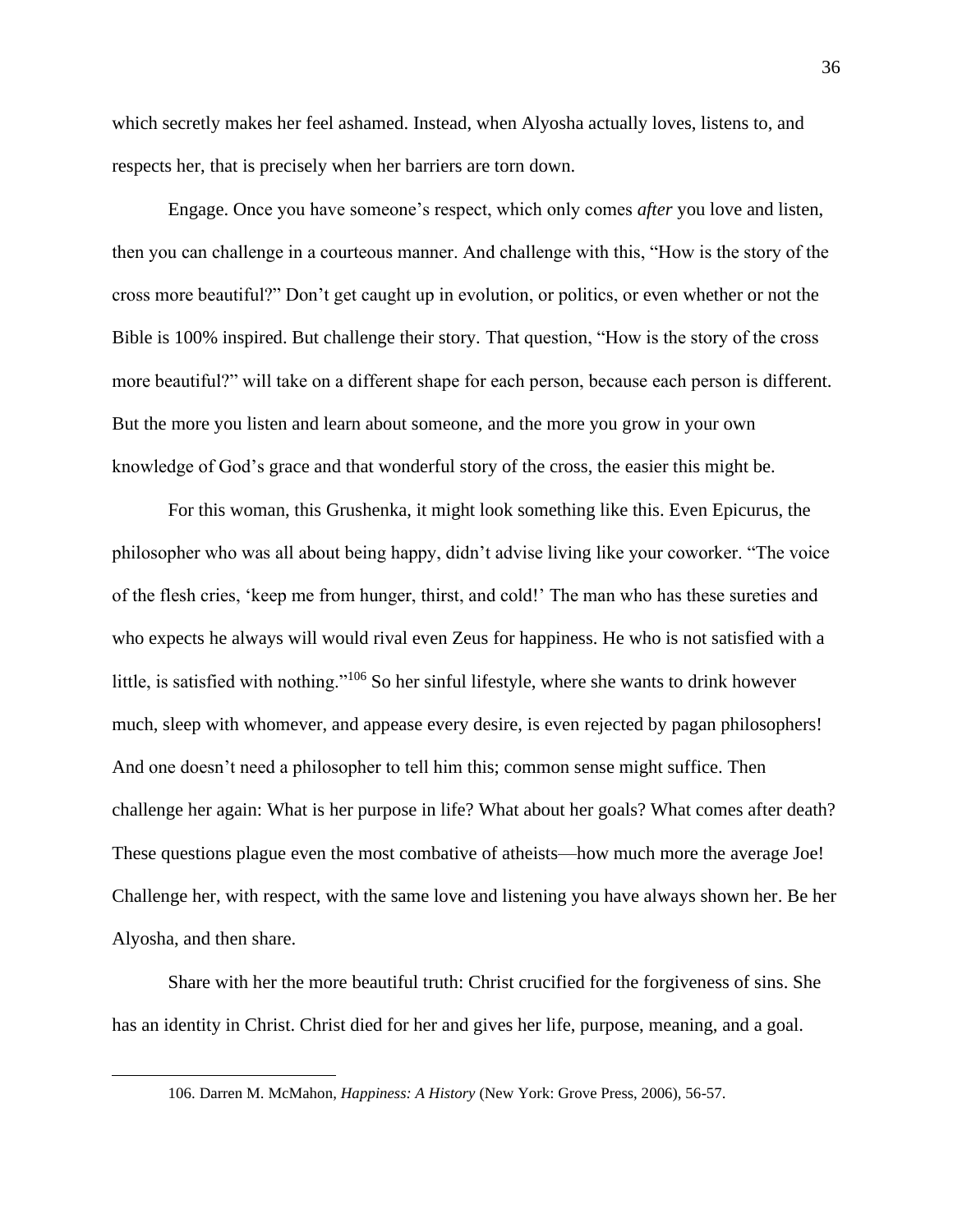which secretly makes her feel ashamed. Instead, when Alyosha actually loves, listens to, and respects her, that is precisely when her barriers are torn down.

Engage. Once you have someone's respect, which only comes *after* you love and listen, then you can challenge in a courteous manner. And challenge with this, "How is the story of the cross more beautiful?" Don't get caught up in evolution, or politics, or even whether or not the Bible is 100% inspired. But challenge their story. That question, "How is the story of the cross more beautiful?" will take on a different shape for each person, because each person is different. But the more you listen and learn about someone, and the more you grow in your own knowledge of God's grace and that wonderful story of the cross, the easier this might be.

For this woman, this Grushenka, it might look something like this. Even Epicurus, the philosopher who was all about being happy, didn't advise living like your coworker. "The voice of the flesh cries, 'keep me from hunger, thirst, and cold!' The man who has these sureties and who expects he always will would rival even Zeus for happiness. He who is not satisfied with a little, is satisfied with nothing."[106] So her sinful lifestyle, where she wants to drink however much, sleep with whomever, and appease every desire, is even rejected by pagan philosophers! And one doesn't need a philosopher to tell him this; common sense might suffice. Then challenge her again: What is her purpose in life? What about her goals? What comes after death? These questions plague even the most combative of atheists—how much more the average Joe! Challenge her, with respect, with the same love and listening you have always shown her. Be her Alyosha, and then share.

Share with her the more beautiful truth: Christ crucified for the forgiveness of sins. She has an identity in Christ. Christ died for her and gives her life, purpose, meaning, and a goal.

---

106. Darren M. McMahon, *Happiness: A History* (New York: Grove Press, 2006), 56-57.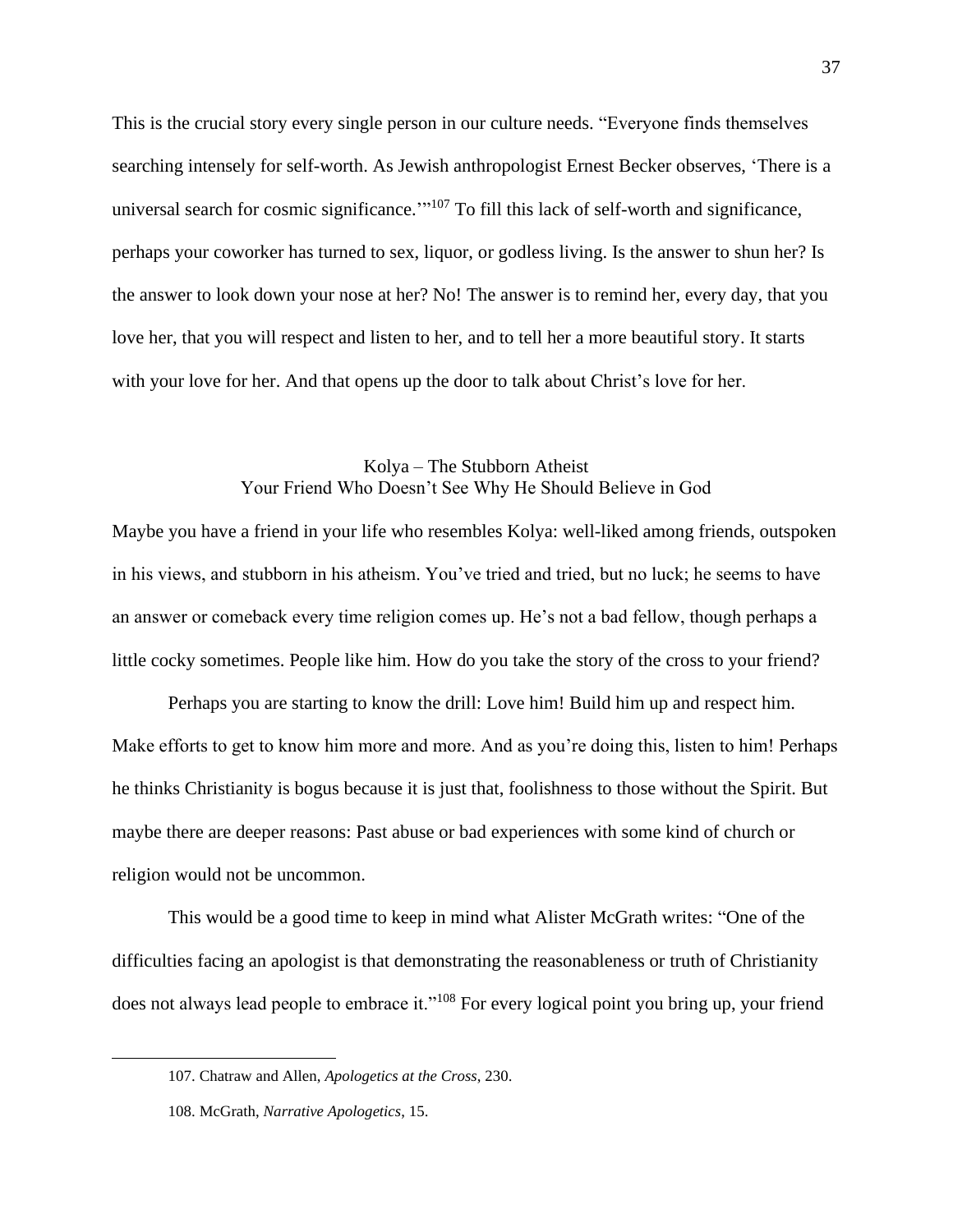This is the crucial story every single person in our culture needs. "Everyone finds themselves searching intensely for self-worth. As Jewish anthropologist Ernest Becker observes, 'There is a universal search for cosmic significance.'"[107] To fill this lack of self-worth and significance, perhaps your coworker has turned to sex, liquor, or godless living. Is the answer to shun her? Is the answer to look down your nose at her? No! The answer is to remind her, every day, that you love her, that you will respect and listen to her, and to tell her a more beautiful story. It starts with your love for her. And that opens up the door to talk about Christ's love for her.

### Kolya – The Stubborn Atheist
### Your Friend Who Doesn't See Why He Should Believe in God

Maybe you have a friend in your life who resembles Kolya: well-liked among friends, outspoken in his views, and stubborn in his atheism. You've tried and tried, but no luck; he seems to have an answer or comeback every time religion comes up. He's not a bad fellow, though perhaps a little cocky sometimes. People like him. How do you take the story of the cross to your friend?

Perhaps you are starting to know the drill: Love him! Build him up and respect him. Make efforts to get to know him more and more. And as you're doing this, listen to him! Perhaps he thinks Christianity is bogus because it is just that, foolishness to those without the Spirit. But maybe there are deeper reasons: Past abuse or bad experiences with some kind of church or religion would not be uncommon.

This would be a good time to keep in mind what Alister McGrath writes: "One of the difficulties facing an apologist is that demonstrating the reasonableness or truth of Christianity does not always lead people to embrace it."[108] For every logical point you bring up, your friend

---

107. Chatraw and Allen, *Apologetics at the Cross*, 230.

108. McGrath, *Narrative Apologetics*, 15.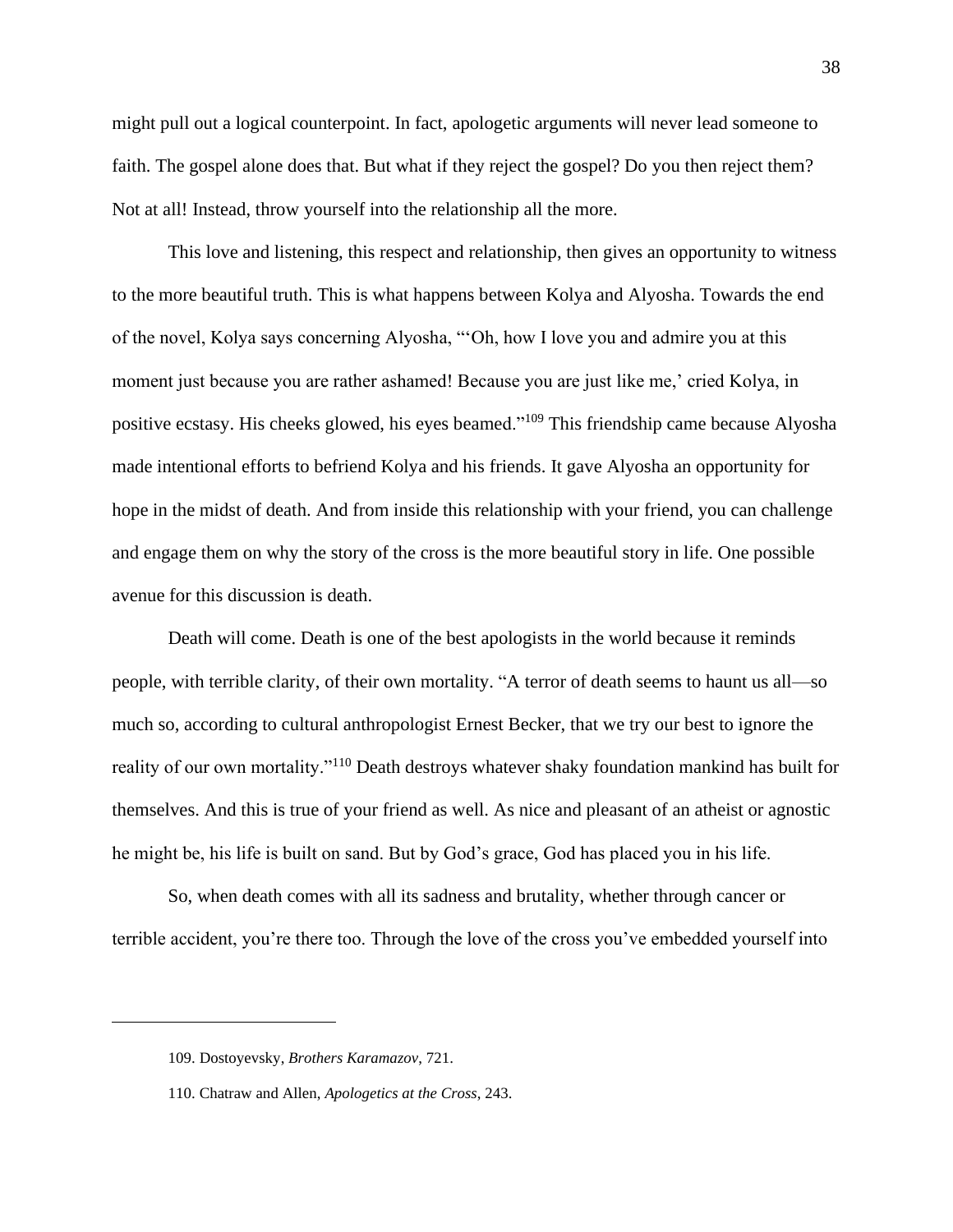might pull out a logical counterpoint. In fact, apologetic arguments will never lead someone to faith. The gospel alone does that. But what if they reject the gospel? Do you then reject them? Not at all! Instead, throw yourself into the relationship all the more.

This love and listening, this respect and relationship, then gives an opportunity to witness to the more beautiful truth. This is what happens between Kolya and Alyosha. Towards the end of the novel, Kolya says concerning Alyosha, "'Oh, how I love you and admire you at this moment just because you are rather ashamed! Because you are just like me,' cried Kolya, in positive ecstasy. His cheeks glowed, his eyes beamed."[109] This friendship came because Alyosha made intentional efforts to befriend Kolya and his friends. It gave Alyosha an opportunity for hope in the midst of death. And from inside this relationship with your friend, you can challenge and engage them on why the story of the cross is the more beautiful story in life. One possible avenue for this discussion is death.

Death will come. Death is one of the best apologists in the world because it reminds people, with terrible clarity, of their own mortality. "A terror of death seems to haunt us all—so much so, according to cultural anthropologist Ernest Becker, that we try our best to ignore the reality of our own mortality."[110] Death destroys whatever shaky foundation mankind has built for themselves. And this is true of your friend as well. As nice and pleasant of an atheist or agnostic he might be, his life is built on sand. But by God's grace, God has placed you in his life.

So, when death comes with all its sadness and brutality, whether through cancer or terrible accident, you're there too. Through the love of the cross you've embedded yourself into

---

109. Dostoyevsky, *Brothers Karamazov*, 721.

110. Chatraw and Allen, *Apologetics at the Cross*, 243.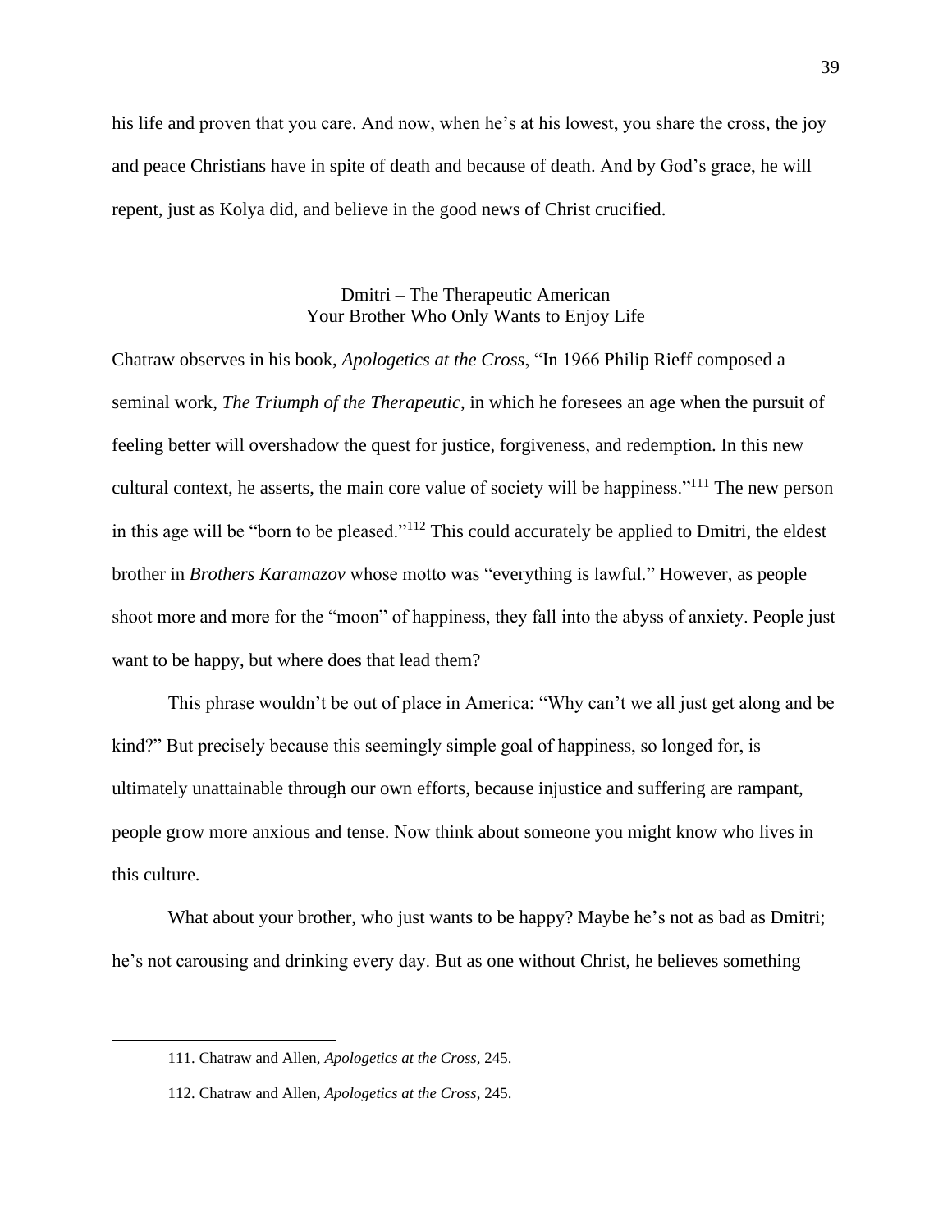his life and proven that you care. And now, when he's at his lowest, you share the cross, the joy and peace Christians have in spite of death and because of death. And by God's grace, he will repent, just as Kolya did, and believe in the good news of Christ crucified.

### Dmitri – The Therapeutic American
### Your Brother Who Only Wants to Enjoy Life

Chatraw observes in his book, *Apologetics at the Cross*, "In 1966 Philip Rieff composed a seminal work, *The Triumph of the Therapeutic*, in which he foresees an age when the pursuit of feeling better will overshadow the quest for justice, forgiveness, and redemption. In this new cultural context, he asserts, the main core value of society will be happiness."[111] The new person in this age will be "born to be pleased."[112] This could accurately be applied to Dmitri, the eldest brother in *Brothers Karamazov* whose motto was "everything is lawful." However, as people shoot more and more for the "moon" of happiness, they fall into the abyss of anxiety. People just want to be happy, but where does that lead them?

This phrase wouldn't be out of place in America: "Why can't we all just get along and be kind?" But precisely because this seemingly simple goal of happiness, so longed for, is ultimately unattainable through our own efforts, because injustice and suffering are rampant, people grow more anxious and tense. Now think about someone you might know who lives in this culture.

What about your brother, who just wants to be happy? Maybe he's not as bad as Dmitri; he's not carousing and drinking every day. But as one without Christ, he believes something

111. Chatraw and Allen, *Apologetics at the Cross*, 245.

112. Chatraw and Allen, *Apologetics at the Cross*, 245.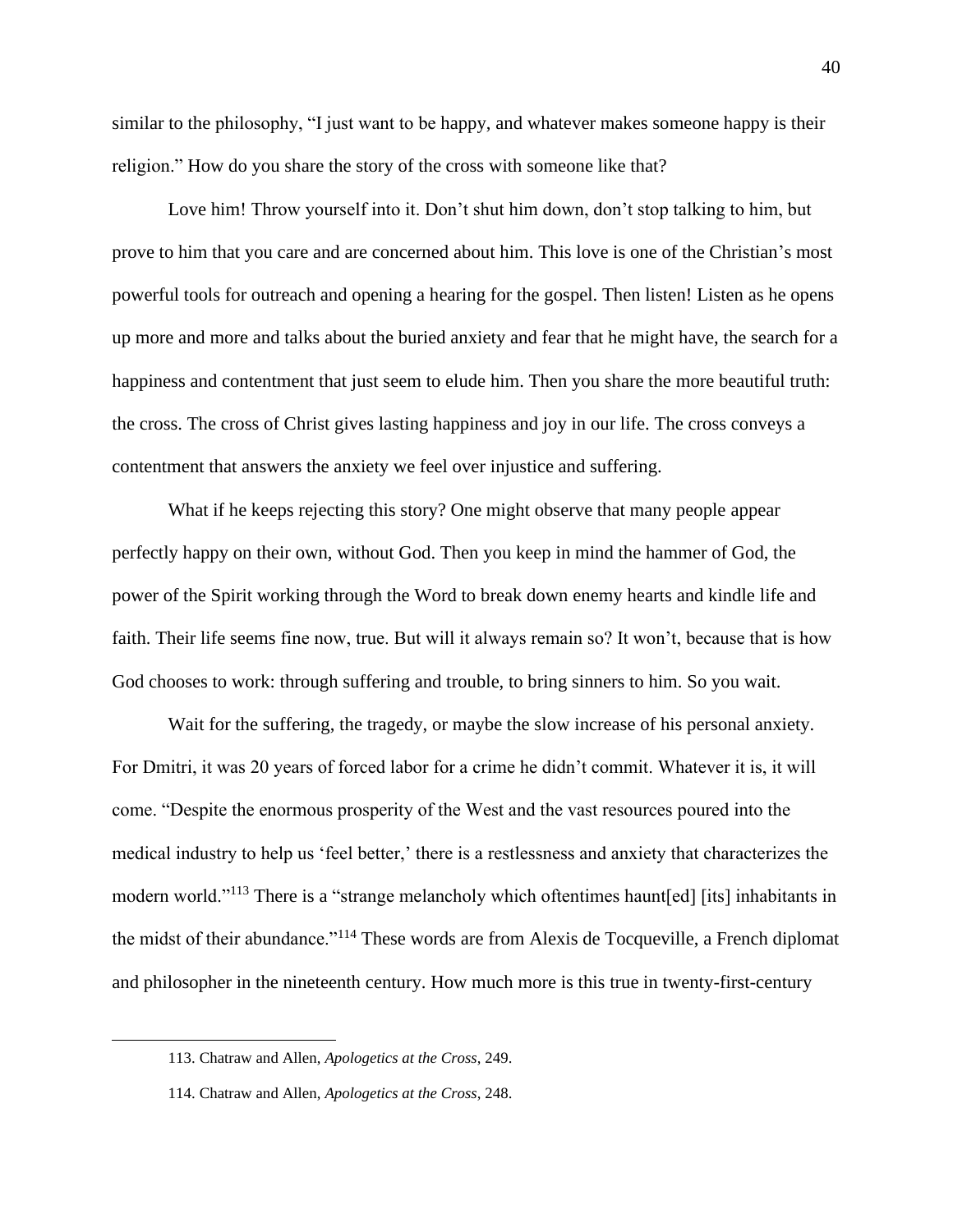similar to the philosophy, "I just want to be happy, and whatever makes someone happy is their religion." How do you share the story of the cross with someone like that?

Love him! Throw yourself into it. Don't shut him down, don't stop talking to him, but prove to him that you care and are concerned about him. This love is one of the Christian's most powerful tools for outreach and opening a hearing for the gospel. Then listen! Listen as he opens up more and more and talks about the buried anxiety and fear that he might have, the search for a happiness and contentment that just seem to elude him. Then you share the more beautiful truth: the cross. The cross of Christ gives lasting happiness and joy in our life. The cross conveys a contentment that answers the anxiety we feel over injustice and suffering.

What if he keeps rejecting this story? One might observe that many people appear perfectly happy on their own, without God. Then you keep in mind the hammer of God, the power of the Spirit working through the Word to break down enemy hearts and kindle life and faith. Their life seems fine now, true. But will it always remain so? It won't, because that is how God chooses to work: through suffering and trouble, to bring sinners to him. So you wait.

Wait for the suffering, the tragedy, or maybe the slow increase of his personal anxiety. For Dmitri, it was 20 years of forced labor for a crime he didn't commit. Whatever it is, it will come. "Despite the enormous prosperity of the West and the vast resources poured into the medical industry to help us 'feel better,' there is a restlessness and anxiety that characterizes the modern world."[113] There is a "strange melancholy which oftentimes haunt[ed] [its] inhabitants in the midst of their abundance."[114] These words are from Alexis de Tocqueville, a French diplomat and philosopher in the nineteenth century. How much more is this true in twenty-first-century

113. Chatraw and Allen, *Apologetics at the Cross*, 249.

114. Chatraw and Allen, *Apologetics at the Cross*, 248.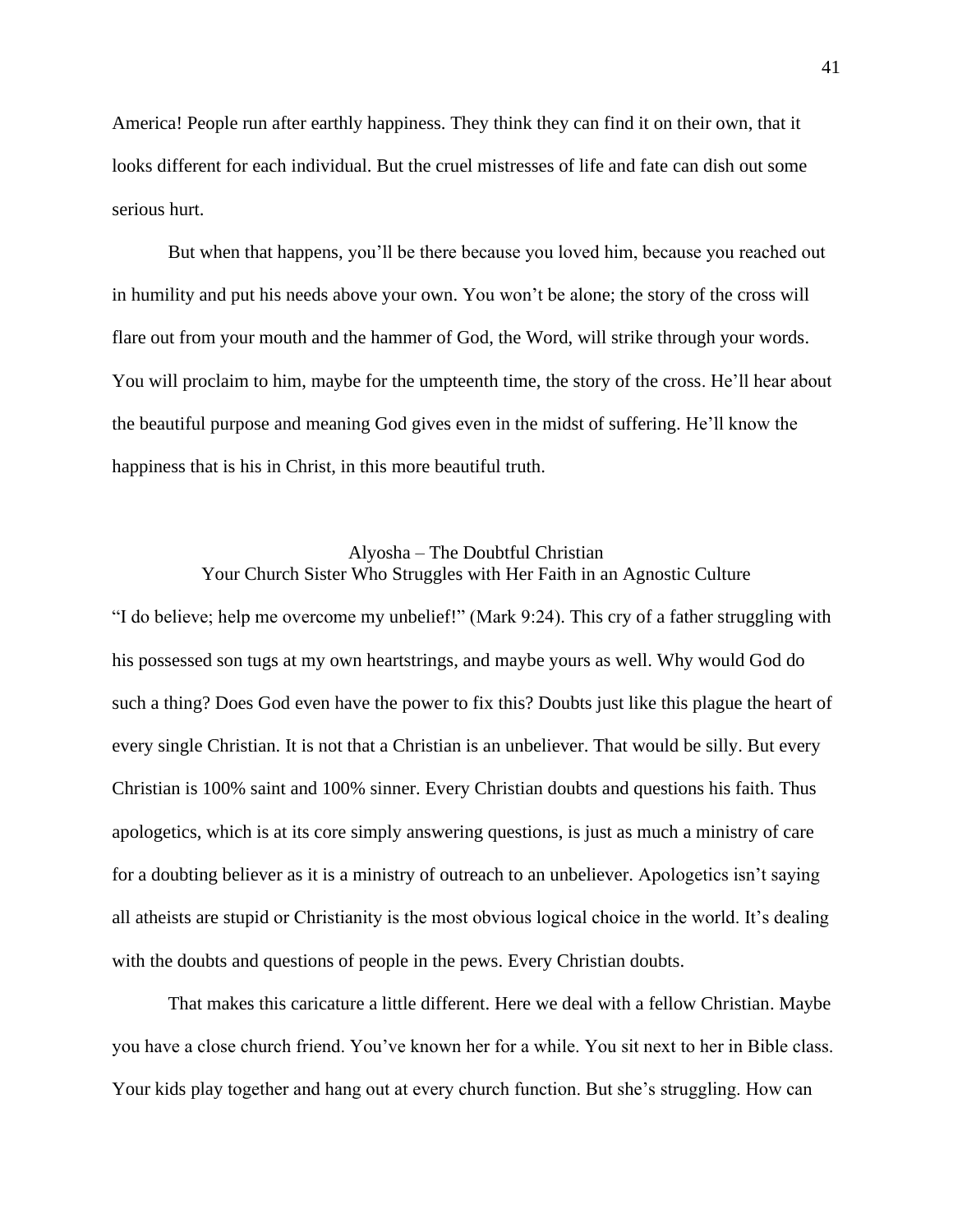America! People run after earthly happiness. They think they can find it on their own, that it looks different for each individual. But the cruel mistresses of life and fate can dish out some serious hurt.

But when that happens, you'll be there because you loved him, because you reached out in humility and put his needs above your own. You won't be alone; the story of the cross will flare out from your mouth and the hammer of God, the Word, will strike through your words. You will proclaim to him, maybe for the umpteenth time, the story of the cross. He'll hear about the beautiful purpose and meaning God gives even in the midst of suffering. He'll know the happiness that is his in Christ, in this more beautiful truth.

### Alyosha – The Doubtful Christian
### Your Church Sister Who Struggles with Her Faith in an Agnostic Culture

"I do believe; help me overcome my unbelief!" (Mark 9:24). This cry of a father struggling with his possessed son tugs at my own heartstrings, and maybe yours as well. Why would God do such a thing? Does God even have the power to fix this? Doubts just like this plague the heart of every single Christian. It is not that a Christian is an unbeliever. That would be silly. But every Christian is 100% saint and 100% sinner. Every Christian doubts and questions his faith. Thus apologetics, which is at its core simply answering questions, is just as much a ministry of care for a doubting believer as it is a ministry of outreach to an unbeliever. Apologetics isn't saying all atheists are stupid or Christianity is the most obvious logical choice in the world. It's dealing with the doubts and questions of people in the pews. Every Christian doubts.

That makes this caricature a little different. Here we deal with a fellow Christian. Maybe you have a close church friend. You've known her for a while. You sit next to her in Bible class. Your kids play together and hang out at every church function. But she's struggling. How can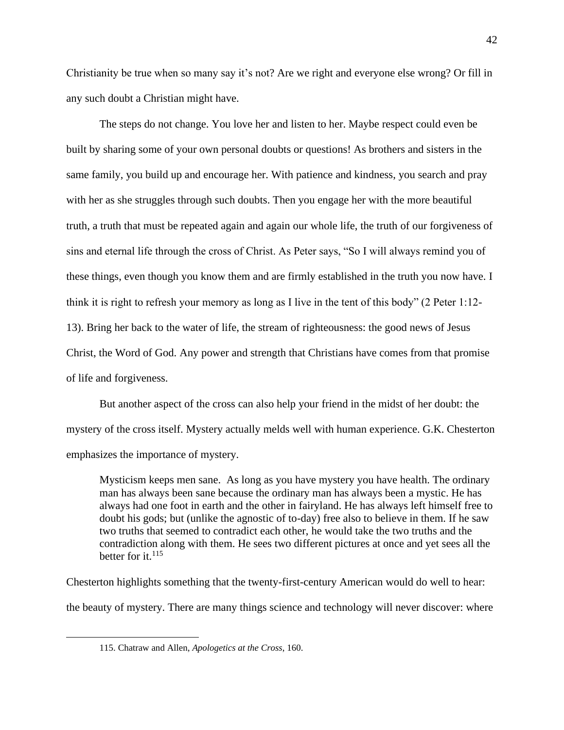Christianity be true when so many say it's not? Are we right and everyone else wrong? Or fill in any such doubt a Christian might have.

The steps do not change. You love her and listen to her. Maybe respect could even be built by sharing some of your own personal doubts or questions! As brothers and sisters in the same family, you build up and encourage her. With patience and kindness, you search and pray with her as she struggles through such doubts. Then you engage her with the more beautiful truth, a truth that must be repeated again and again our whole life, the truth of our forgiveness of sins and eternal life through the cross of Christ. As Peter says, "So I will always remind you of these things, even though you know them and are firmly established in the truth you now have. I think it is right to refresh your memory as long as I live in the tent of this body" (2 Peter 1:12-13). Bring her back to the water of life, the stream of righteousness: the good news of Jesus Christ, the Word of God. Any power and strength that Christians have comes from that promise of life and forgiveness.

But another aspect of the cross can also help your friend in the midst of her doubt: the mystery of the cross itself. Mystery actually melds well with human experience. G.K. Chesterton emphasizes the importance of mystery.

> Mysticism keeps men sane. As long as you have mystery you have health. The ordinary man has always been sane because the ordinary man has always been a mystic. He has always had one foot in earth and the other in fairyland. He has always left himself free to doubt his gods; but (unlike the agnostic of to-day) free also to believe in them. If he saw two truths that seemed to contradict each other, he would take the two truths and the contradiction along with them. He sees two different pictures at once and yet sees all the better for it.[115]

Chesterton highlights something that the twenty-first-century American would do well to hear: the beauty of mystery. There are many things science and technology will never discover: where

---

115. Chatraw and Allen, *Apologetics at the Cross*, 160.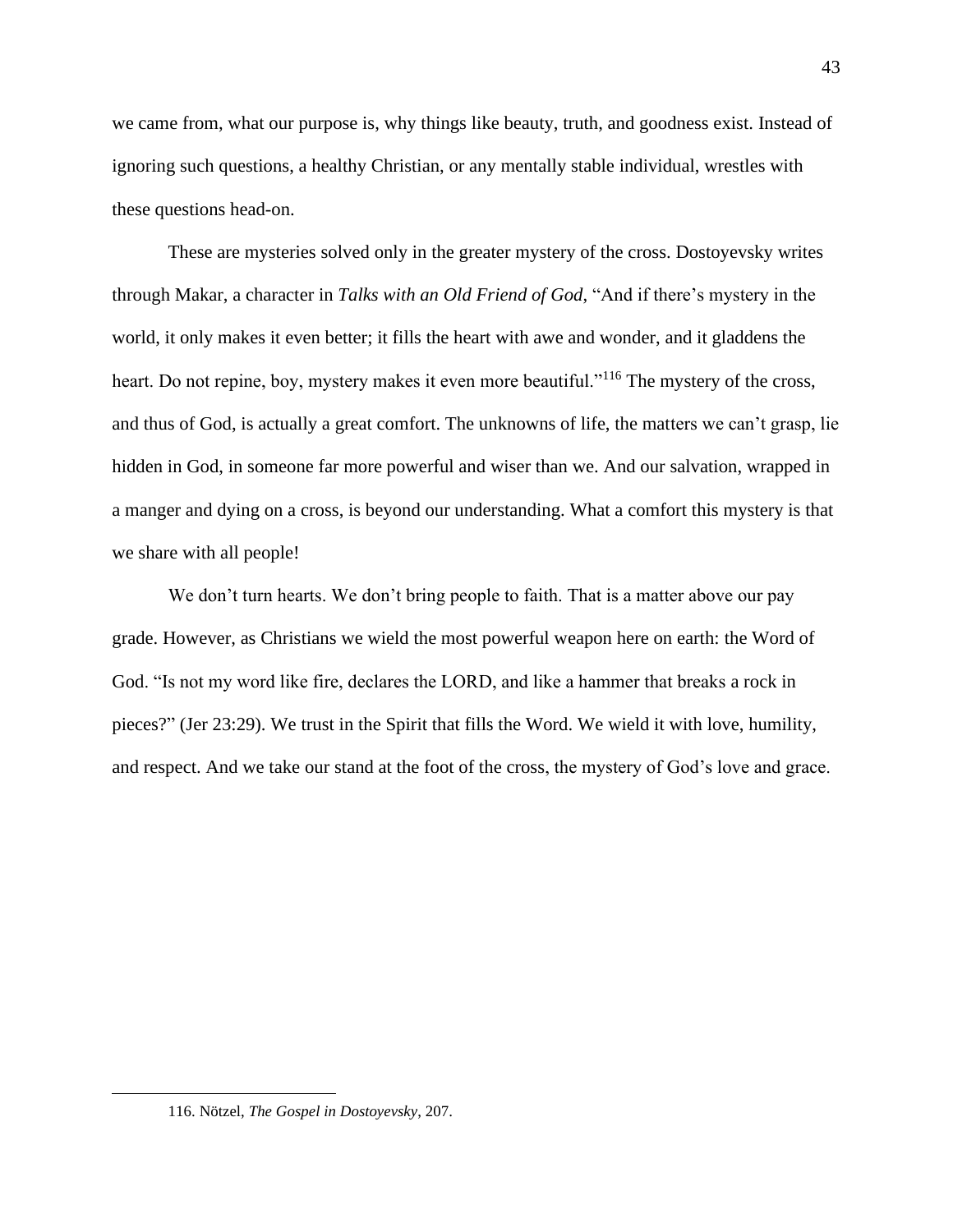we came from, what our purpose is, why things like beauty, truth, and goodness exist. Instead of ignoring such questions, a healthy Christian, or any mentally stable individual, wrestles with these questions head-on.

These are mysteries solved only in the greater mystery of the cross. Dostoyevsky writes through Makar, a character in *Talks with an Old Friend of God*, "And if there's mystery in the world, it only makes it even better; it fills the heart with awe and wonder, and it gladdens the heart. Do not repine, boy, mystery makes it even more beautiful."[116] The mystery of the cross, and thus of God, is actually a great comfort. The unknowns of life, the matters we can't grasp, lie hidden in God, in someone far more powerful and wiser than we. And our salvation, wrapped in a manger and dying on a cross, is beyond our understanding. What a comfort this mystery is that we share with all people!

We don't turn hearts. We don't bring people to faith. That is a matter above our pay grade. However, as Christians we wield the most powerful weapon here on earth: the Word of God. "Is not my word like fire, declares the LORD, and like a hammer that breaks a rock in pieces?" (Jer 23:29). We trust in the Spirit that fills the Word. We wield it with love, humility, and respect. And we take our stand at the foot of the cross, the mystery of God's love and grace.

---

116. Nötzel, *The Gospel in Dostoyevsky*, 207.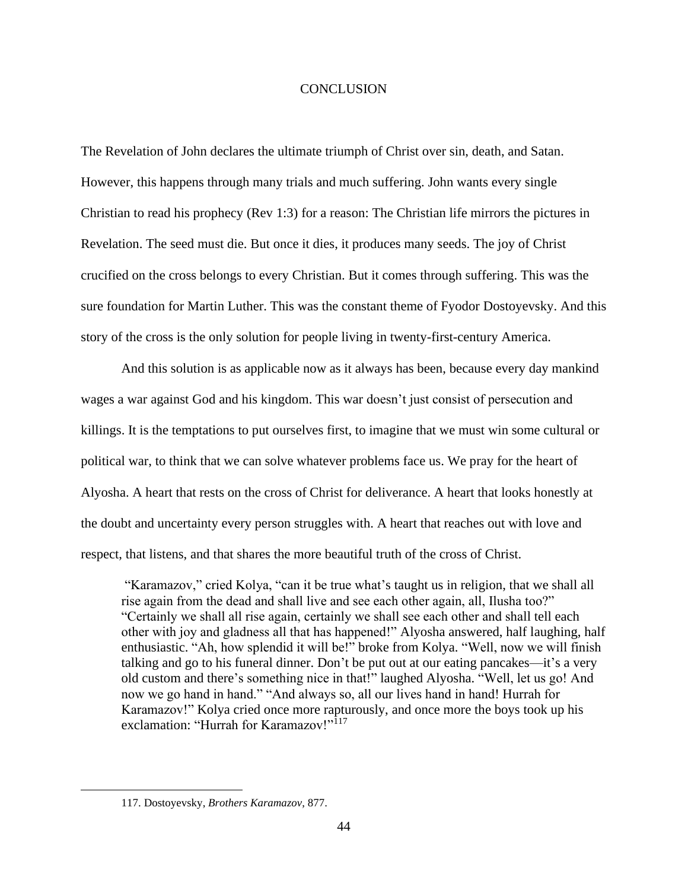# CONCLUSION

The Revelation of John declares the ultimate triumph of Christ over sin, death, and Satan. However, this happens through many trials and much suffering. John wants every single Christian to read his prophecy (Rev 1:3) for a reason: The Christian life mirrors the pictures in Revelation. The seed must die. But once it dies, it produces many seeds. The joy of Christ crucified on the cross belongs to every Christian. But it comes through suffering. This was the sure foundation for Martin Luther. This was the constant theme of Fyodor Dostoyevsky. And this story of the cross is the only solution for people living in twenty-first-century America.

And this solution is as applicable now as it always has been, because every day mankind wages a war against God and his kingdom. This war doesn't just consist of persecution and killings. It is the temptations to put ourselves first, to imagine that we must win some cultural or political war, to think that we can solve whatever problems face us. We pray for the heart of Alyosha. A heart that rests on the cross of Christ for deliverance. A heart that looks honestly at the doubt and uncertainty every person struggles with. A heart that reaches out with love and respect, that listens, and that shares the more beautiful truth of the cross of Christ.

> "Karamazov," cried Kolya, "can it be true what's taught us in religion, that we shall all rise again from the dead and shall live and see each other again, all, Ilusha too?" "Certainly we shall all rise again, certainly we shall see each other and shall tell each other with joy and gladness all that has happened!" Alyosha answered, half laughing, half enthusiastic. "Ah, how splendid it will be!" broke from Kolya. "Well, now we will finish talking and go to his funeral dinner. Don't be put out at our eating pancakes—it's a very old custom and there's something nice in that!" laughed Alyosha. "Well, let us go! And now we go hand in hand." "And always so, all our lives hand in hand! Hurrah for Karamazov!" Kolya cried once more rapturously, and once more the boys took up his exclamation: "Hurrah for Karamazov!"[117]

117. Dostoyevsky, *Brothers Karamazov*, 877.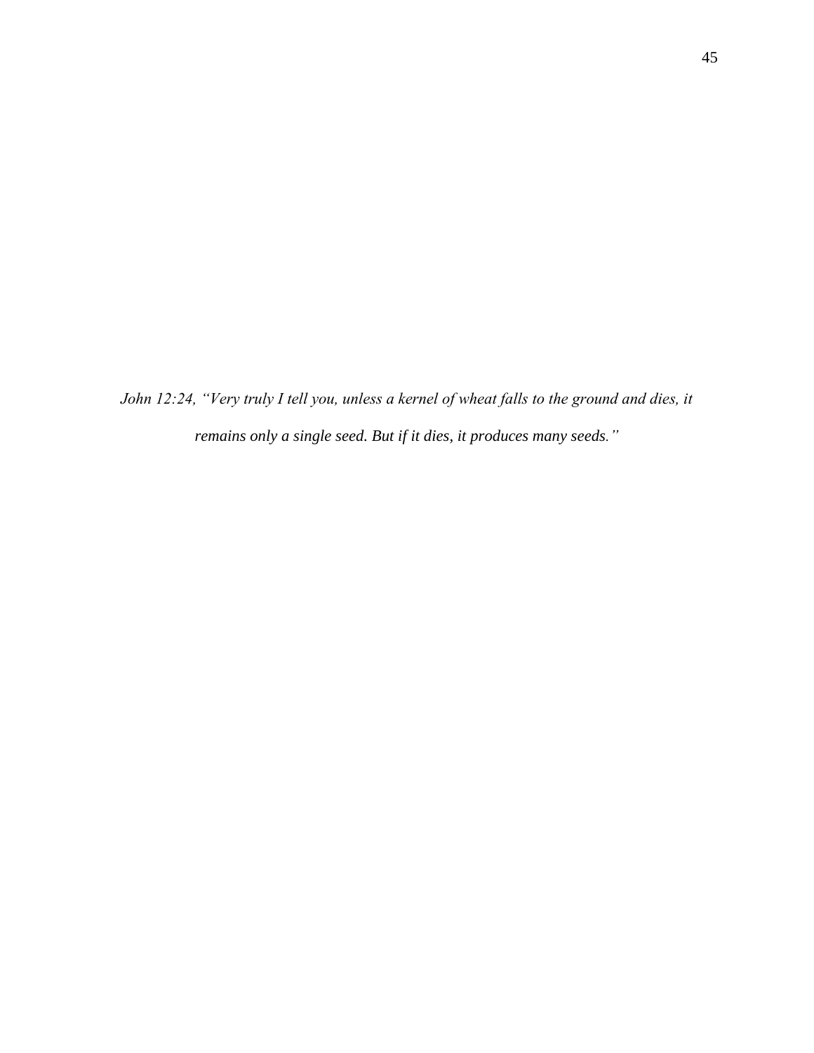*John 12:24, "Very truly I tell you, unless a kernel of wheat falls to the ground and dies, it remains only a single seed. But if it dies, it produces many seeds."*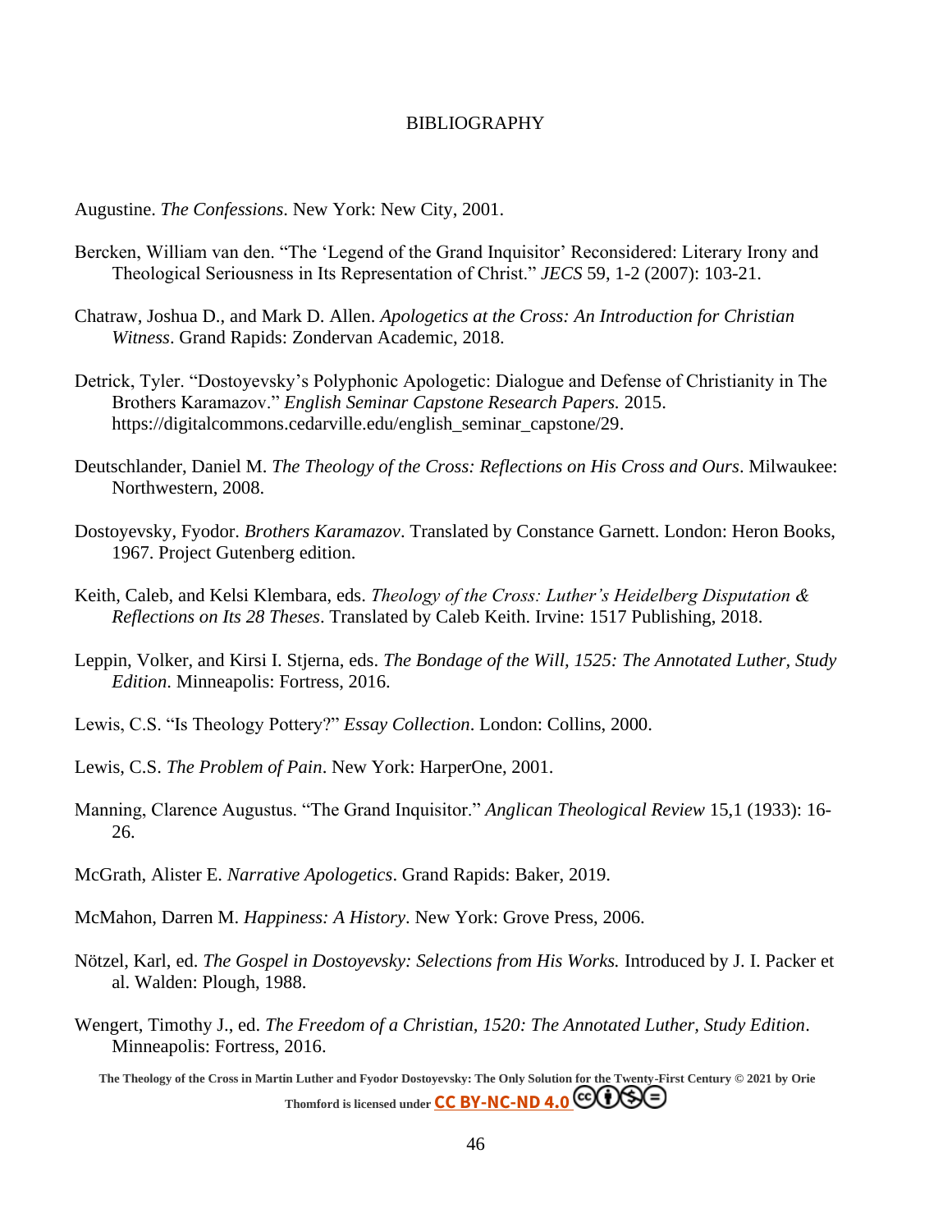# BIBLIOGRAPHY

Augustine. *The Confessions*. New York: New City, 2001.

Bercken, William van den. "The 'Legend of the Grand Inquisitor' Reconsidered: Literary Irony and Theological Seriousness in Its Representation of Christ." *JECS* 59, 1-2 (2007): 103-21.

Chatraw, Joshua D., and Mark D. Allen. *Apologetics at the Cross: An Introduction for Christian Witness*. Grand Rapids: Zondervan Academic, 2018.

Detrick, Tyler. "Dostoyevsky's Polyphonic Apologetic: Dialogue and Defense of Christianity in The Brothers Karamazov." *English Seminar Capstone Research Papers.* 2015. https://digitalcommons.cedarville.edu/english_seminar_capstone/29.

Deutschlander, Daniel M. *The Theology of the Cross: Reflections on His Cross and Ours*. Milwaukee: Northwestern, 2008.

Dostoyevsky, Fyodor. *Brothers Karamazov*. Translated by Constance Garnett. London: Heron Books, 1967. Project Gutenberg edition.

Keith, Caleb, and Kelsi Klembara, eds. *Theology of the Cross: Luther's Heidelberg Disputation & Reflections on Its 28 Theses*. Translated by Caleb Keith. Irvine: 1517 Publishing, 2018.

Leppin, Volker, and Kirsi I. Stjerna, eds. *The Bondage of the Will, 1525: The Annotated Luther, Study Edition*. Minneapolis: Fortress, 2016.

Lewis, C.S. "Is Theology Pottery?" *Essay Collection*. London: Collins, 2000.

Lewis, C.S. *The Problem of Pain*. New York: HarperOne, 2001.

Manning, Clarence Augustus. "The Grand Inquisitor." *Anglican Theological Review* 15,1 (1933): 16-26.

McGrath, Alister E. *Narrative Apologetics*. Grand Rapids: Baker, 2019.

McMahon, Darren M. *Happiness: A History*. New York: Grove Press, 2006.

Nötzel, Karl, ed. *The Gospel in Dostoyevsky: Selections from His Works.* Introduced by J. I. Packer et al. Walden: Plough, 1988.

Wengert, Timothy J., ed. *The Freedom of a Christian, 1520: The Annotated Luther, Study Edition*. Minneapolis: Fortress, 2016.

**The Theology of the Cross in Martin Luther and Fyodor Dostoyevsky: The Only Solution for the Twenty-First Century © 2021 by Orie Thomford is licensed under CC BY-NC-ND 4.0**